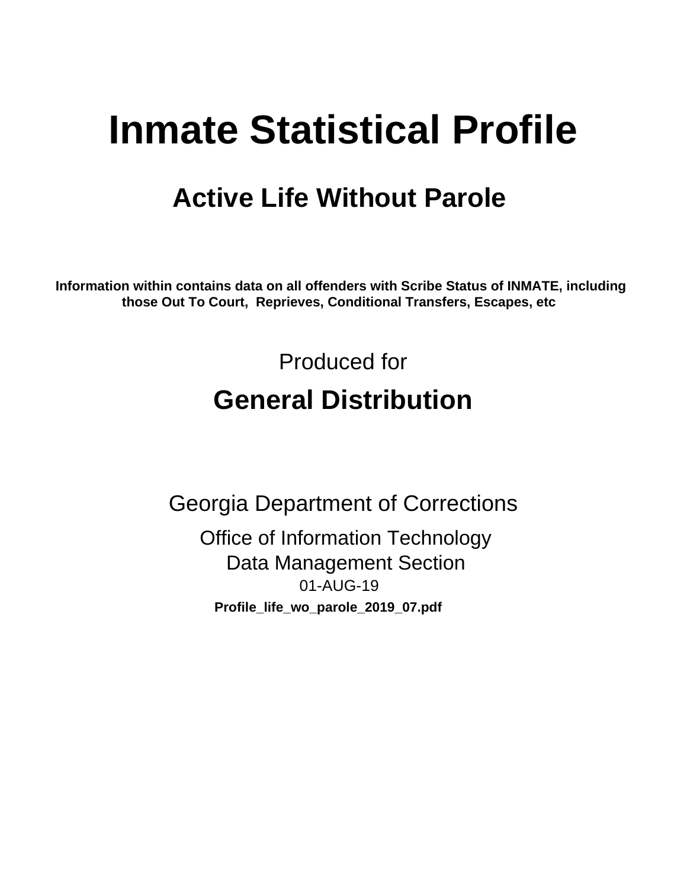# Inmate Statistical Profile

## Active Life Without Parole

**Information within contains data on all offenders with Scribe Status of INMATE, including those Out To Court, Reprieves, Conditional Transfers, Escapes, etc**

Produced for

## General Distribution

Georgia Department of Corrections

Office of Information Technology

Data Management Section

01-AUG-19

**Profile_life_wo_parole_2019_07.pdf**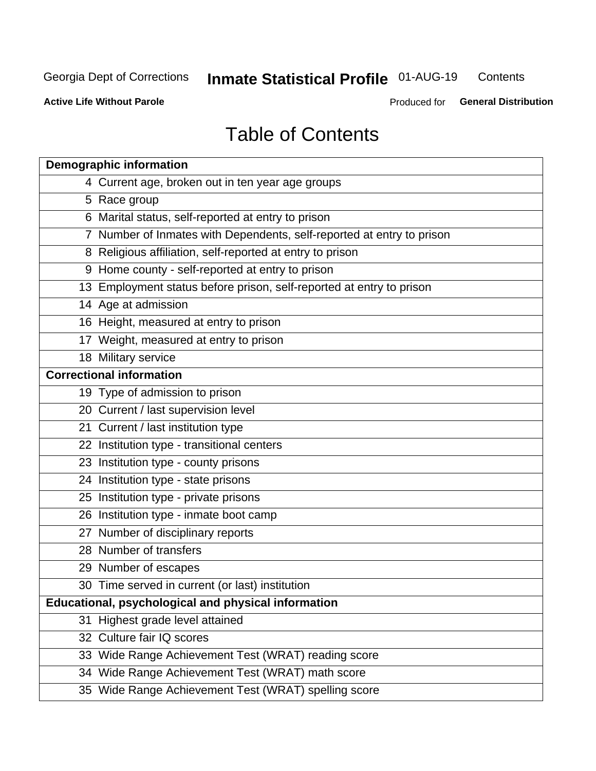Georgia Dept of Corrections **Inmate Statistical Profile** 01-AUG-19 Contents

**Active Life Without Parole** Produced for **General Distribution**

# Table of Contents

| **Demographic information** | |
|---|---|
| 4 | Current age, broken out in ten year age groups |
| 5 | Race group |
| 6 | Marital status, self-reported at entry to prison |
| 7 | Number of Inmates with Dependents, self-reported at entry to prison |
| 8 | Religious affiliation, self-reported at entry to prison |
| 9 | Home county - self-reported at entry to prison |
| 13 | Employment status before prison, self-reported at entry to prison |
| 14 | Age at admission |
| 16 | Height, measured at entry to prison |
| 17 | Weight, measured at entry to prison |
| 18 | Military service |
| **Correctional information** | |
| 19 | Type of admission to prison |
| 20 | Current / last supervision level |
| 21 | Current / last institution type |
| 22 | Institution type - transitional centers |
| 23 | Institution type - county prisons |
| 24 | Institution type - state prisons |
| 25 | Institution type - private prisons |
| 26 | Institution type - inmate boot camp |
| 27 | Number of disciplinary reports |
| 28 | Number of transfers |
| 29 | Number of escapes |
| 30 | Time served in current (or last) institution |
| **Educational, psychological and physical information** | |
| 31 | Highest grade level attained |
| 32 | Culture fair IQ scores |
| 33 | Wide Range Achievement Test (WRAT) reading score |
| 34 | Wide Range Achievement Test (WRAT) math score |
| 35 | Wide Range Achievement Test (WRAT) spelling score |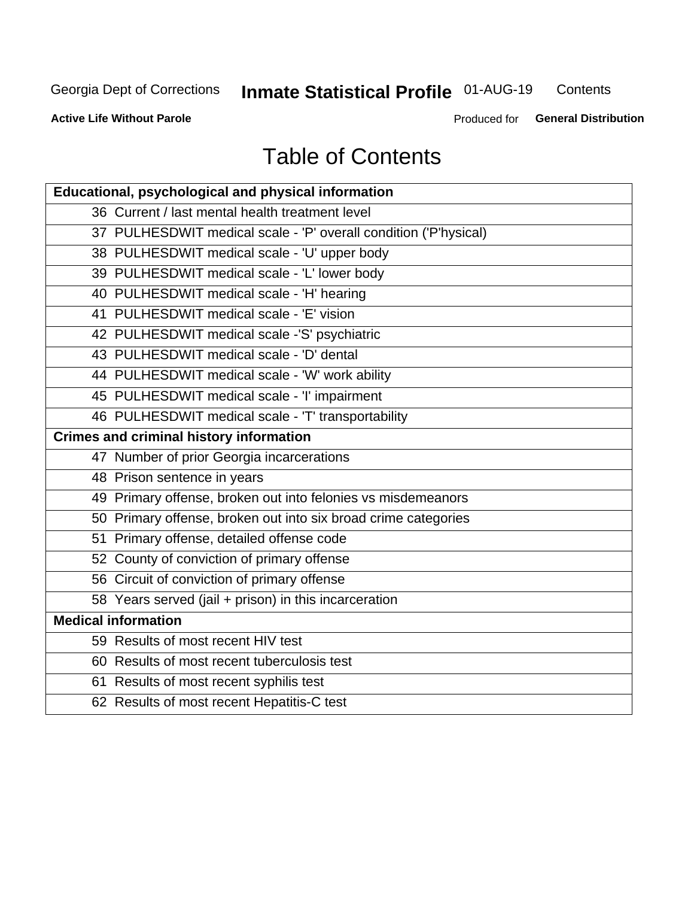# Table of Contents

| Educational, psychological and physical information |
|---|
| 36 Current / last mental health treatment level |
| 37 PULHESDWIT medical scale - 'P' overall condition ('P'hysical) |
| 38 PULHESDWIT medical scale - 'U' upper body |
| 39 PULHESDWIT medical scale - 'L' lower body |
| 40 PULHESDWIT medical scale - 'H' hearing |
| 41 PULHESDWIT medical scale - 'E' vision |
| 42 PULHESDWIT medical scale -'S' psychiatric |
| 43 PULHESDWIT medical scale - 'D' dental |
| 44 PULHESDWIT medical scale - 'W' work ability |
| 45 PULHESDWIT medical scale - 'I' impairment |
| 46 PULHESDWIT medical scale - 'T' transportability |
| **Crimes and criminal history information** |
| 47 Number of prior Georgia incarcerations |
| 48 Prison sentence in years |
| 49 Primary offense, broken out into felonies vs misdemeanors |
| 50 Primary offense, broken out into six broad crime categories |
| 51 Primary offense, detailed offense code |
| 52 County of conviction of primary offense |
| 56 Circuit of conviction of primary offense |
| 58 Years served (jail + prison) in this incarceration |
| **Medical information** |
| 59 Results of most recent HIV test |
| 60 Results of most recent tuberculosis test |
| 61 Results of most recent syphilis test |
| 62 Results of most recent Hepatitis-C test |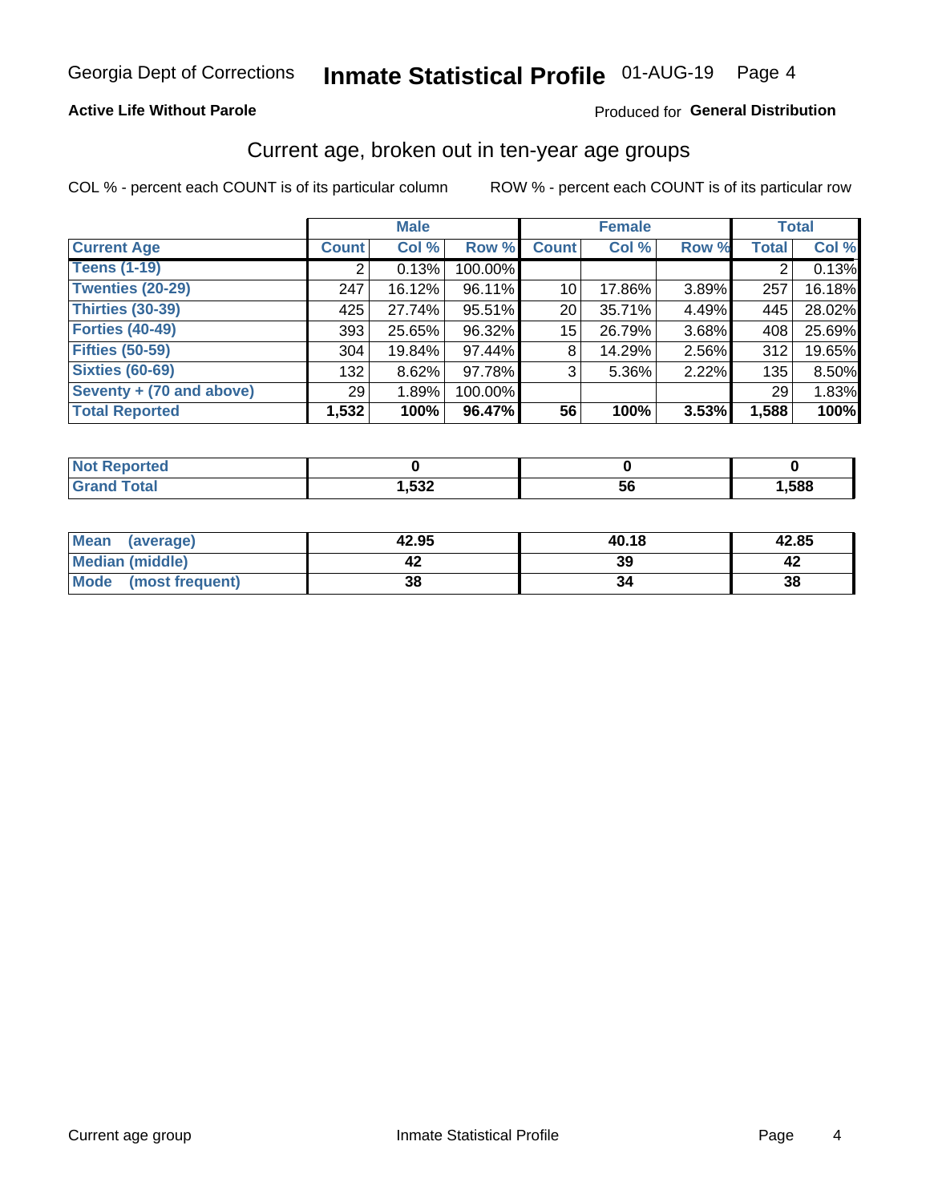Georgia Dept of Corrections **Inmate Statistical Profile** 01-AUG-19

**Active Life Without Parole**

Produced for **General Distribution**

## Current age, broken out in ten-year age groups

COL % - percent each COUNT is of its particular column    ROW % - percent each COUNT is of its particular row

| | Male | | | Female | | | Total | |
|---|---|---|---|---|---|---|---|---|
| **Current Age** | **Count** | **Col %** | **Row %** | **Count** | **Col %** | **Row %** | **Total** | **Col %** |
| **Teens (1-19)** | 2 | 0.13% | 100.00% | | | | 2 | 0.13% |
| **Twenties (20-29)** | 247 | 16.12% | 96.11% | 10 | 17.86% | 3.89% | 257 | 16.18% |
| **Thirties (30-39)** | 425 | 27.74% | 95.51% | 20 | 35.71% | 4.49% | 445 | 28.02% |
| **Forties (40-49)** | 393 | 25.65% | 96.32% | 15 | 26.79% | 3.68% | 408 | 25.69% |
| **Fifties (50-59)** | 304 | 19.84% | 97.44% | 8 | 14.29% | 2.56% | 312 | 19.65% |
| **Sixties (60-69)** | 132 | 8.62% | 97.78% | 3 | 5.36% | 2.22% | 135 | 8.50% |
| **Seventy + (70 and above)** | 29 | 1.89% | 100.00% | | | | 29 | 1.83% |
| **Total Reported** | **1,532** | **100%** | **96.47%** | **56** | **100%** | **3.53%** | **1,588** | **100%** |

| | Male | Female | Total |
|---|---|---|---|
| **Not Reported** | **0** | **0** | **0** |
| **Grand Total** | **1,532** | **56** | **1,588** |

| | Male | Female | Total |
|---|---|---|---|
| **Mean (average)** | **42.95** | **40.18** | **42.85** |
| **Median (middle)** | **42** | **39** | **42** |
| **Mode (most frequent)** | **38** | **34** | **38** |

Current age group    Inmate Statistical Profile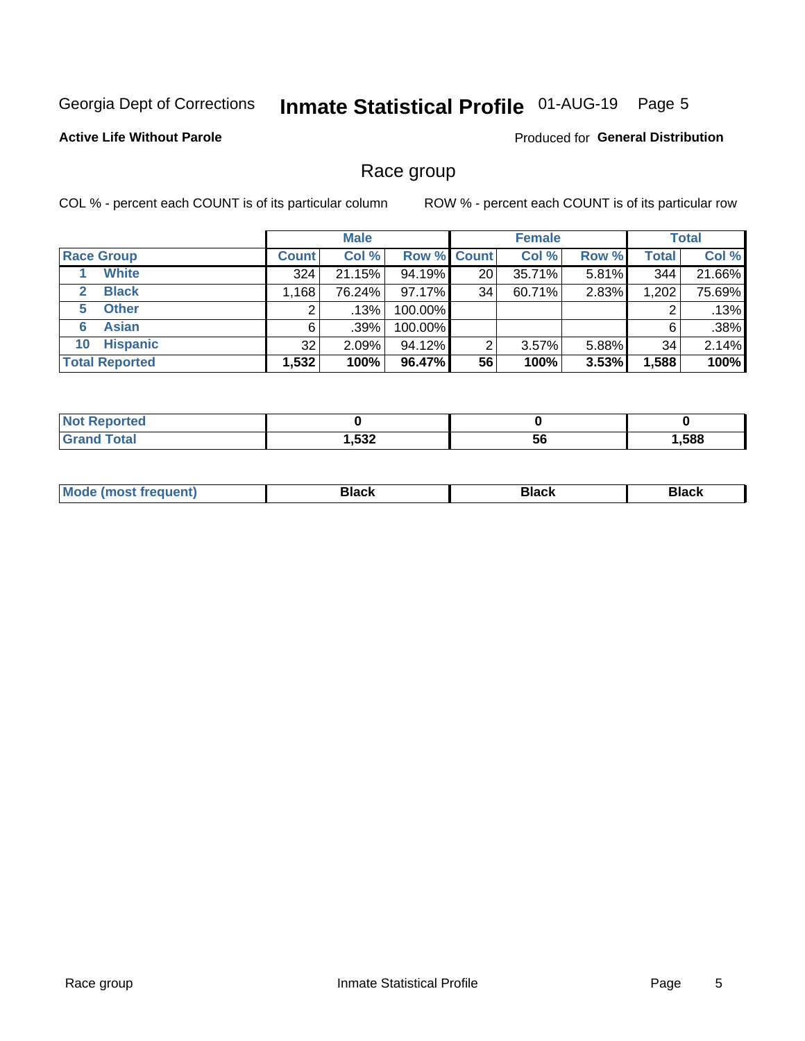Georgia Dept of Corrections **Inmate Statistical Profile** 01-AUG-19 Page 5

**Active Life Without Parole**

Produced for **General Distribution**

## Race group

COL % - percent each COUNT is of its particular column

ROW % - percent each COUNT is of its particular row

| | Male | | | Female | | | Total | |
|---|---|---|---|---|---|---|---|---|
| **Race Group** | **Count** | **Col %** | **Row %** | **Count** | **Col %** | **Row %** | **Total** | **Col %** |
| 1 **White** | 324 | 21.15% | 94.19% | 20 | 35.71% | 5.81% | 344 | 21.66% |
| 2 **Black** | 1,168 | 76.24% | 97.17% | 34 | 60.71% | 2.83% | 1,202 | 75.69% |
| 5 **Other** | 2 | .13% | 100.00% | | | | 2 | .13% |
| 6 **Asian** | 6 | .39% | 100.00% | | | | 6 | .38% |
| 10 **Hispanic** | 32 | 2.09% | 94.12% | 2 | 3.57% | 5.88% | 34 | 2.14% |
| **Total Reported** | **1,532** | **100%** | **96.47%** | **56** | **100%** | **3.53%** | **1,588** | **100%** |

| | Male | Female | Total |
|---|---|---|---|
| **Not Reported** | **0** | **0** | **0** |
| **Grand Total** | **1,532** | **56** | **1,588** |

| | Male | Female | Total |
|---|---|---|---|
| **Mode (most frequent)** | **Black** | **Black** | **Black** |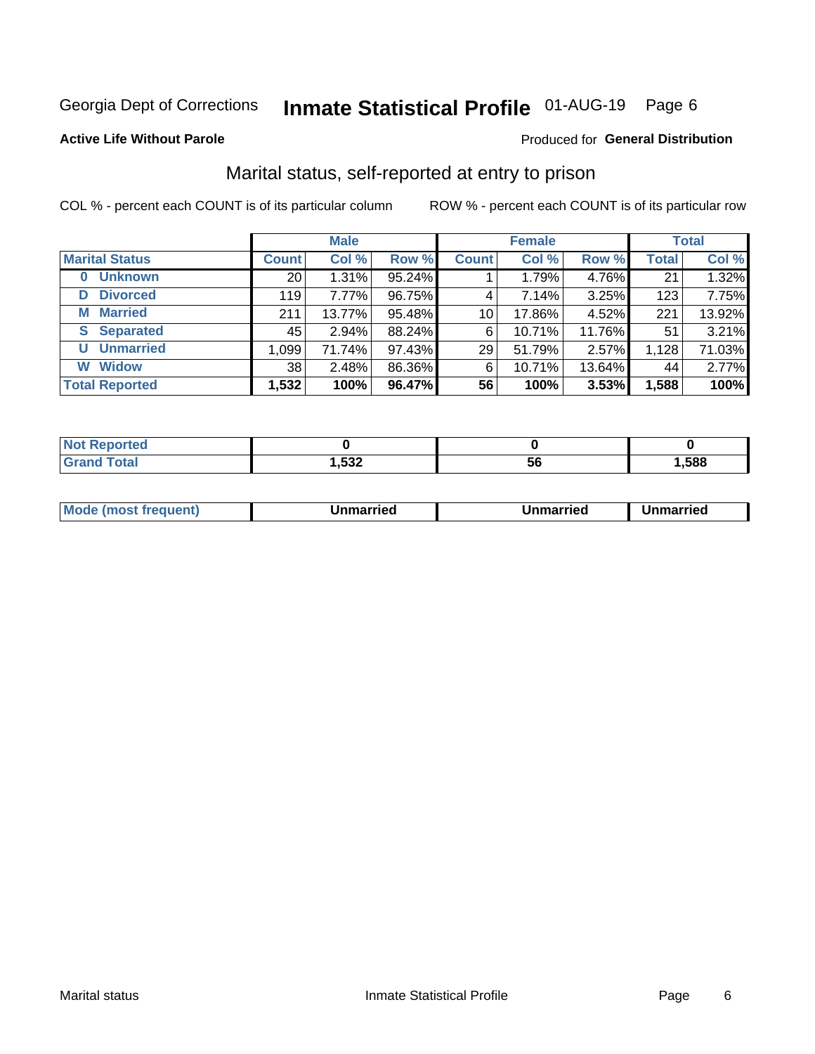Georgia Dept of Corrections **Inmate Statistical Profile** 01-AUG-19 Page 6

**Active Life Without Parole**

Produced for **General Distribution**

## Marital status, self-reported at entry to prison

COL % - percent each COUNT is of its particular column

ROW % - percent each COUNT is of its particular row

| | Male | | | Female | | | Total | |
|---|---|---|---|---|---|---|---|---|
| **Marital Status** | **Count** | **Col %** | **Row %** | **Count** | **Col %** | **Row %** | **Total** | **Col %** |
| **0 Unknown** | 20 | 1.31% | 95.24% | 1 | 1.79% | 4.76% | 21 | 1.32% |
| **D Divorced** | 119 | 7.77% | 96.75% | 4 | 7.14% | 3.25% | 123 | 7.75% |
| **M Married** | 211 | 13.77% | 95.48% | 10 | 17.86% | 4.52% | 221 | 13.92% |
| **S Separated** | 45 | 2.94% | 88.24% | 6 | 10.71% | 11.76% | 51 | 3.21% |
| **U Unmarried** | 1,099 | 71.74% | 97.43% | 29 | 51.79% | 2.57% | 1,128 | 71.03% |
| **W Widow** | 38 | 2.48% | 86.36% | 6 | 10.71% | 13.64% | 44 | 2.77% |
| **Total Reported** | **1,532** | **100%** | **96.47%** | **56** | **100%** | **3.53%** | **1,588** | **100%** |

| | Male | Female | Total |
|---|---|---|---|
| **Not Reported** | **0** | **0** | **0** |
| **Grand Total** | **1,532** | **56** | **1,588** |

| | Male | Female | Total |
|---|---|---|---|
| **Mode (most frequent)** | **Unmarried** | **Unmarried** | **Unmarried** |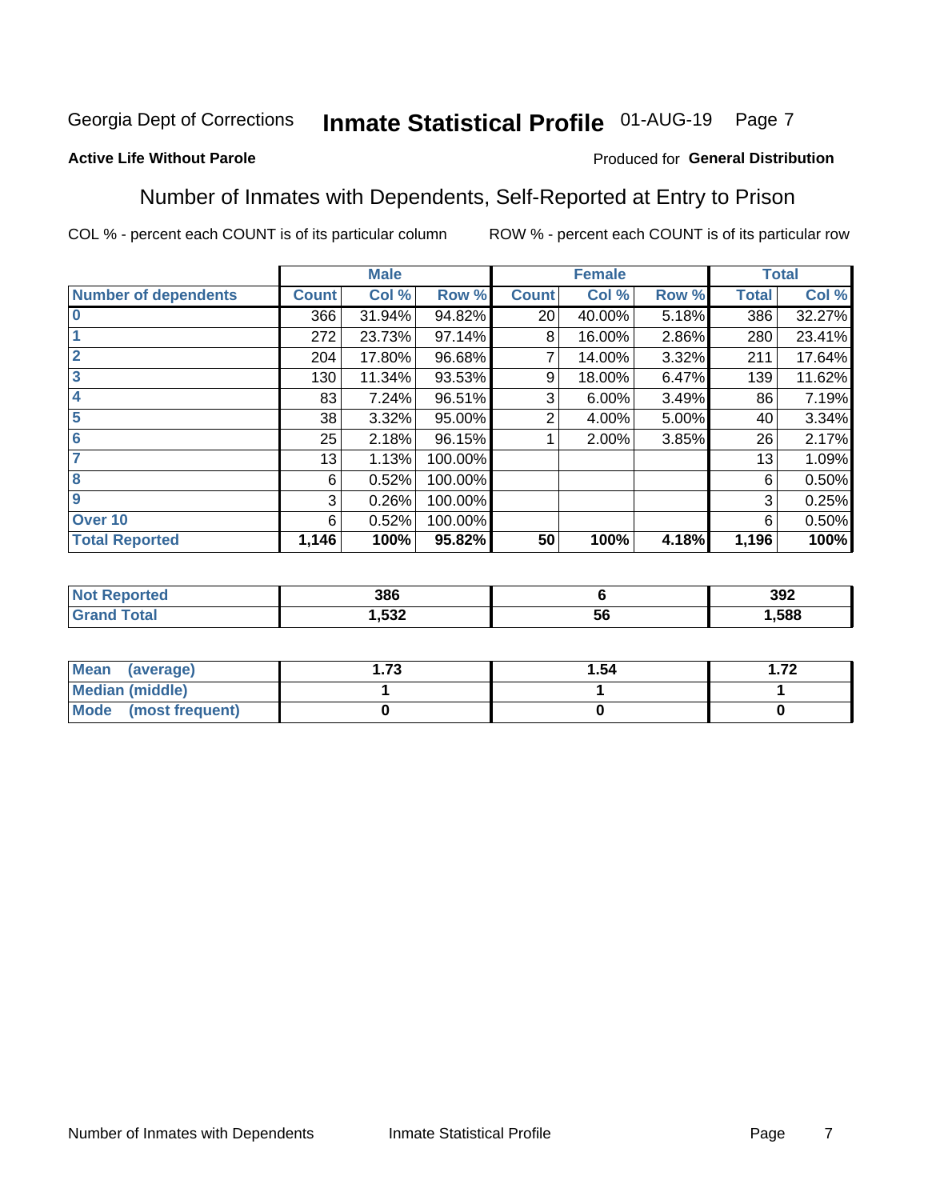Georgia Dept of Corrections **Inmate Statistical Profile** 01-AUG-19

**Active Life Without Parole**

Produced for **General Distribution**

## Number of Inmates with Dependents, Self-Reported at Entry to Prison

COL % - percent each COUNT is of its particular column

ROW % - percent each COUNT is of its particular row

| | Male | | | Female | | | Total | |
|---|---|---|---|---|---|---|---|---|
| **Number of dependents** | **Count** | **Col %** | **Row %** | **Count** | **Col %** | **Row %** | **Total** | **Col %** |
| 0 | 366 | 31.94% | 94.82% | 20 | 40.00% | 5.18% | 386 | 32.27% |
| 1 | 272 | 23.73% | 97.14% | 8 | 16.00% | 2.86% | 280 | 23.41% |
| 2 | 204 | 17.80% | 96.68% | 7 | 14.00% | 3.32% | 211 | 17.64% |
| 3 | 130 | 11.34% | 93.53% | 9 | 18.00% | 6.47% | 139 | 11.62% |
| 4 | 83 | 7.24% | 96.51% | 3 | 6.00% | 3.49% | 86 | 7.19% |
| 5 | 38 | 3.32% | 95.00% | 2 | 4.00% | 5.00% | 40 | 3.34% |
| 6 | 25 | 2.18% | 96.15% | 1 | 2.00% | 3.85% | 26 | 2.17% |
| 7 | 13 | 1.13% | 100.00% | | | | 13 | 1.09% |
| 8 | 6 | 0.52% | 100.00% | | | | 6 | 0.50% |
| 9 | 3 | 0.26% | 100.00% | | | | 3 | 0.25% |
| Over 10 | 6 | 0.52% | 100.00% | | | | 6 | 0.50% |
| **Total Reported** | **1,146** | **100%** | **95.82%** | **50** | **100%** | **4.18%** | **1,196** | **100%** |

| | Male | Female | Total |
|---|---|---|---|
| **Not Reported** | **386** | **6** | **392** |
| **Grand Total** | **1,532** | **56** | **1,588** |

| | Male | Female | Total |
|---|---|---|---|
| **Mean (average)** | **1.73** | **1.54** | **1.72** |
| **Median (middle)** | **1** | **1** | **1** |
| **Mode (most frequent)** | **0** | **0** | **0** |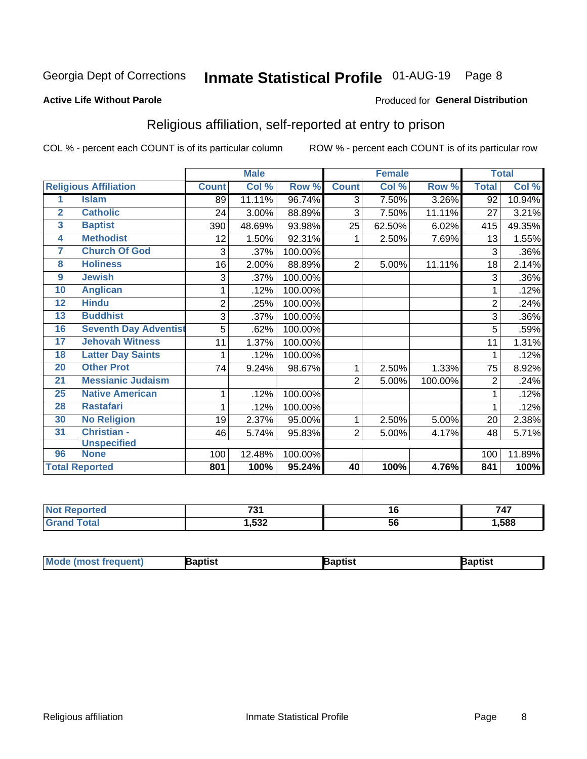Georgia Dept of Corrections **Inmate Statistical Profile** 01-AUG-19 Page 8

**Active Life Without Parole**

Produced for **General Distribution**

## Religious affiliation, self-reported at entry to prison

COL % - percent each COUNT is of its particular column    ROW % - percent each COUNT is of its particular row

| Religious Affiliation | | Male | | | Female | | | Total | |
|---|---|---|---|---|---|---|---|---|---|
| | | Count | Col % | Row % | Count | Col % | Row % | Total | Col % |
| 1 | Islam | 89 | 11.11% | 96.74% | 3 | 7.50% | 3.26% | 92 | 10.94% |
| 2 | Catholic | 24 | 3.00% | 88.89% | 3 | 7.50% | 11.11% | 27 | 3.21% |
| 3 | Baptist | 390 | 48.69% | 93.98% | 25 | 62.50% | 6.02% | 415 | 49.35% |
| 4 | Methodist | 12 | 1.50% | 92.31% | 1 | 2.50% | 7.69% | 13 | 1.55% |
| 7 | Church Of God | 3 | .37% | 100.00% | | | | 3 | .36% |
| 8 | Holiness | 16 | 2.00% | 88.89% | 2 | 5.00% | 11.11% | 18 | 2.14% |
| 9 | Jewish | 3 | .37% | 100.00% | | | | 3 | .36% |
| 10 | Anglican | 1 | .12% | 100.00% | | | | 1 | .12% |
| 12 | Hindu | 2 | .25% | 100.00% | | | | 2 | .24% |
| 13 | Buddhist | 3 | .37% | 100.00% | | | | 3 | .36% |
| 16 | Seventh Day Adventist | 5 | .62% | 100.00% | | | | 5 | .59% |
| 17 | Jehovah Witness | 11 | 1.37% | 100.00% | | | | 11 | 1.31% |
| 18 | Latter Day Saints | 1 | .12% | 100.00% | | | | 1 | .12% |
| 20 | Other Prot | 74 | 9.24% | 98.67% | 1 | 2.50% | 1.33% | 75 | 8.92% |
| 21 | Messianic Judaism | | | | 2 | 5.00% | 100.00% | 2 | .24% |
| 25 | Native American | 1 | .12% | 100.00% | | | | 1 | .12% |
| 28 | Rastafari | 1 | .12% | 100.00% | | | | 1 | .12% |
| 30 | No Religion | 19 | 2.37% | 95.00% | 1 | 2.50% | 5.00% | 20 | 2.38% |
| 31 | Christian - Unspecified | 46 | 5.74% | 95.83% | 2 | 5.00% | 4.17% | 48 | 5.71% |
| 96 | None | 100 | 12.48% | 100.00% | | | | 100 | 11.89% |
| Total Reported | | 801 | 100% | 95.24% | 40 | 100% | 4.76% | 841 | 100% |

| | Male | Female | Total |
|---|---|---|---|
| Not Reported | 731 | 16 | 747 |
| Grand Total | 1,532 | 56 | 1,588 |

| | Male | Female | Total |
|---|---|---|---|
| Mode (most frequent) | Baptist | Baptist | Baptist |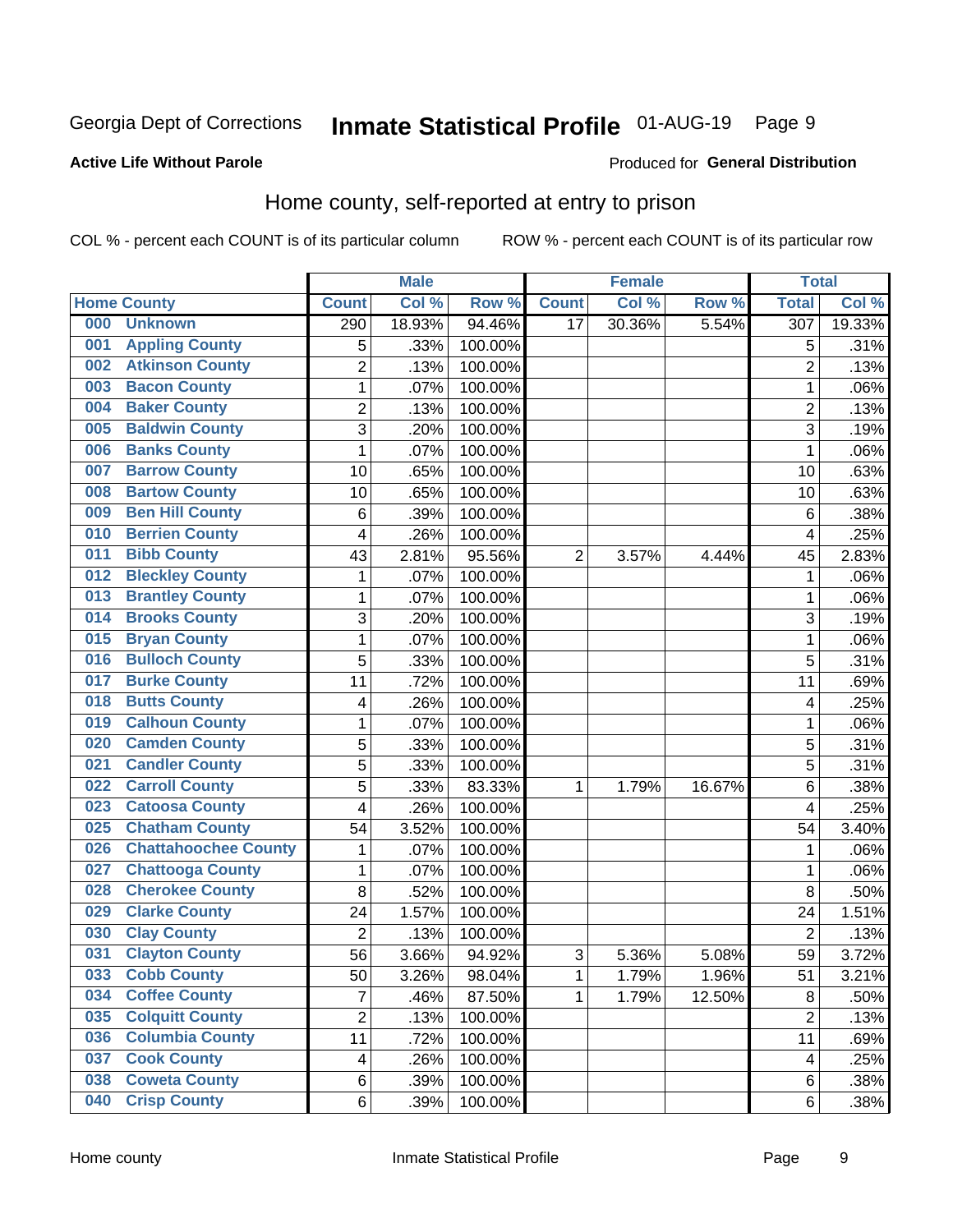Georgia Dept of Corrections **Inmate Statistical Profile** 01-AUG-19

**Active Life Without Parole**

Produced for **General Distribution**

## Home county, self-reported at entry to prison

COL % - percent each COUNT is of its particular column ROW % - percent each COUNT is of its particular row

| Home County | | Male | | | Female | | | Total | |
|---|---|---|---|---|---|---|---|---|---|
| | | Count | Col % | Row % | Count | Col % | Row % | Total | Col % |
| 000 | Unknown | 290 | 18.93% | 94.46% | 17 | 30.36% | 5.54% | 307 | 19.33% |
| 001 | Appling County | 5 | .33% | 100.00% | | | | 5 | .31% |
| 002 | Atkinson County | 2 | .13% | 100.00% | | | | 2 | .13% |
| 003 | Bacon County | 1 | .07% | 100.00% | | | | 1 | .06% |
| 004 | Baker County | 2 | .13% | 100.00% | | | | 2 | .13% |
| 005 | Baldwin County | 3 | .20% | 100.00% | | | | 3 | .19% |
| 006 | Banks County | 1 | .07% | 100.00% | | | | 1 | .06% |
| 007 | Barrow County | 10 | .65% | 100.00% | | | | 10 | .63% |
| 008 | Bartow County | 10 | .65% | 100.00% | | | | 10 | .63% |
| 009 | Ben Hill County | 6 | .39% | 100.00% | | | | 6 | .38% |
| 010 | Berrien County | 4 | .26% | 100.00% | | | | 4 | .25% |
| 011 | Bibb County | 43 | 2.81% | 95.56% | 2 | 3.57% | 4.44% | 45 | 2.83% |
| 012 | Bleckley County | 1 | .07% | 100.00% | | | | 1 | .06% |
| 013 | Brantley County | 1 | .07% | 100.00% | | | | 1 | .06% |
| 014 | Brooks County | 3 | .20% | 100.00% | | | | 3 | .19% |
| 015 | Bryan County | 1 | .07% | 100.00% | | | | 1 | .06% |
| 016 | Bulloch County | 5 | .33% | 100.00% | | | | 5 | .31% |
| 017 | Burke County | 11 | .72% | 100.00% | | | | 11 | .69% |
| 018 | Butts County | 4 | .26% | 100.00% | | | | 4 | .25% |
| 019 | Calhoun County | 1 | .07% | 100.00% | | | | 1 | .06% |
| 020 | Camden County | 5 | .33% | 100.00% | | | | 5 | .31% |
| 021 | Candler County | 5 | .33% | 100.00% | | | | 5 | .31% |
| 022 | Carroll County | 5 | .33% | 83.33% | 1 | 1.79% | 16.67% | 6 | .38% |
| 023 | Catoosa County | 4 | .26% | 100.00% | | | | 4 | .25% |
| 025 | Chatham County | 54 | 3.52% | 100.00% | | | | 54 | 3.40% |
| 026 | Chattahoochee County | 1 | .07% | 100.00% | | | | 1 | .06% |
| 027 | Chattooga County | 1 | .07% | 100.00% | | | | 1 | .06% |
| 028 | Cherokee County | 8 | .52% | 100.00% | | | | 8 | .50% |
| 029 | Clarke County | 24 | 1.57% | 100.00% | | | | 24 | 1.51% |
| 030 | Clay County | 2 | .13% | 100.00% | | | | 2 | .13% |
| 031 | Clayton County | 56 | 3.66% | 94.92% | 3 | 5.36% | 5.08% | 59 | 3.72% |
| 033 | Cobb County | 50 | 3.26% | 98.04% | 1 | 1.79% | 1.96% | 51 | 3.21% |
| 034 | Coffee County | 7 | .46% | 87.50% | 1 | 1.79% | 12.50% | 8 | .50% |
| 035 | Colquitt County | 2 | .13% | 100.00% | | | | 2 | .13% |
| 036 | Columbia County | 11 | .72% | 100.00% | | | | 11 | .69% |
| 037 | Cook County | 4 | .26% | 100.00% | | | | 4 | .25% |
| 038 | Coweta County | 6 | .39% | 100.00% | | | | 6 | .38% |
| 040 | Crisp County | 6 | .39% | 100.00% | | | | 6 | .38% |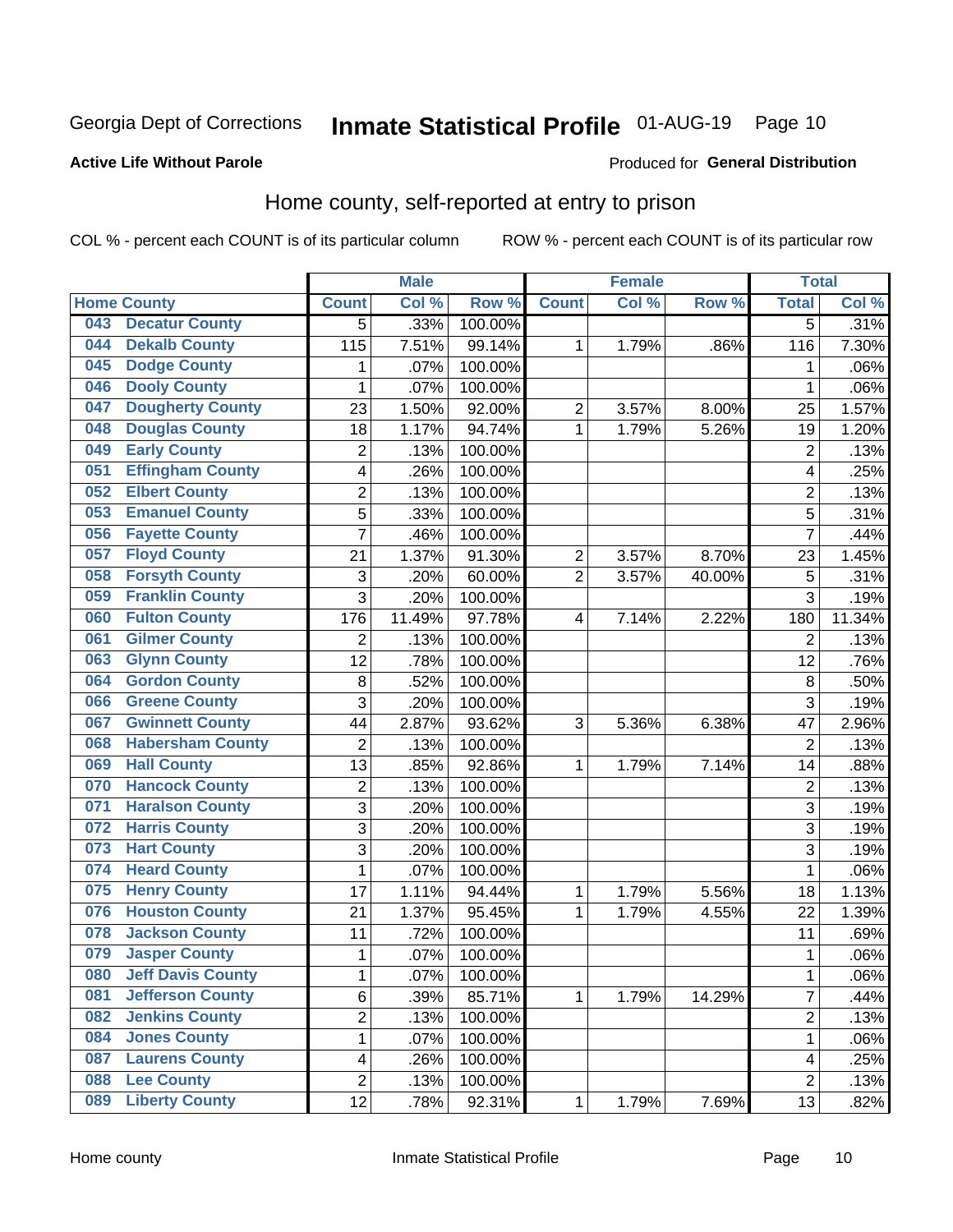Georgia Dept of Corrections **Inmate Statistical Profile** 01-AUG-19

**Active Life Without Parole**

Produced for **General Distribution**

## Home county, self-reported at entry to prison

COL % - percent each COUNT is of its particular column ROW % - percent each COUNT is of its particular row

| Home County | | Male | | | Female | | | Total | |
|---|---|---|---|---|---|---|---|---|---|
| | | Count | Col % | Row % | Count | Col % | Row % | Total | Col % |
| 043 | Decatur County | 5 | .33% | 100.00% | | | | 5 | .31% |
| 044 | Dekalb County | 115 | 7.51% | 99.14% | 1 | 1.79% | .86% | 116 | 7.30% |
| 045 | Dodge County | 1 | .07% | 100.00% | | | | 1 | .06% |
| 046 | Dooly County | 1 | .07% | 100.00% | | | | 1 | .06% |
| 047 | Dougherty County | 23 | 1.50% | 92.00% | 2 | 3.57% | 8.00% | 25 | 1.57% |
| 048 | Douglas County | 18 | 1.17% | 94.74% | 1 | 1.79% | 5.26% | 19 | 1.20% |
| 049 | Early County | 2 | .13% | 100.00% | | | | 2 | .13% |
| 051 | Effingham County | 4 | .26% | 100.00% | | | | 4 | .25% |
| 052 | Elbert County | 2 | .13% | 100.00% | | | | 2 | .13% |
| 053 | Emanuel County | 5 | .33% | 100.00% | | | | 5 | .31% |
| 056 | Fayette County | 7 | .46% | 100.00% | | | | 7 | .44% |
| 057 | Floyd County | 21 | 1.37% | 91.30% | 2 | 3.57% | 8.70% | 23 | 1.45% |
| 058 | Forsyth County | 3 | .20% | 60.00% | 2 | 3.57% | 40.00% | 5 | .31% |
| 059 | Franklin County | 3 | .20% | 100.00% | | | | 3 | .19% |
| 060 | Fulton County | 176 | 11.49% | 97.78% | 4 | 7.14% | 2.22% | 180 | 11.34% |
| 061 | Gilmer County | 2 | .13% | 100.00% | | | | 2 | .13% |
| 063 | Glynn County | 12 | .78% | 100.00% | | | | 12 | .76% |
| 064 | Gordon County | 8 | .52% | 100.00% | | | | 8 | .50% |
| 066 | Greene County | 3 | .20% | 100.00% | | | | 3 | .19% |
| 067 | Gwinnett County | 44 | 2.87% | 93.62% | 3 | 5.36% | 6.38% | 47 | 2.96% |
| 068 | Habersham County | 2 | .13% | 100.00% | | | | 2 | .13% |
| 069 | Hall County | 13 | .85% | 92.86% | 1 | 1.79% | 7.14% | 14 | .88% |
| 070 | Hancock County | 2 | .13% | 100.00% | | | | 2 | .13% |
| 071 | Haralson County | 3 | .20% | 100.00% | | | | 3 | .19% |
| 072 | Harris County | 3 | .20% | 100.00% | | | | 3 | .19% |
| 073 | Hart County | 3 | .20% | 100.00% | | | | 3 | .19% |
| 074 | Heard County | 1 | .07% | 100.00% | | | | 1 | .06% |
| 075 | Henry County | 17 | 1.11% | 94.44% | 1 | 1.79% | 5.56% | 18 | 1.13% |
| 076 | Houston County | 21 | 1.37% | 95.45% | 1 | 1.79% | 4.55% | 22 | 1.39% |
| 078 | Jackson County | 11 | .72% | 100.00% | | | | 11 | .69% |
| 079 | Jasper County | 1 | .07% | 100.00% | | | | 1 | .06% |
| 080 | Jeff Davis County | 1 | .07% | 100.00% | | | | 1 | .06% |
| 081 | Jefferson County | 6 | .39% | 85.71% | 1 | 1.79% | 14.29% | 7 | .44% |
| 082 | Jenkins County | 2 | .13% | 100.00% | | | | 2 | .13% |
| 084 | Jones County | 1 | .07% | 100.00% | | | | 1 | .06% |
| 087 | Laurens County | 4 | .26% | 100.00% | | | | 4 | .25% |
| 088 | Lee County | 2 | .13% | 100.00% | | | | 2 | .13% |
| 089 | Liberty County | 12 | .78% | 92.31% | 1 | 1.79% | 7.69% | 13 | .82% |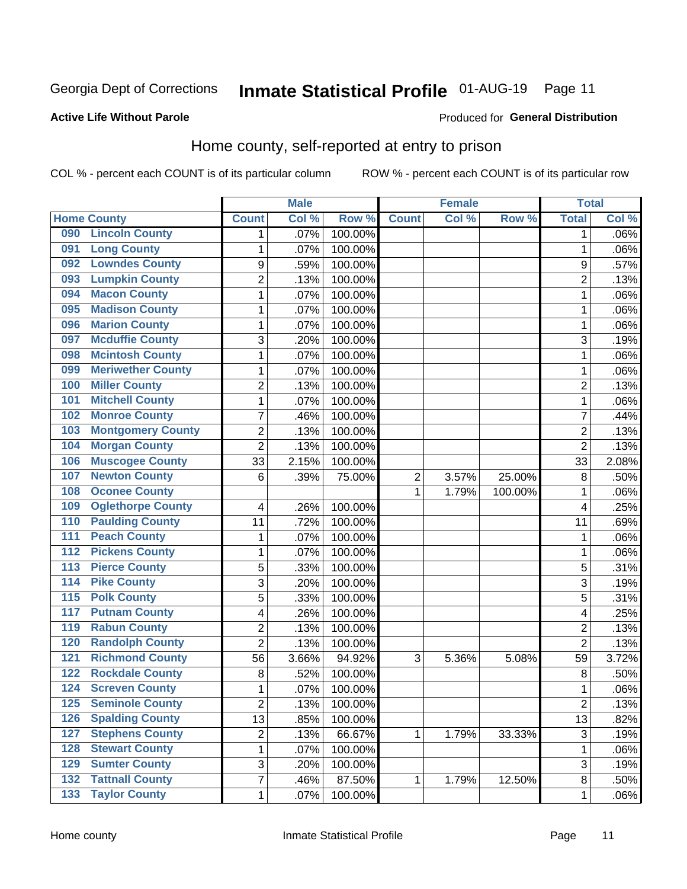Georgia Dept of Corrections **Inmate Statistical Profile** 01-AUG-19

**Active Life Without Parole**

Produced for **General Distribution**

## Home county, self-reported at entry to prison

COL % - percent each COUNT is of its particular column    ROW % - percent each COUNT is of its particular row

| | | Male | | | Female | | | Total | |
|---|---|---|---|---|---|---|---|---|---|
| Home County | | Count | Col % | Row % | Count | Col % | Row % | Total | Col % |
| 090 | Lincoln County | 1 | .07% | 100.00% | | | | 1 | .06% |
| 091 | Long County | 1 | .07% | 100.00% | | | | 1 | .06% |
| 092 | Lowndes County | 9 | .59% | 100.00% | | | | 9 | .57% |
| 093 | Lumpkin County | 2 | .13% | 100.00% | | | | 2 | .13% |
| 094 | Macon County | 1 | .07% | 100.00% | | | | 1 | .06% |
| 095 | Madison County | 1 | .07% | 100.00% | | | | 1 | .06% |
| 096 | Marion County | 1 | .07% | 100.00% | | | | 1 | .06% |
| 097 | Mcduffie County | 3 | .20% | 100.00% | | | | 3 | .19% |
| 098 | Mcintosh County | 1 | .07% | 100.00% | | | | 1 | .06% |
| 099 | Meriwether County | 1 | .07% | 100.00% | | | | 1 | .06% |
| 100 | Miller County | 2 | .13% | 100.00% | | | | 2 | .13% |
| 101 | Mitchell County | 1 | .07% | 100.00% | | | | 1 | .06% |
| 102 | Monroe County | 7 | .46% | 100.00% | | | | 7 | .44% |
| 103 | Montgomery County | 2 | .13% | 100.00% | | | | 2 | .13% |
| 104 | Morgan County | 2 | .13% | 100.00% | | | | 2 | .13% |
| 106 | Muscogee County | 33 | 2.15% | 100.00% | | | | 33 | 2.08% |
| 107 | Newton County | 6 | .39% | 75.00% | 2 | 3.57% | 25.00% | 8 | .50% |
| 108 | Oconee County | | | | 1 | 1.79% | 100.00% | 1 | .06% |
| 109 | Oglethorpe County | 4 | .26% | 100.00% | | | | 4 | .25% |
| 110 | Paulding County | 11 | .72% | 100.00% | | | | 11 | .69% |
| 111 | Peach County | 1 | .07% | 100.00% | | | | 1 | .06% |
| 112 | Pickens County | 1 | .07% | 100.00% | | | | 1 | .06% |
| 113 | Pierce County | 5 | .33% | 100.00% | | | | 5 | .31% |
| 114 | Pike County | 3 | .20% | 100.00% | | | | 3 | .19% |
| 115 | Polk County | 5 | .33% | 100.00% | | | | 5 | .31% |
| 117 | Putnam County | 4 | .26% | 100.00% | | | | 4 | .25% |
| 119 | Rabun County | 2 | .13% | 100.00% | | | | 2 | .13% |
| 120 | Randolph County | 2 | .13% | 100.00% | | | | 2 | .13% |
| 121 | Richmond County | 56 | 3.66% | 94.92% | 3 | 5.36% | 5.08% | 59 | 3.72% |
| 122 | Rockdale County | 8 | .52% | 100.00% | | | | 8 | .50% |
| 124 | Screven County | 1 | .07% | 100.00% | | | | 1 | .06% |
| 125 | Seminole County | 2 | .13% | 100.00% | | | | 2 | .13% |
| 126 | Spalding County | 13 | .85% | 100.00% | | | | 13 | .82% |
| 127 | Stephens County | 2 | .13% | 66.67% | 1 | 1.79% | 33.33% | 3 | .19% |
| 128 | Stewart County | 1 | .07% | 100.00% | | | | 1 | .06% |
| 129 | Sumter County | 3 | .20% | 100.00% | | | | 3 | .19% |
| 132 | Tattnall County | 7 | .46% | 87.50% | 1 | 1.79% | 12.50% | 8 | .50% |
| 133 | Taylor County | 1 | .07% | 100.00% | | | | 1 | .06% |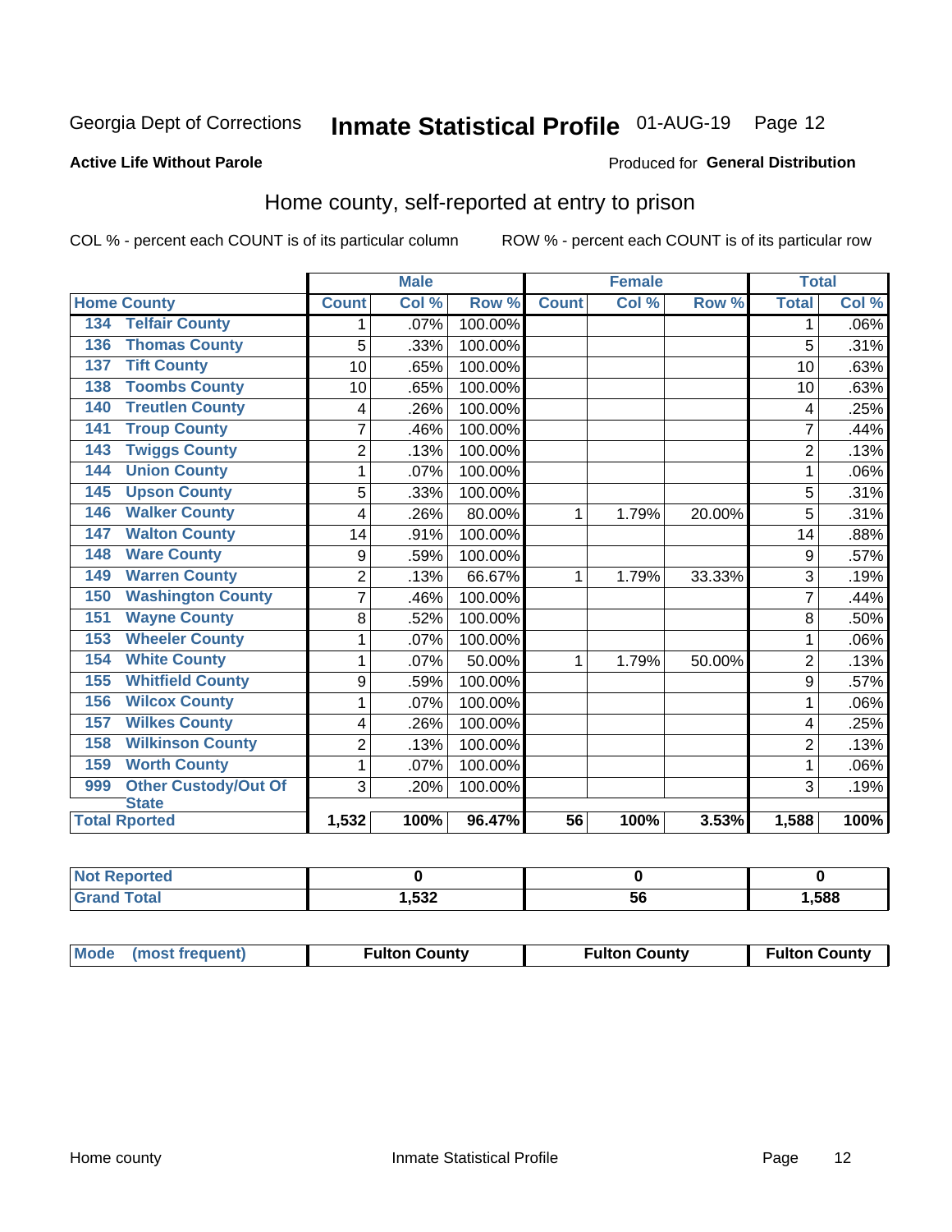Georgia Dept of Corrections **Inmate Statistical Profile** 01-AUG-19 Page 12

**Active Life Without Parole**

Produced for **General Distribution**

## Home county, self-reported at entry to prison

COL % - percent each COUNT is of its particular column

ROW % - percent each COUNT is of its particular row

| Home County | | Male | | | Female | | | Total | |
|---|---|---|---|---|---|---|---|---|---|
| | | Count | Col % | Row % | Count | Col % | Row % | Total | Col % |
| 134 | Telfair County | 1 | .07% | 100.00% | | | | 1 | .06% |
| 136 | Thomas County | 5 | .33% | 100.00% | | | | 5 | .31% |
| 137 | Tift County | 10 | .65% | 100.00% | | | | 10 | .63% |
| 138 | Toombs County | 10 | .65% | 100.00% | | | | 10 | .63% |
| 140 | Treutlen County | 4 | .26% | 100.00% | | | | 4 | .25% |
| 141 | Troup County | 7 | .46% | 100.00% | | | | 7 | .44% |
| 143 | Twiggs County | 2 | .13% | 100.00% | | | | 2 | .13% |
| 144 | Union County | 1 | .07% | 100.00% | | | | 1 | .06% |
| 145 | Upson County | 5 | .33% | 100.00% | | | | 5 | .31% |
| 146 | Walker County | 4 | .26% | 80.00% | 1 | 1.79% | 20.00% | 5 | .31% |
| 147 | Walton County | 14 | .91% | 100.00% | | | | 14 | .88% |
| 148 | Ware County | 9 | .59% | 100.00% | | | | 9 | .57% |
| 149 | Warren County | 2 | .13% | 66.67% | 1 | 1.79% | 33.33% | 3 | .19% |
| 150 | Washington County | 7 | .46% | 100.00% | | | | 7 | .44% |
| 151 | Wayne County | 8 | .52% | 100.00% | | | | 8 | .50% |
| 153 | Wheeler County | 1 | .07% | 100.00% | | | | 1 | .06% |
| 154 | White County | 1 | .07% | 50.00% | 1 | 1.79% | 50.00% | 2 | .13% |
| 155 | Whitfield County | 9 | .59% | 100.00% | | | | 9 | .57% |
| 156 | Wilcox County | 1 | .07% | 100.00% | | | | 1 | .06% |
| 157 | Wilkes County | 4 | .26% | 100.00% | | | | 4 | .25% |
| 158 | Wilkinson County | 2 | .13% | 100.00% | | | | 2 | .13% |
| 159 | Worth County | 1 | .07% | 100.00% | | | | 1 | .06% |
| 999 | Other Custody/Out Of State | 3 | .20% | 100.00% | | | | 3 | .19% |
| Total Rported | | 1,532 | 100% | 96.47% | 56 | 100% | 3.53% | 1,588 | 100% |

| | Male | Female | Total |
|---|---|---|---|
| Not Reported | 0 | 0 | 0 |
| Grand Total | 1,532 | 56 | 1,588 |

| | Male | Female | Total |
|---|---|---|---|
| Mode (most frequent) | Fulton County | Fulton County | Fulton County |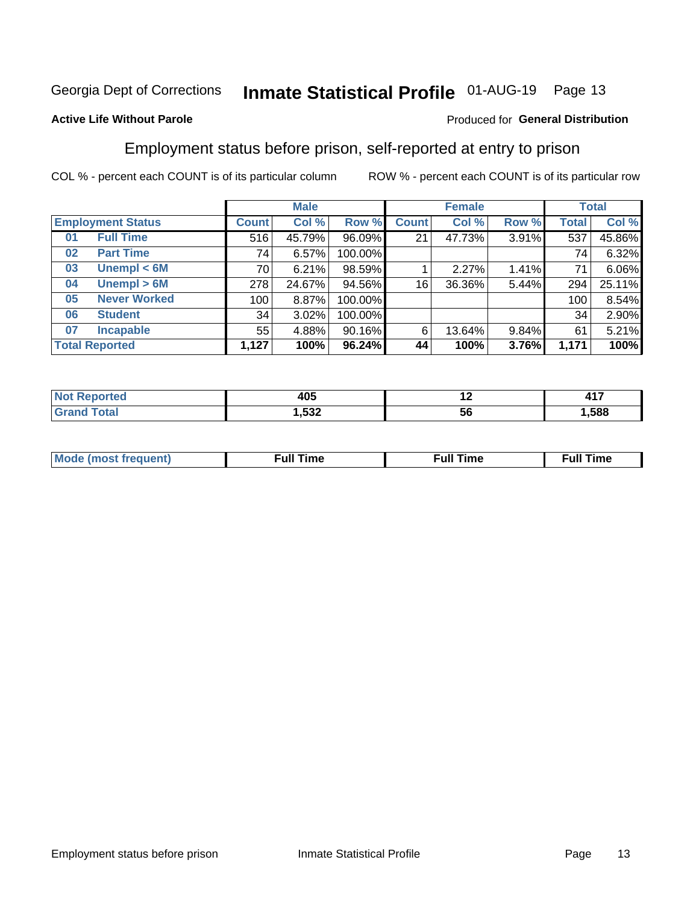Georgia Dept of Corrections **Inmate Statistical Profile** 01-AUG-19

**Active Life Without Parole**

Produced for **General Distribution**

## Employment status before prison, self-reported at entry to prison

COL % - percent each COUNT is of its particular column ROW % - percent each COUNT is of its particular row

| Employment Status | | Male | | | Female | | | Total | |
|---|---|---|---|---|---|---|---|---|---|
| | | Count | Col % | Row % | Count | Col % | Row % | Total | Col % |
| 01 | Full Time | 516 | 45.79% | 96.09% | 21 | 47.73% | 3.91% | 537 | 45.86% |
| 02 | Part Time | 74 | 6.57% | 100.00% | | | | 74 | 6.32% |
| 03 | Unempl < 6M | 70 | 6.21% | 98.59% | 1 | 2.27% | 1.41% | 71 | 6.06% |
| 04 | Unempl > 6M | 278 | 24.67% | 94.56% | 16 | 36.36% | 5.44% | 294 | 25.11% |
| 05 | Never Worked | 100 | 8.87% | 100.00% | | | | 100 | 8.54% |
| 06 | Student | 34 | 3.02% | 100.00% | | | | 34 | 2.90% |
| 07 | Incapable | 55 | 4.88% | 90.16% | 6 | 13.64% | 9.84% | 61 | 5.21% |
| **Total Reported** | | **1,127** | **100%** | **96.24%** | **44** | **100%** | **3.76%** | **1,171** | **100%** |

| | Male | Female | Total |
|---|---|---|---|
| Not Reported | 405 | 12 | 417 |
| Grand Total | 1,532 | 56 | 1,588 |

| | Male | Female | Total |
|---|---|---|---|
| Mode (most frequent) | Full Time | Full Time | Full Time |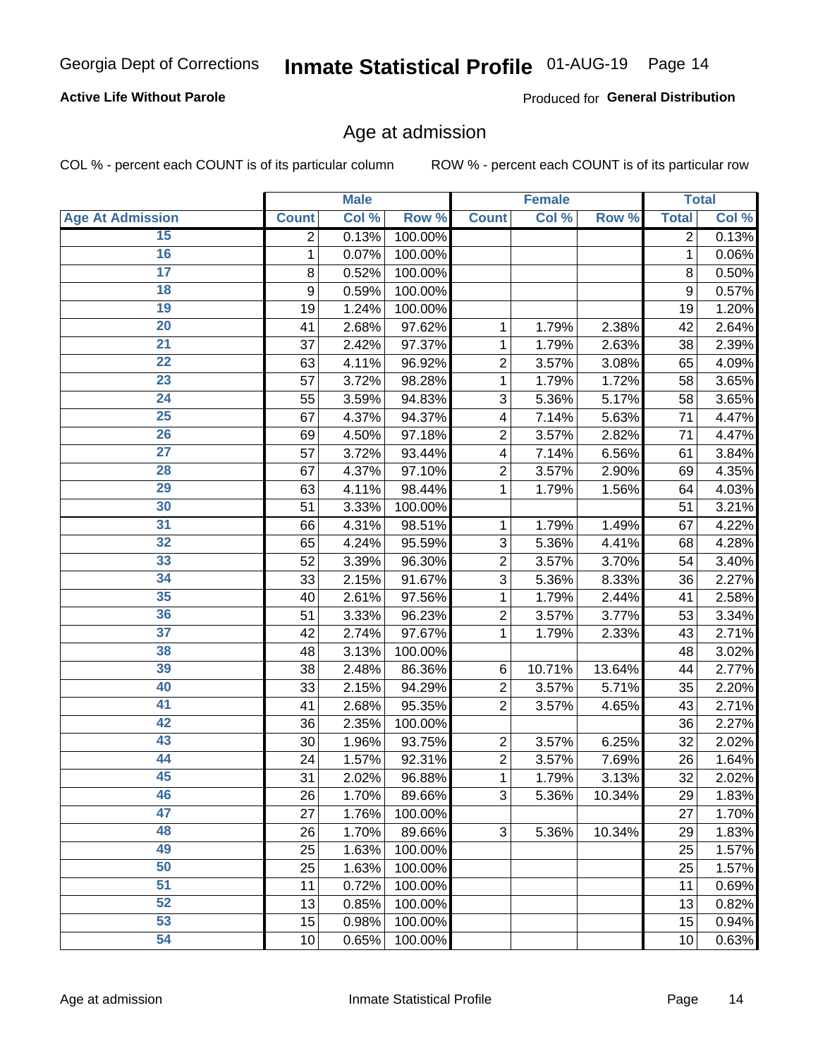Georgia Dept of Corrections **Inmate Statistical Profile** 01-AUG-19

**Active Life Without Parole**

Produced for **General Distribution**

## Age at admission

COL % - percent each COUNT is of its particular column ROW % - percent each COUNT is of its particular row

| | Male | | | Female | | | Total | |
|---|---|---|---|---|---|---|---|---|
| **Age At Admission** | **Count** | **Col %** | **Row %** | **Count** | **Col %** | **Row %** | **Total** | **Col %** |
| 15 | 2 | 0.13% | 100.00% | | | | 2 | 0.13% |
| 16 | 1 | 0.07% | 100.00% | | | | 1 | 0.06% |
| 17 | 8 | 0.52% | 100.00% | | | | 8 | 0.50% |
| 18 | 9 | 0.59% | 100.00% | | | | 9 | 0.57% |
| 19 | 19 | 1.24% | 100.00% | | | | 19 | 1.20% |
| 20 | 41 | 2.68% | 97.62% | 1 | 1.79% | 2.38% | 42 | 2.64% |
| 21 | 37 | 2.42% | 97.37% | 1 | 1.79% | 2.63% | 38 | 2.39% |
| 22 | 63 | 4.11% | 96.92% | 2 | 3.57% | 3.08% | 65 | 4.09% |
| 23 | 57 | 3.72% | 98.28% | 1 | 1.79% | 1.72% | 58 | 3.65% |
| 24 | 55 | 3.59% | 94.83% | 3 | 5.36% | 5.17% | 58 | 3.65% |
| 25 | 67 | 4.37% | 94.37% | 4 | 7.14% | 5.63% | 71 | 4.47% |
| 26 | 69 | 4.50% | 97.18% | 2 | 3.57% | 2.82% | 71 | 4.47% |
| 27 | 57 | 3.72% | 93.44% | 4 | 7.14% | 6.56% | 61 | 3.84% |
| 28 | 67 | 4.37% | 97.10% | 2 | 3.57% | 2.90% | 69 | 4.35% |
| 29 | 63 | 4.11% | 98.44% | 1 | 1.79% | 1.56% | 64 | 4.03% |
| 30 | 51 | 3.33% | 100.00% | | | | 51 | 3.21% |
| 31 | 66 | 4.31% | 98.51% | 1 | 1.79% | 1.49% | 67 | 4.22% |
| 32 | 65 | 4.24% | 95.59% | 3 | 5.36% | 4.41% | 68 | 4.28% |
| 33 | 52 | 3.39% | 96.30% | 2 | 3.57% | 3.70% | 54 | 3.40% |
| 34 | 33 | 2.15% | 91.67% | 3 | 5.36% | 8.33% | 36 | 2.27% |
| 35 | 40 | 2.61% | 97.56% | 1 | 1.79% | 2.44% | 41 | 2.58% |
| 36 | 51 | 3.33% | 96.23% | 2 | 3.57% | 3.77% | 53 | 3.34% |
| 37 | 42 | 2.74% | 97.67% | 1 | 1.79% | 2.33% | 43 | 2.71% |
| 38 | 48 | 3.13% | 100.00% | | | | 48 | 3.02% |
| 39 | 38 | 2.48% | 86.36% | 6 | 10.71% | 13.64% | 44 | 2.77% |
| 40 | 33 | 2.15% | 94.29% | 2 | 3.57% | 5.71% | 35 | 2.20% |
| 41 | 41 | 2.68% | 95.35% | 2 | 3.57% | 4.65% | 43 | 2.71% |
| 42 | 36 | 2.35% | 100.00% | | | | 36 | 2.27% |
| 43 | 30 | 1.96% | 93.75% | 2 | 3.57% | 6.25% | 32 | 2.02% |
| 44 | 24 | 1.57% | 92.31% | 2 | 3.57% | 7.69% | 26 | 1.64% |
| 45 | 31 | 2.02% | 96.88% | 1 | 1.79% | 3.13% | 32 | 2.02% |
| 46 | 26 | 1.70% | 89.66% | 3 | 5.36% | 10.34% | 29 | 1.83% |
| 47 | 27 | 1.76% | 100.00% | | | | 27 | 1.70% |
| 48 | 26 | 1.70% | 89.66% | 3 | 5.36% | 10.34% | 29 | 1.83% |
| 49 | 25 | 1.63% | 100.00% | | | | 25 | 1.57% |
| 50 | 25 | 1.63% | 100.00% | | | | 25 | 1.57% |
| 51 | 11 | 0.72% | 100.00% | | | | 11 | 0.69% |
| 52 | 13 | 0.85% | 100.00% | | | | 13 | 0.82% |
| 53 | 15 | 0.98% | 100.00% | | | | 15 | 0.94% |
| 54 | 10 | 0.65% | 100.00% | | | | 10 | 0.63% |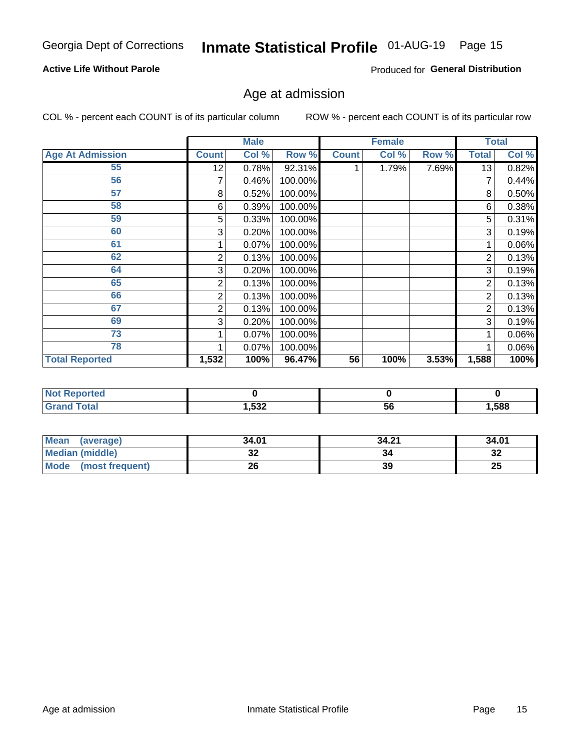Georgia Dept of Corrections **Inmate Statistical Profile** 01-AUG-19

**Active Life Without Parole**

Produced for **General Distribution**

## Age at admission

COL % - percent each COUNT is of its particular column ROW % - percent each COUNT is of its particular row

| | Male | | | Female | | | Total | |
|---|---|---|---|---|---|---|---|---|
| **Age At Admission** | **Count** | **Col %** | **Row %** | **Count** | **Col %** | **Row %** | **Total** | **Col %** |
| 55 | 12 | 0.78% | 92.31% | 1 | 1.79% | 7.69% | 13 | 0.82% |
| 56 | 7 | 0.46% | 100.00% | | | | 7 | 0.44% |
| 57 | 8 | 0.52% | 100.00% | | | | 8 | 0.50% |
| 58 | 6 | 0.39% | 100.00% | | | | 6 | 0.38% |
| 59 | 5 | 0.33% | 100.00% | | | | 5 | 0.31% |
| 60 | 3 | 0.20% | 100.00% | | | | 3 | 0.19% |
| 61 | 1 | 0.07% | 100.00% | | | | 1 | 0.06% |
| 62 | 2 | 0.13% | 100.00% | | | | 2 | 0.13% |
| 64 | 3 | 0.20% | 100.00% | | | | 3 | 0.19% |
| 65 | 2 | 0.13% | 100.00% | | | | 2 | 0.13% |
| 66 | 2 | 0.13% | 100.00% | | | | 2 | 0.13% |
| 67 | 2 | 0.13% | 100.00% | | | | 2 | 0.13% |
| 69 | 3 | 0.20% | 100.00% | | | | 3 | 0.19% |
| 73 | 1 | 0.07% | 100.00% | | | | 1 | 0.06% |
| 78 | 1 | 0.07% | 100.00% | | | | 1 | 0.06% |
| **Total Reported** | **1,532** | **100%** | **96.47%** | **56** | **100%** | **3.53%** | **1,588** | **100%** |

| | Male | Female | Total |
|---|---|---|---|
| **Not Reported** | **0** | **0** | **0** |
| **Grand Total** | **1,532** | **56** | **1,588** |

| | Male | Female | Total |
|---|---|---|---|
| **Mean (average)** | **34.01** | **34.21** | **34.01** |
| **Median (middle)** | **32** | **34** | **32** |
| **Mode (most frequent)** | **26** | **39** | **25** |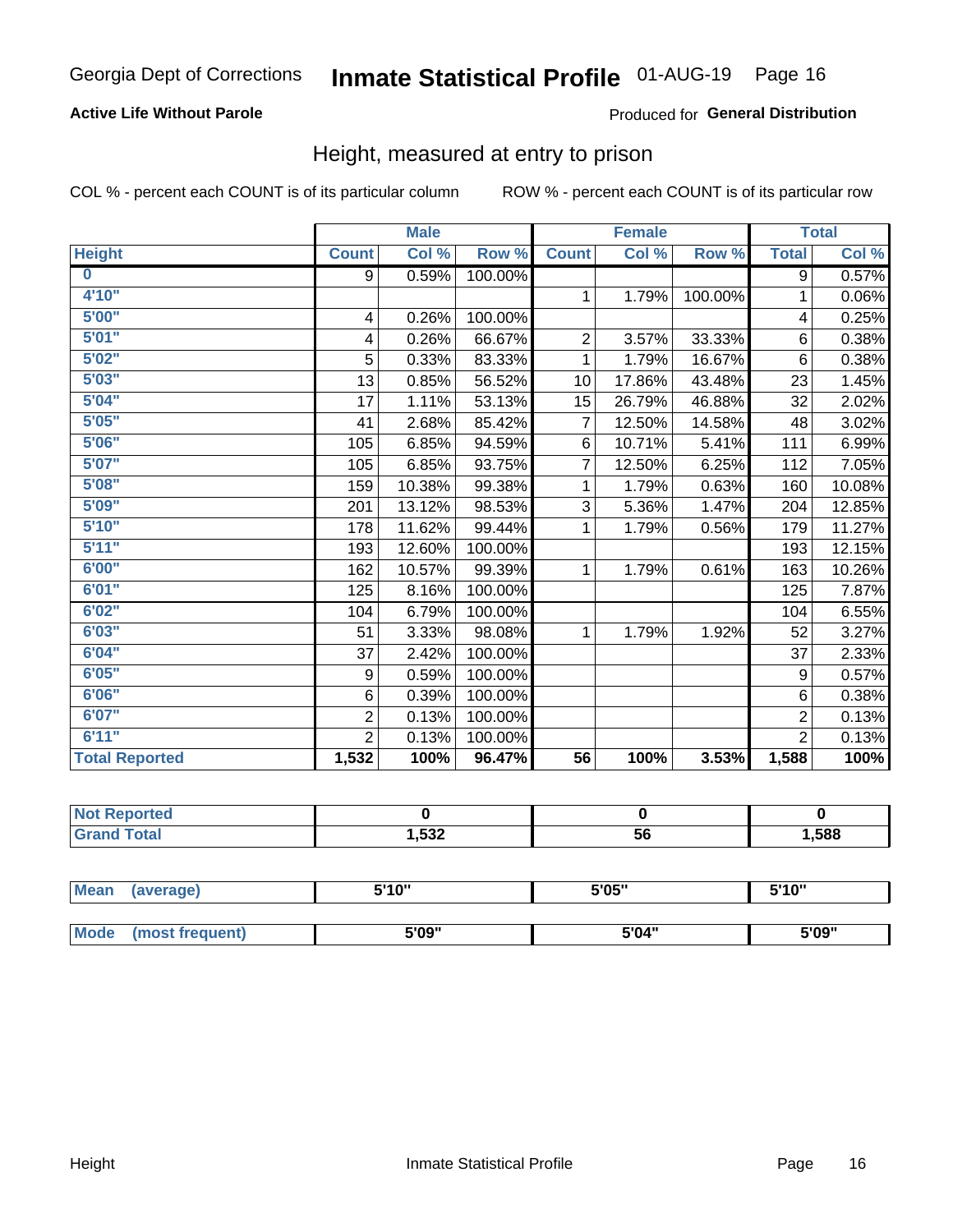Georgia Dept of Corrections **Inmate Statistical Profile** 01-AUG-19

**Active Life Without Parole**

Produced for **General Distribution**

## Height, measured at entry to prison

COL % - percent each COUNT is of its particular column

ROW % - percent each COUNT is of its particular row

| | Male | | | Female | | | Total | |
|---|---|---|---|---|---|---|---|---|
| **Height** | **Count** | **Col %** | **Row %** | **Count** | **Col %** | **Row %** | **Total** | **Col %** |
| **0** | 9 | 0.59% | 100.00% | | | | 9 | 0.57% |
| **4'10"** | | | | 1 | 1.79% | 100.00% | 1 | 0.06% |
| **5'00"** | 4 | 0.26% | 100.00% | | | | 4 | 0.25% |
| **5'01"** | 4 | 0.26% | 66.67% | 2 | 3.57% | 33.33% | 6 | 0.38% |
| **5'02"** | 5 | 0.33% | 83.33% | 1 | 1.79% | 16.67% | 6 | 0.38% |
| **5'03"** | 13 | 0.85% | 56.52% | 10 | 17.86% | 43.48% | 23 | 1.45% |
| **5'04"** | 17 | 1.11% | 53.13% | 15 | 26.79% | 46.88% | 32 | 2.02% |
| **5'05"** | 41 | 2.68% | 85.42% | 7 | 12.50% | 14.58% | 48 | 3.02% |
| **5'06"** | 105 | 6.85% | 94.59% | 6 | 10.71% | 5.41% | 111 | 6.99% |
| **5'07"** | 105 | 6.85% | 93.75% | 7 | 12.50% | 6.25% | 112 | 7.05% |
| **5'08"** | 159 | 10.38% | 99.38% | 1 | 1.79% | 0.63% | 160 | 10.08% |
| **5'09"** | 201 | 13.12% | 98.53% | 3 | 5.36% | 1.47% | 204 | 12.85% |
| **5'10"** | 178 | 11.62% | 99.44% | 1 | 1.79% | 0.56% | 179 | 11.27% |
| **5'11"** | 193 | 12.60% | 100.00% | | | | 193 | 12.15% |
| **6'00"** | 162 | 10.57% | 99.39% | 1 | 1.79% | 0.61% | 163 | 10.26% |
| **6'01"** | 125 | 8.16% | 100.00% | | | | 125 | 7.87% |
| **6'02"** | 104 | 6.79% | 100.00% | | | | 104 | 6.55% |
| **6'03"** | 51 | 3.33% | 98.08% | 1 | 1.79% | 1.92% | 52 | 3.27% |
| **6'04"** | 37 | 2.42% | 100.00% | | | | 37 | 2.33% |
| **6'05"** | 9 | 0.59% | 100.00% | | | | 9 | 0.57% |
| **6'06"** | 6 | 0.39% | 100.00% | | | | 6 | 0.38% |
| **6'07"** | 2 | 0.13% | 100.00% | | | | 2 | 0.13% |
| **6'11"** | 2 | 0.13% | 100.00% | | | | 2 | 0.13% |
| **Total Reported** | **1,532** | **100%** | **96.47%** | **56** | **100%** | **3.53%** | **1,588** | **100%** |

| | Male | Female | Total |
|---|---|---|---|
| **Not Reported** | **0** | **0** | **0** |
| **Grand Total** | **1,532** | **56** | **1,588** |

| | Male | Female | Total |
|---|---|---|---|
| **Mean (average)** | **5'10"** | **5'05"** | **5'10"** |
| **Mode (most frequent)** | **5'09"** | **5'04"** | **5'09"** |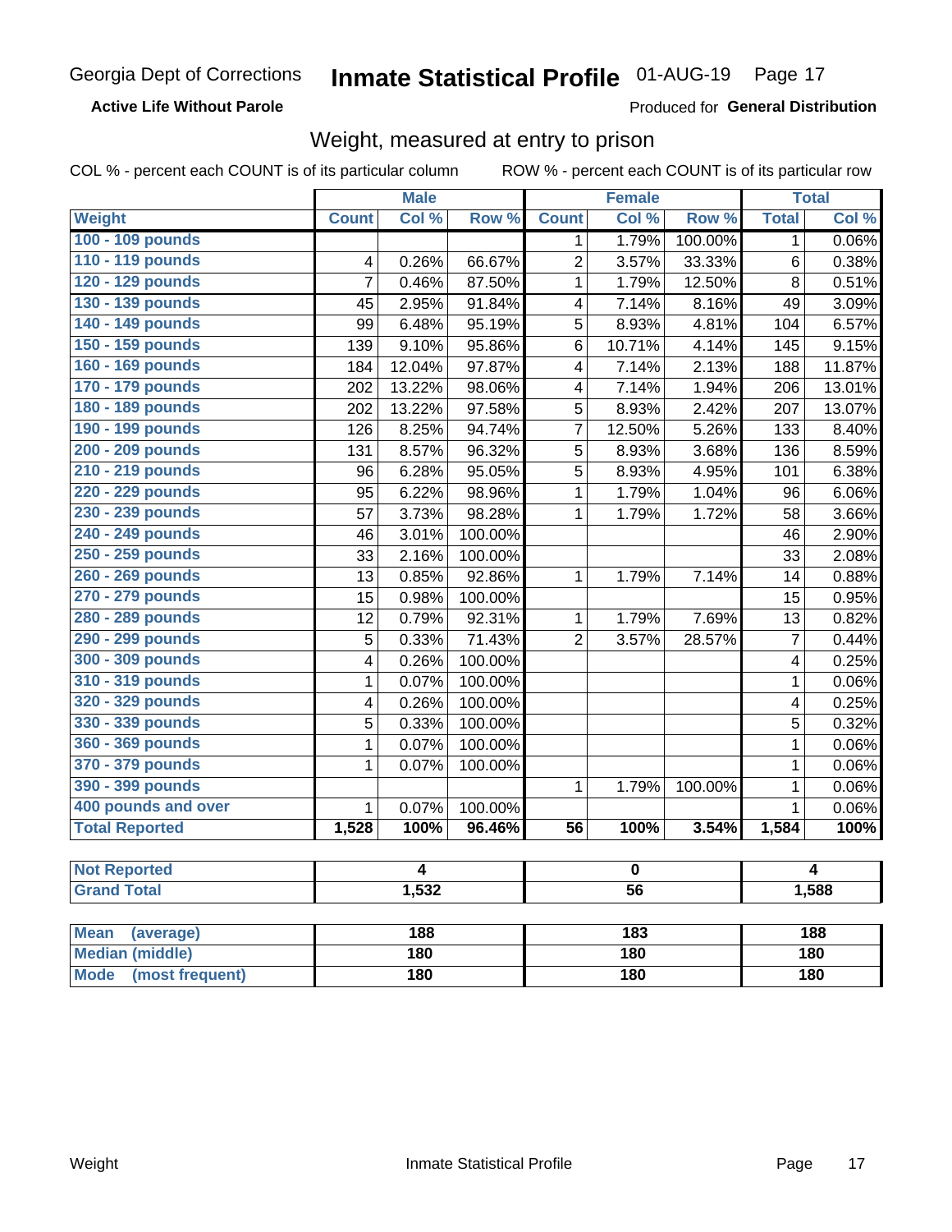Georgia Dept of Corrections **Inmate Statistical Profile** 01-AUG-19

**Active Life Without Parole**

Produced for **General Distribution**

## Weight, measured at entry to prison

COL % - percent each COUNT is of its particular column    ROW % - percent each COUNT is of its particular row

| | Male | | | Female | | | Total | |
|---|---|---|---|---|---|---|---|---|
| **Weight** | **Count** | **Col %** | **Row %** | **Count** | **Col %** | **Row %** | **Total** | **Col %** |
| 100 - 109 pounds | | | | 1 | 1.79% | 100.00% | 1 | 0.06% |
| 110 - 119 pounds | 4 | 0.26% | 66.67% | 2 | 3.57% | 33.33% | 6 | 0.38% |
| 120 - 129 pounds | 7 | 0.46% | 87.50% | 1 | 1.79% | 12.50% | 8 | 0.51% |
| 130 - 139 pounds | 45 | 2.95% | 91.84% | 4 | 7.14% | 8.16% | 49 | 3.09% |
| 140 - 149 pounds | 99 | 6.48% | 95.19% | 5 | 8.93% | 4.81% | 104 | 6.57% |
| 150 - 159 pounds | 139 | 9.10% | 95.86% | 6 | 10.71% | 4.14% | 145 | 9.15% |
| 160 - 169 pounds | 184 | 12.04% | 97.87% | 4 | 7.14% | 2.13% | 188 | 11.87% |
| 170 - 179 pounds | 202 | 13.22% | 98.06% | 4 | 7.14% | 1.94% | 206 | 13.01% |
| 180 - 189 pounds | 202 | 13.22% | 97.58% | 5 | 8.93% | 2.42% | 207 | 13.07% |
| 190 - 199 pounds | 126 | 8.25% | 94.74% | 7 | 12.50% | 5.26% | 133 | 8.40% |
| 200 - 209 pounds | 131 | 8.57% | 96.32% | 5 | 8.93% | 3.68% | 136 | 8.59% |
| 210 - 219 pounds | 96 | 6.28% | 95.05% | 5 | 8.93% | 4.95% | 101 | 6.38% |
| 220 - 229 pounds | 95 | 6.22% | 98.96% | 1 | 1.79% | 1.04% | 96 | 6.06% |
| 230 - 239 pounds | 57 | 3.73% | 98.28% | 1 | 1.79% | 1.72% | 58 | 3.66% |
| 240 - 249 pounds | 46 | 3.01% | 100.00% | | | | 46 | 2.90% |
| 250 - 259 pounds | 33 | 2.16% | 100.00% | | | | 33 | 2.08% |
| 260 - 269 pounds | 13 | 0.85% | 92.86% | 1 | 1.79% | 7.14% | 14 | 0.88% |
| 270 - 279 pounds | 15 | 0.98% | 100.00% | | | | 15 | 0.95% |
| 280 - 289 pounds | 12 | 0.79% | 92.31% | 1 | 1.79% | 7.69% | 13 | 0.82% |
| 290 - 299 pounds | 5 | 0.33% | 71.43% | 2 | 3.57% | 28.57% | 7 | 0.44% |
| 300 - 309 pounds | 4 | 0.26% | 100.00% | | | | 4 | 0.25% |
| 310 - 319 pounds | 1 | 0.07% | 100.00% | | | | 1 | 0.06% |
| 320 - 329 pounds | 4 | 0.26% | 100.00% | | | | 4 | 0.25% |
| 330 - 339 pounds | 5 | 0.33% | 100.00% | | | | 5 | 0.32% |
| 360 - 369 pounds | 1 | 0.07% | 100.00% | | | | 1 | 0.06% |
| 370 - 379 pounds | 1 | 0.07% | 100.00% | | | | 1 | 0.06% |
| 390 - 399 pounds | | | | 1 | 1.79% | 100.00% | 1 | 0.06% |
| 400 pounds and over | 1 | 0.07% | 100.00% | | | | 1 | 0.06% |
| **Total Reported** | **1,528** | **100%** | **96.46%** | **56** | **100%** | **3.54%** | **1,584** | **100%** |

| | Male | Female | Total |
|---|---|---|---|
| **Not Reported** | **4** | **0** | **4** |
| **Grand Total** | **1,532** | **56** | **1,588** |

| | Male | Female | Total |
|---|---|---|---|
| **Mean (average)** | **188** | **183** | **188** |
| **Median (middle)** | **180** | **180** | **180** |
| **Mode (most frequent)** | **180** | **180** | **180** |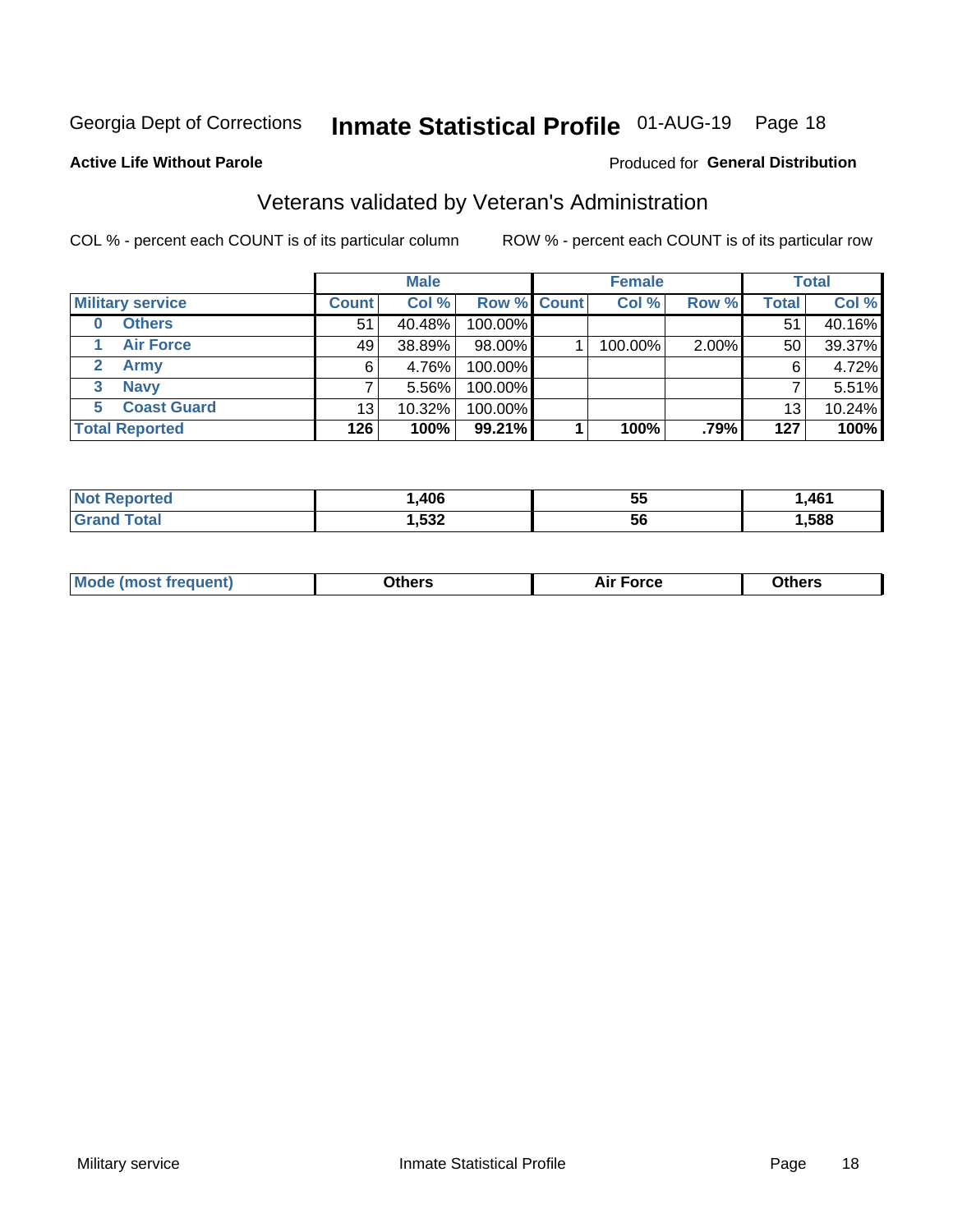Georgia Dept of Corrections **Inmate Statistical Profile** 01-AUG-19

**Active Life Without Parole**

Produced for **General Distribution**

## Veterans validated by Veteran's Administration

COL % - percent each COUNT is of its particular column

ROW % - percent each COUNT is of its particular row

| Military service | Male | | | Female | | | Total | |
|---|---|---|---|---|---|---|---|---|
| | Count | Col % | Row % | Count | Col % | Row % | Total | Col % |
| 0 Others | 51 | 40.48% | 100.00% | | | | 51 | 40.16% |
| 1 Air Force | 49 | 38.89% | 98.00% | 1 | 100.00% | 2.00% | 50 | 39.37% |
| 2 Army | 6 | 4.76% | 100.00% | | | | 6 | 4.72% |
| 3 Navy | 7 | 5.56% | 100.00% | | | | 7 | 5.51% |
| 5 Coast Guard | 13 | 10.32% | 100.00% | | | | 13 | 10.24% |
| **Total Reported** | **126** | **100%** | **99.21%** | **1** | **100%** | **.79%** | **127** | **100%** |

| | Male | Female | Total |
|---|---|---|---|
| Not Reported | 1,406 | 55 | 1,461 |
| Grand Total | 1,532 | 56 | 1,588 |

| | Male | Female | Total |
|---|---|---|---|
| Mode (most frequent) | Others | Air Force | Others |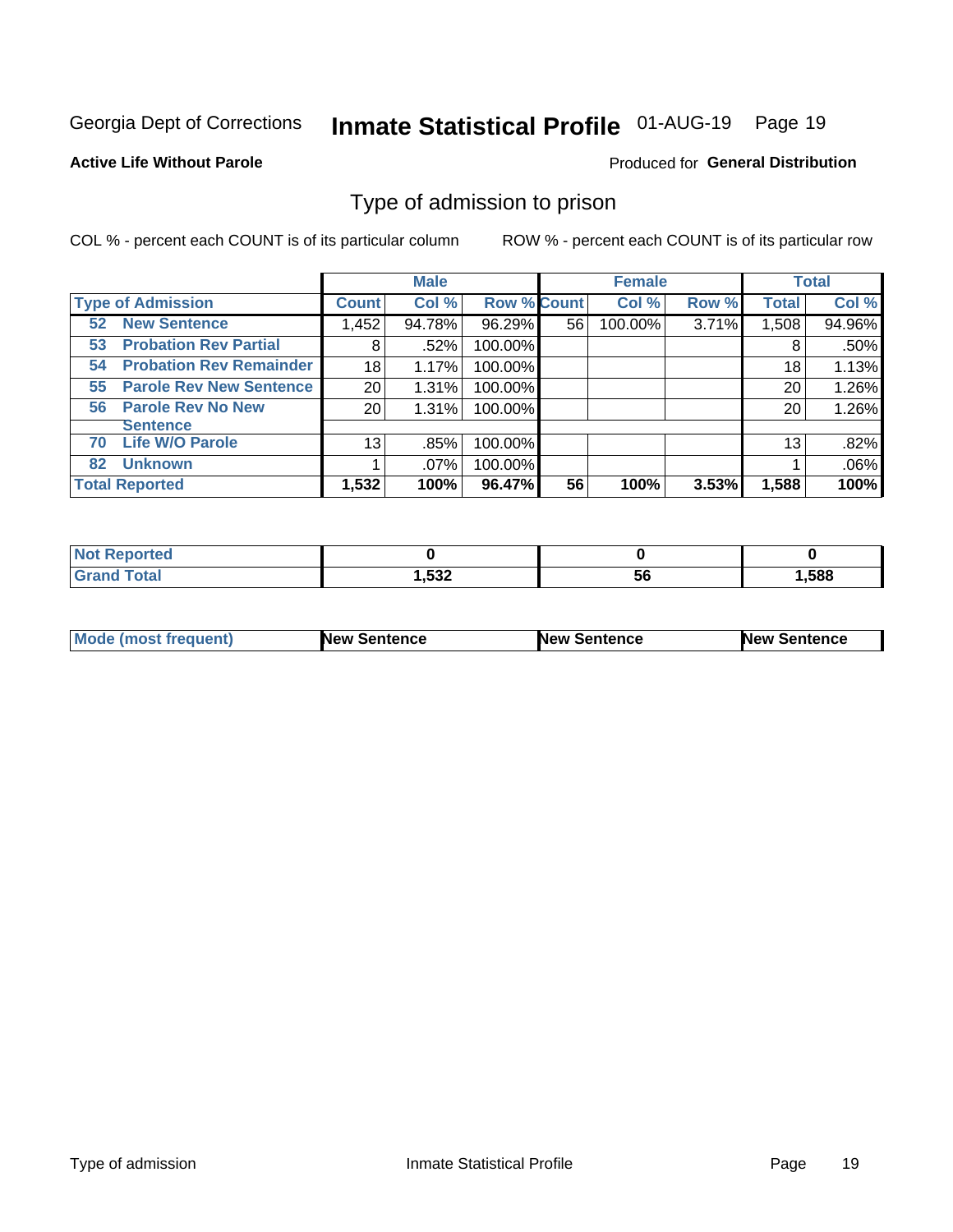Georgia Dept of Corrections **Inmate Statistical Profile** 01-AUG-19 Page 19

**Active Life Without Parole**

Produced for **General Distribution**

## Type of admission to prison

COL % - percent each COUNT is of its particular column ROW % - percent each COUNT is of its particular row

| | Male | | | Female | | | Total | |
|---|---|---|---|---|---|---|---|---|
| **Type of Admission** | **Count** | **Col %** | **Row %** | **Count** | **Col %** | **Row %** | **Total** | **Col %** |
| **52 New Sentence** | 1,452 | 94.78% | 96.29% | 56 | 100.00% | 3.71% | 1,508 | 94.96% |
| **53 Probation Rev Partial** | 8 | .52% | 100.00% | | | | 8 | .50% |
| **54 Probation Rev Remainder** | 18 | 1.17% | 100.00% | | | | 18 | 1.13% |
| **55 Parole Rev New Sentence** | 20 | 1.31% | 100.00% | | | | 20 | 1.26% |
| **56 Parole Rev No New Sentence** | 20 | 1.31% | 100.00% | | | | 20 | 1.26% |
| **70 Life W/O Parole** | 13 | .85% | 100.00% | | | | 13 | .82% |
| **82 Unknown** | 1 | .07% | 100.00% | | | | 1 | .06% |
| **Total Reported** | **1,532** | **100%** | **96.47%** | **56** | **100%** | **3.53%** | **1,588** | **100%** |

| | Male | Female | Total |
|---|---|---|---|
| **Not Reported** | **0** | **0** | **0** |
| **Grand Total** | **1,532** | **56** | **1,588** |

| | Male | Female | Total |
|---|---|---|---|
| **Mode (most frequent)** | **New Sentence** | **New Sentence** | **New Sentence** |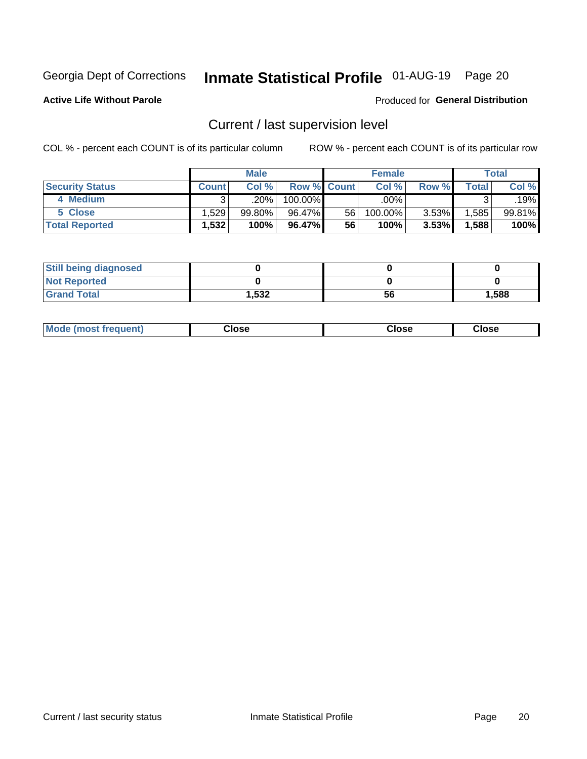Georgia Dept of Corrections **Inmate Statistical Profile** 01-AUG-19 Page 20

**Active Life Without Parole**

Produced for **General Distribution**

## Current / last supervision level

COL % - percent each COUNT is of its particular column

ROW % - percent each COUNT is of its particular row

| | Male | | | Female | | | Total | |
|---|---|---|---|---|---|---|---|---|
| **Security Status** | **Count** | **Col %** | **Row %** | **Count** | **Col %** | **Row %** | **Total** | **Col %** |
| 4 Medium | 3 | .20% | 100.00% | | .00% | | 3 | .19% |
| 5 Close | 1,529 | 99.80% | 96.47% | 56 | 100.00% | 3.53% | 1,585 | 99.81% |
| **Total Reported** | **1,532** | **100%** | **96.47%** | **56** | **100%** | **3.53%** | **1,588** | **100%** |

| | Male | Female | Total |
|---|---|---|---|
| **Still being diagnosed** | **0** | **0** | **0** |
| **Not Reported** | **0** | **0** | **0** |
| **Grand Total** | **1,532** | **56** | **1,588** |

| | Male | Female | Total |
|---|---|---|---|
| **Mode (most frequent)** | **Close** | **Close** | **Close** |

Current / last security status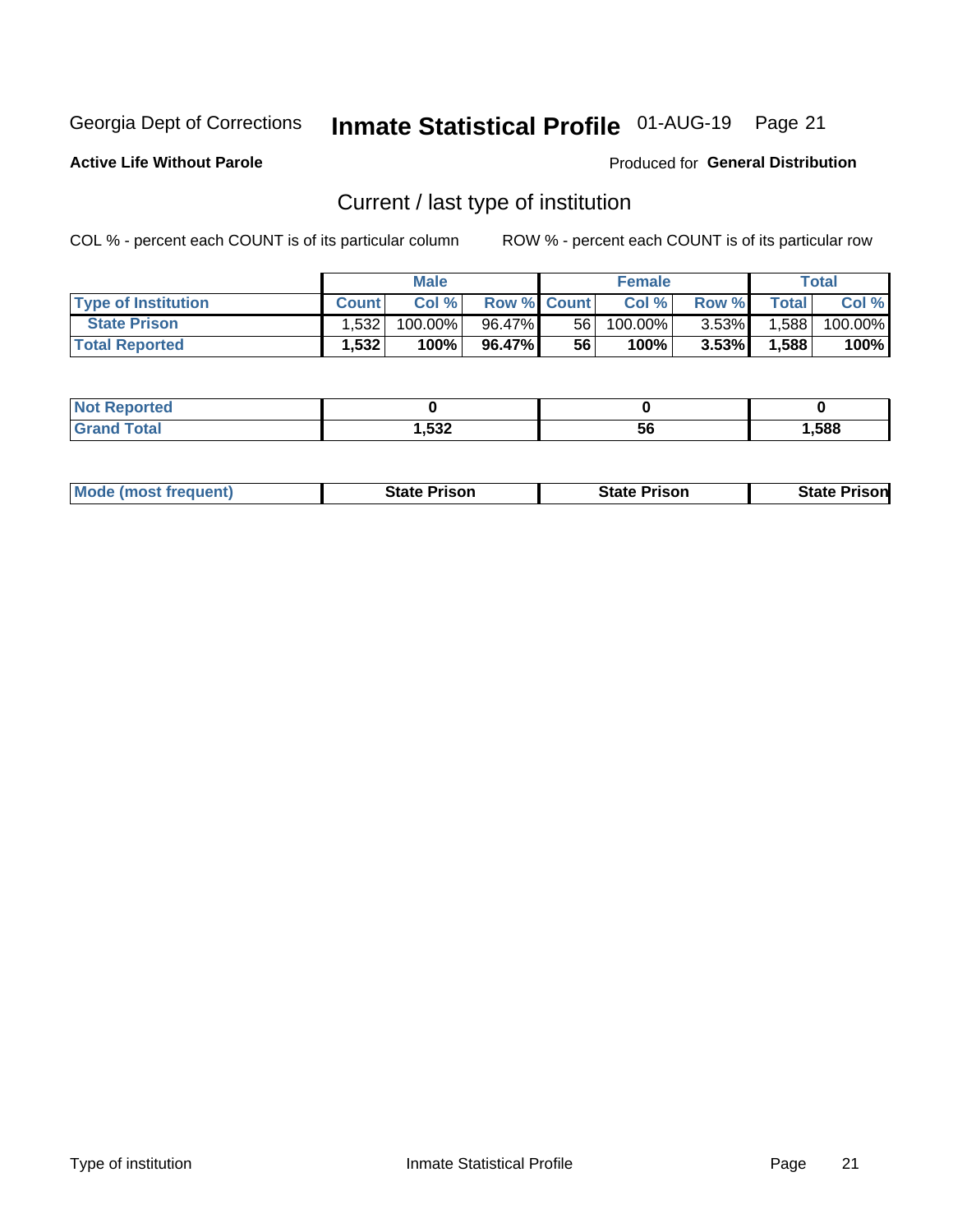Georgia Dept of Corrections **Inmate Statistical Profile** 01-AUG-19

**Active Life Without Parole**

Produced for **General Distribution**

## Current / last type of institution

COL % - percent each COUNT is of its particular column ROW % - percent each COUNT is of its particular row

| | Male | | | Female | | | Total | |
|---|---|---|---|---|---|---|---|---|
| **Type of Institution** | **Count** | **Col %** | **Row %** | **Count** | **Col %** | **Row %** | **Total** | **Col %** |
| State Prison | 1,532 | 100.00% | 96.47% | 56 | 100.00% | 3.53% | 1,588 | 100.00% |
| **Total Reported** | **1,532** | **100%** | **96.47%** | **56** | **100%** | **3.53%** | **1,588** | **100%** |

| | Male | Female | Total |
|---|---|---|---|
| **Not Reported** | **0** | **0** | **0** |
| **Grand Total** | **1,532** | **56** | **1,588** |

| | Male | Female | Total |
|---|---|---|---|
| **Mode (most frequent)** | **State Prison** | **State Prison** | **State Prison** |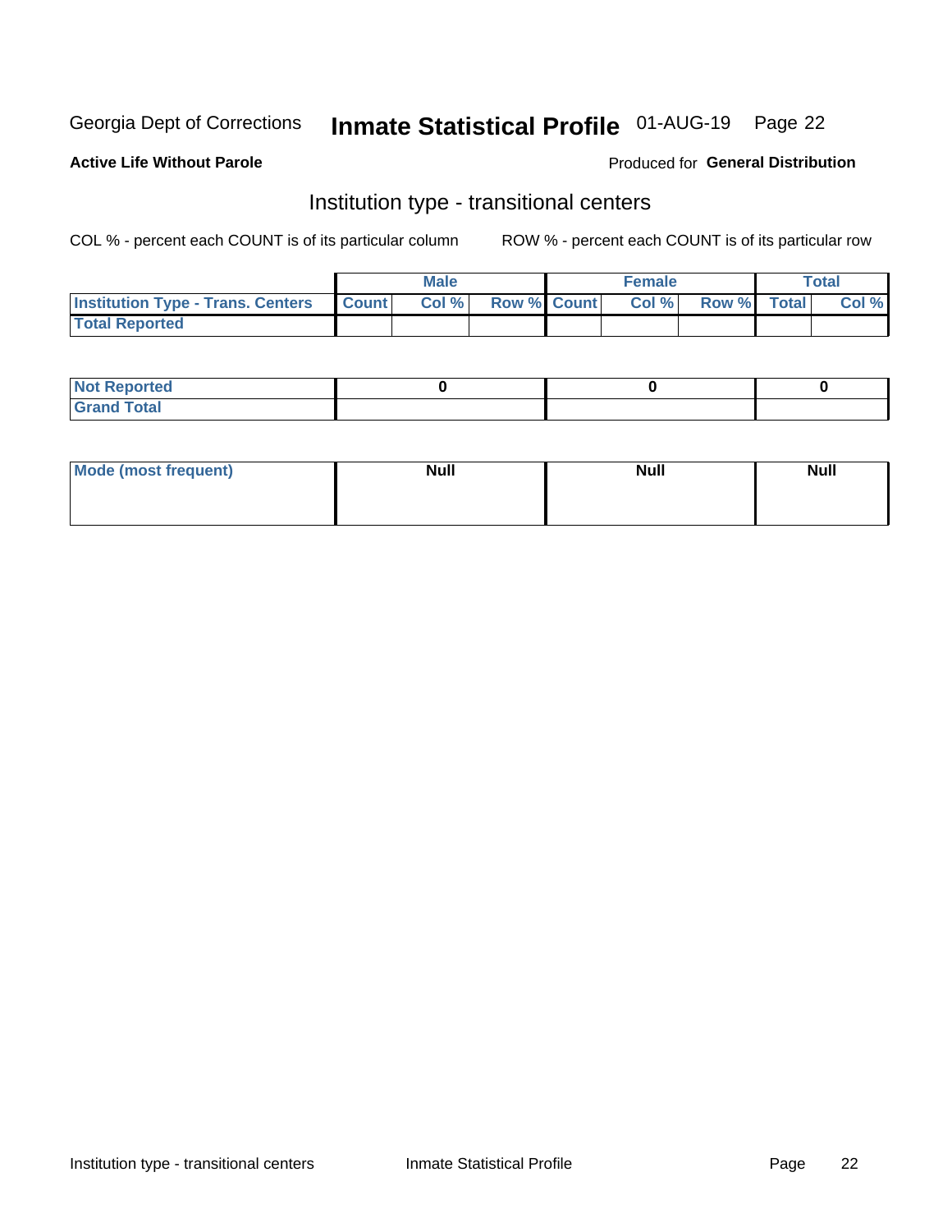Georgia Dept of Corrections **Inmate Statistical Profile** 01-AUG-19 Page 22

**Active Life Without Parole**

Produced for **General Distribution**

## Institution type - transitional centers

COL % - percent each COUNT is of its particular column ROW % - percent each COUNT is of its particular row

| | Male | | | Female | | | Total | |
|---|---|---|---|---|---|---|---|---|
| **Institution Type - Trans. Centers** | **Count** | **Col %** | **Row %** | **Count** | **Col %** | **Row %** | **Total** | **Col %** |
| **Total Reported** | | | | | | | | |

| | Male | Female | Total |
|---|---|---|---|
| **Not Reported** | 0 | 0 | 0 |
| **Grand Total** | | | |

| | Male | Female | Total |
|---|---|---|---|
| **Mode (most frequent)** | Null | Null | Null |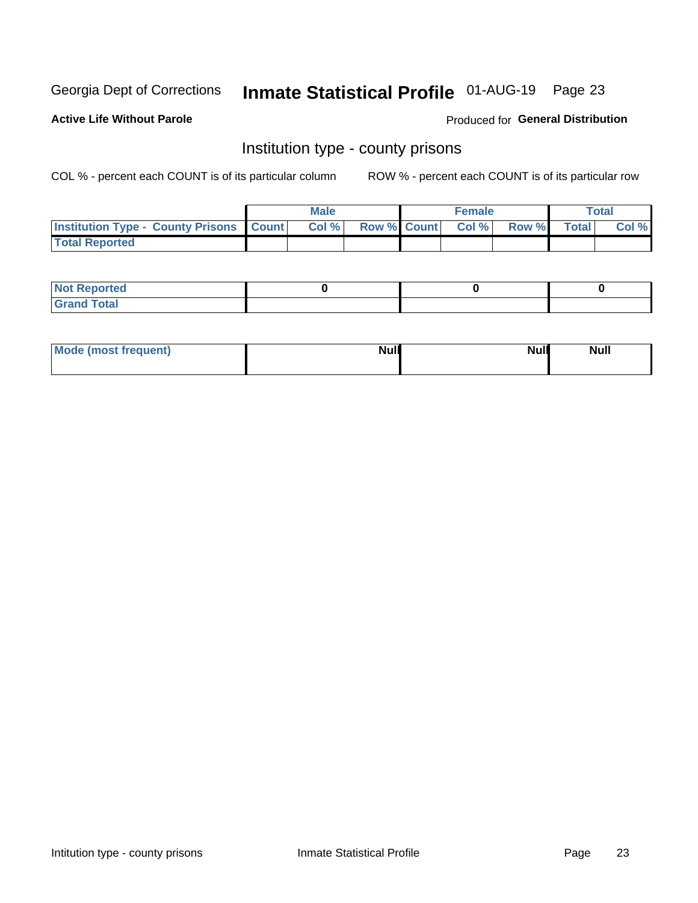Georgia Dept of Corrections **Inmate Statistical Profile** 01-AUG-19

**Active Life Without Parole**

Produced for **General Distribution**

## Institution type - county prisons

COL % - percent each COUNT is of its particular column

ROW % - percent each COUNT is of its particular row

| | Male | | | Female | | | Total | |
|---|---|---|---|---|---|---|---|---|
| **Institution Type - County Prisons** | **Count** | **Col %** | **Row %** | **Count** | **Col %** | **Row %** | **Total** | **Col %** |
| **Total Reported** | | | | | | | | |

| | Male | Female | Total |
|---|---|---|---|
| **Not Reported** | **0** | **0** | **0** |
| **Grand Total** | | | |

| | Male | Female | Total |
|---|---|---|---|
| **Mode (most frequent)** | **Null** | **Null** | **Null** |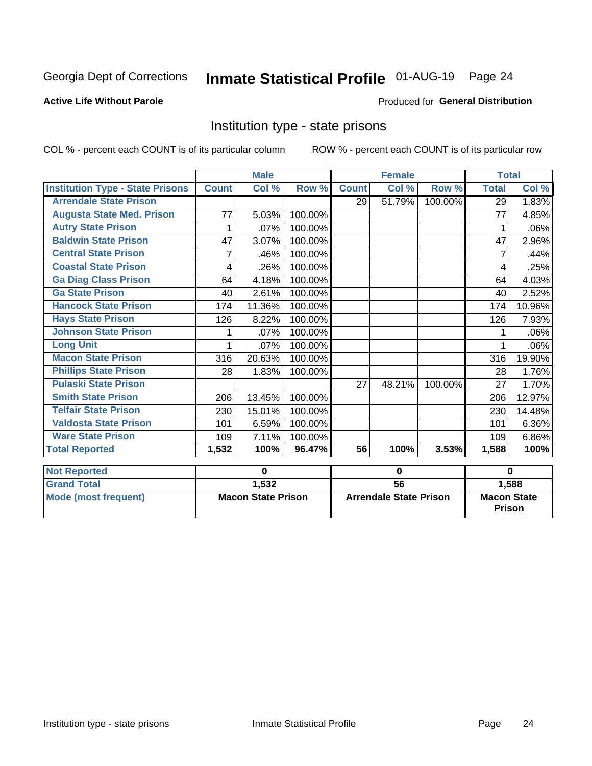Georgia Dept of Corrections **Inmate Statistical Profile** 01-AUG-19

**Active Life Without Parole**

Produced for **General Distribution**

## Institution type - state prisons

COL % - percent each COUNT is of its particular column    ROW % - percent each COUNT is of its particular row

| | Male | | | Female | | | Total | |
|---|---|---|---|---|---|---|---|---|
| **Institution Type - State Prisons** | **Count** | **Col %** | **Row %** | **Count** | **Col %** | **Row %** | **Total** | **Col %** |
| Arrendale State Prison | | | | 29 | 51.79% | 100.00% | 29 | 1.83% |
| Augusta State Med. Prison | 77 | 5.03% | 100.00% | | | | 77 | 4.85% |
| Autry State Prison | 1 | .07% | 100.00% | | | | 1 | .06% |
| Baldwin State Prison | 47 | 3.07% | 100.00% | | | | 47 | 2.96% |
| Central State Prison | 7 | .46% | 100.00% | | | | 7 | .44% |
| Coastal State Prison | 4 | .26% | 100.00% | | | | 4 | .25% |
| Ga Diag Class Prison | 64 | 4.18% | 100.00% | | | | 64 | 4.03% |
| Ga State Prison | 40 | 2.61% | 100.00% | | | | 40 | 2.52% |
| Hancock State Prison | 174 | 11.36% | 100.00% | | | | 174 | 10.96% |
| Hays State Prison | 126 | 8.22% | 100.00% | | | | 126 | 7.93% |
| Johnson State Prison | 1 | .07% | 100.00% | | | | 1 | .06% |
| Long Unit | 1 | .07% | 100.00% | | | | 1 | .06% |
| Macon State Prison | 316 | 20.63% | 100.00% | | | | 316 | 19.90% |
| Phillips State Prison | 28 | 1.83% | 100.00% | | | | 28 | 1.76% |
| Pulaski State Prison | | | | 27 | 48.21% | 100.00% | 27 | 1.70% |
| Smith State Prison | 206 | 13.45% | 100.00% | | | | 206 | 12.97% |
| Telfair State Prison | 230 | 15.01% | 100.00% | | | | 230 | 14.48% |
| Valdosta State Prison | 101 | 6.59% | 100.00% | | | | 101 | 6.36% |
| Ware State Prison | 109 | 7.11% | 100.00% | | | | 109 | 6.86% |
| **Total Reported** | **1,532** | **100%** | **96.47%** | **56** | **100%** | **3.53%** | **1,588** | **100%** |

| | Male | Female | Total |
|---|---|---|---|
| **Not Reported** | **0** | **0** | **0** |
| **Grand Total** | **1,532** | **56** | **1,588** |
| **Mode (most frequent)** | **Macon State Prison** | **Arrendale State Prison** | **Macon State Prison** |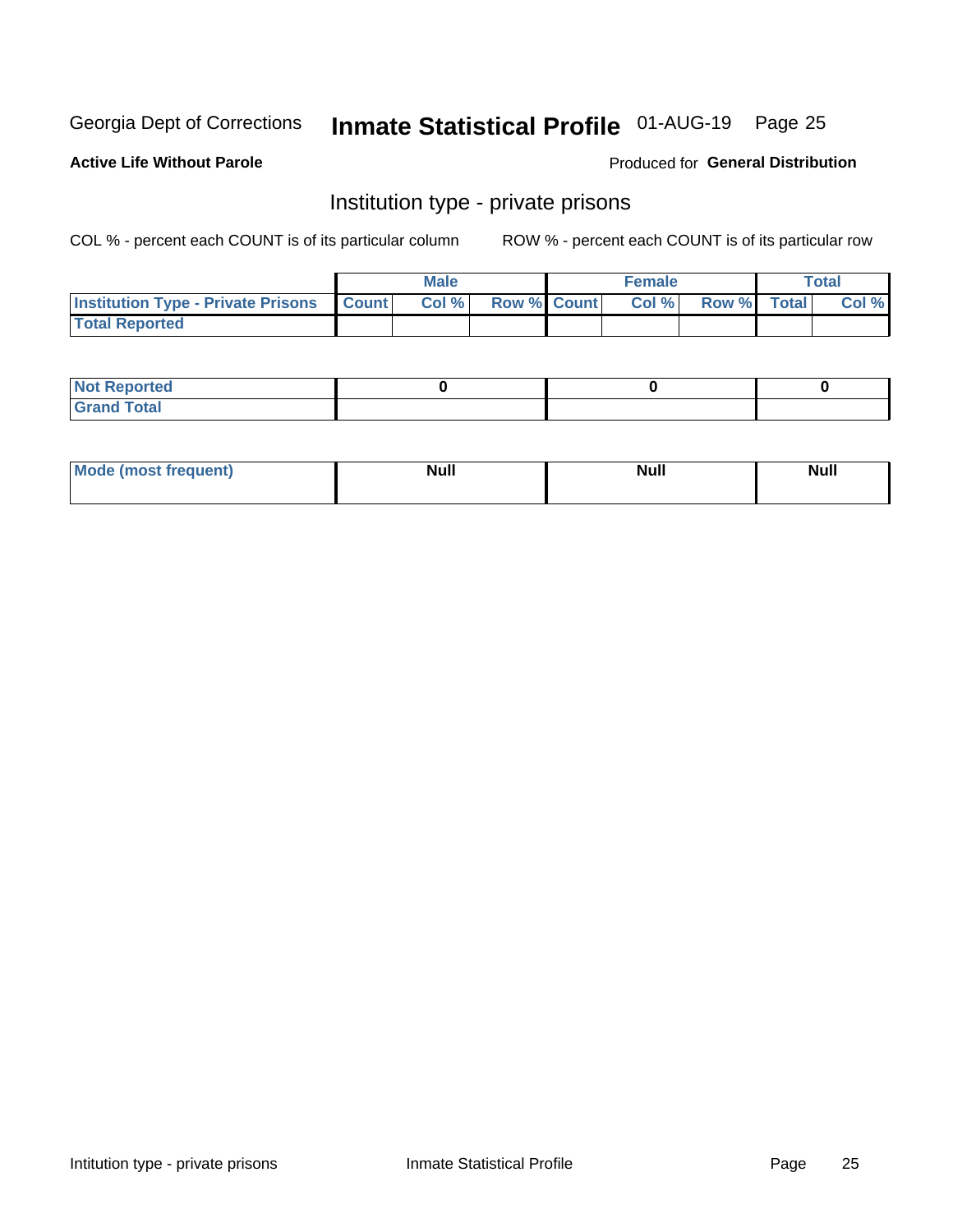Georgia Dept of Corrections **Inmate Statistical Profile** 01-AUG-19

**Active Life Without Parole**

Produced for **General Distribution**

## Institution type - private prisons

COL % - percent each COUNT is of its particular column

ROW % - percent each COUNT is of its particular row

| | Male | | | Female | | | Total | |
|---|---|---|---|---|---|---|---|---|
| **Institution Type - Private Prisons** | **Count** | **Col %** | **Row %** | **Count** | **Col %** | **Row %** | **Total** | **Col %** |
| **Total Reported** | | | | | | | | |

| | Male | Female | Total |
|---|---|---|---|
| **Not Reported** | 0 | 0 | 0 |
| **Grand Total** | | | |

| | Male | Female | Total |
|---|---|---|---|
| **Mode (most frequent)** | Null | Null | Null |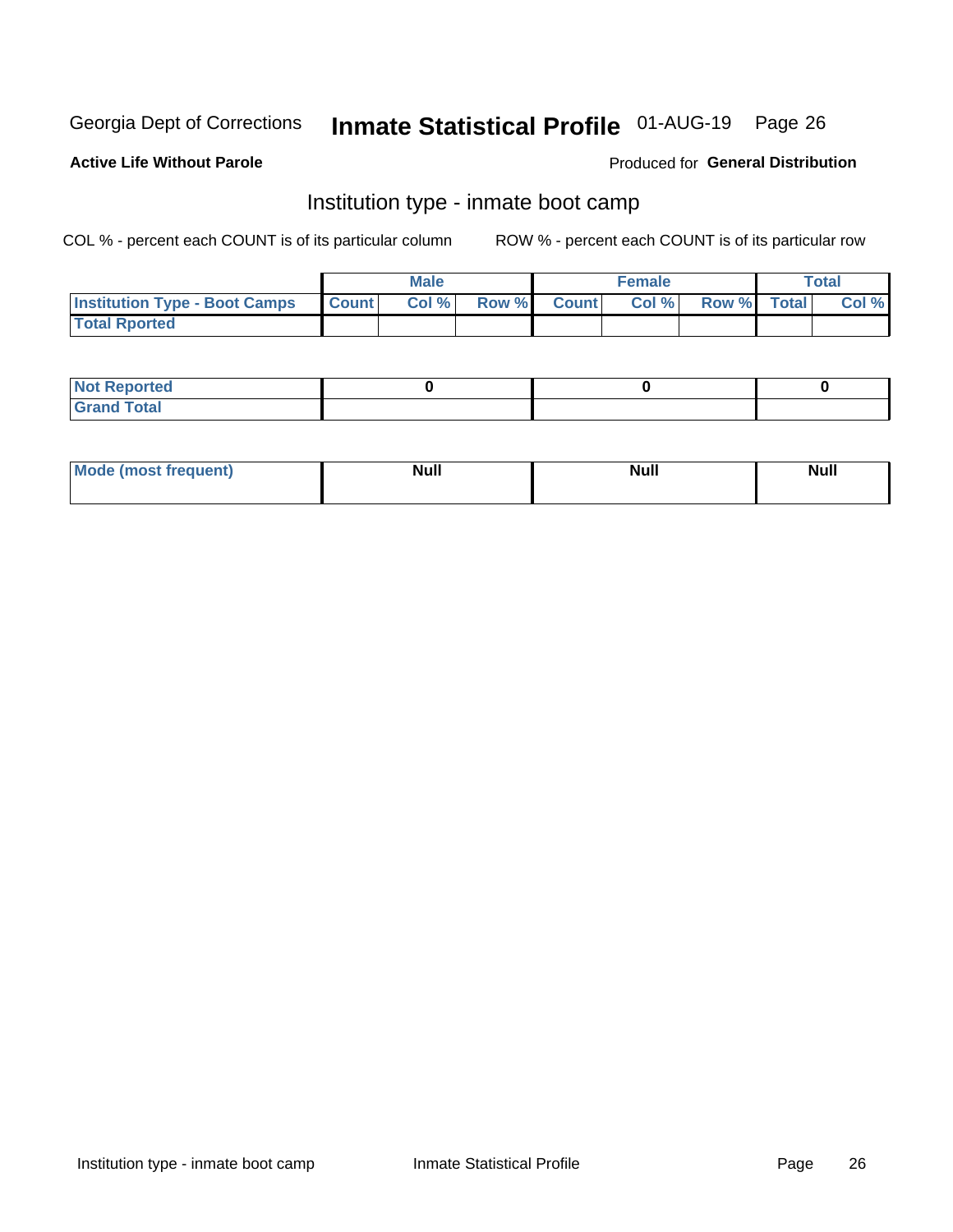Georgia Dept of Corrections **Inmate Statistical Profile** 01-AUG-19

**Active Life Without Parole**

Produced for **General Distribution**

## Institution type - inmate boot camp

COL % - percent each COUNT is of its particular column

ROW % - percent each COUNT is of its particular row

| | Male | | | Female | | | Total | |
|---|---|---|---|---|---|---|---|---|
| **Institution Type - Boot Camps** | **Count** | **Col %** | **Row %** | **Count** | **Col %** | **Row %** | **Total** | **Col %** |
| **Total Rported** | | | | | | | | |

| | Male | Female | Total |
|---|---|---|---|
| **Not Reported** | 0 | 0 | 0 |
| **Grand Total** | | | |

| | Male | Female | Total |
|---|---|---|---|
| **Mode (most frequent)** | Null | Null | Null |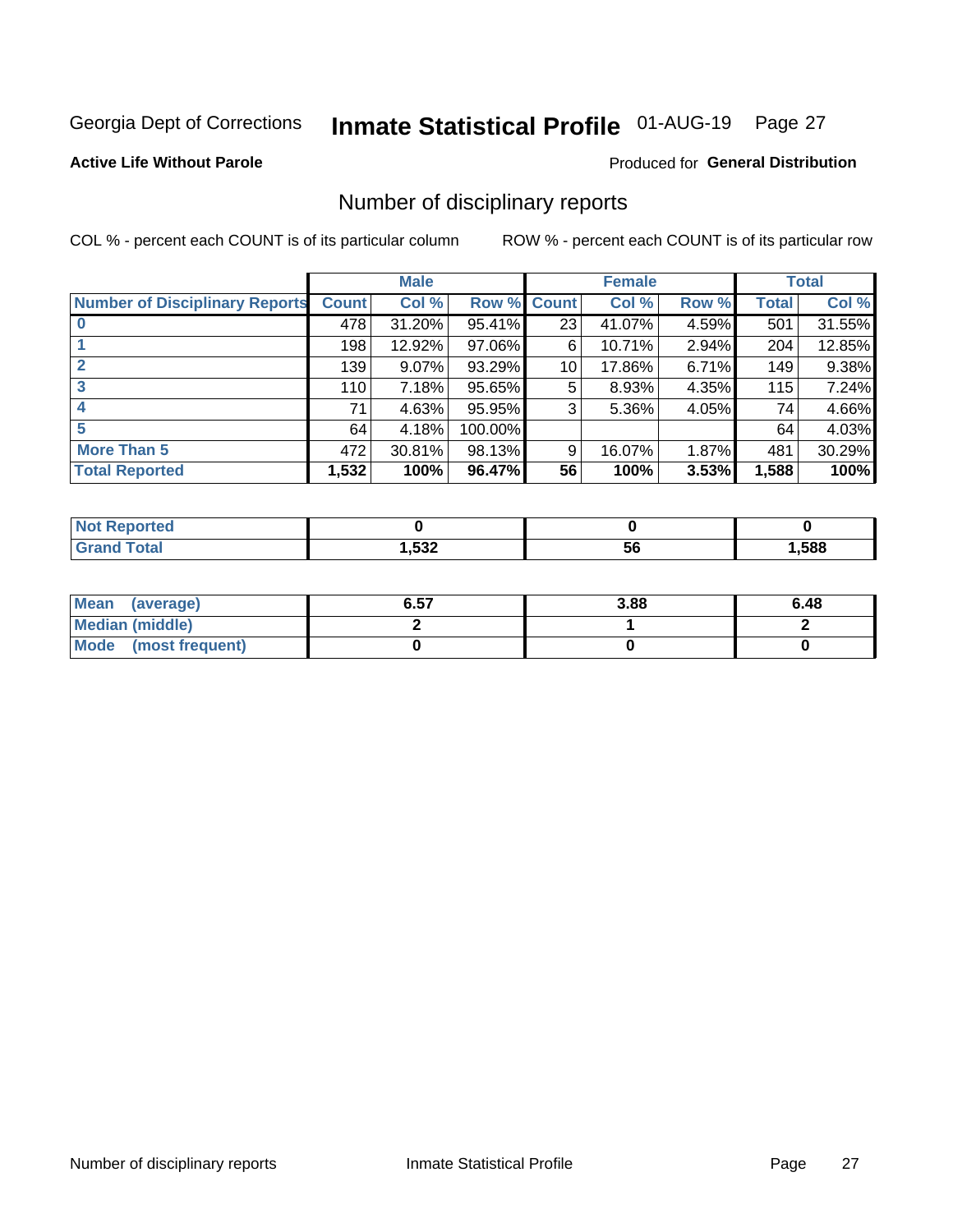Georgia Dept of Corrections **Inmate Statistical Profile** 01-AUG-19 Page 27

**Active Life Without Parole** Produced for **General Distribution**

## Number of disciplinary reports

COL % - percent each COUNT is of its particular column ROW % - percent each COUNT is of its particular row

| | Male | | | Female | | | Total | |
|---|---|---|---|---|---|---|---|---|
| **Number of Disciplinary Reports** | **Count** | **Col %** | **Row %** | **Count** | **Col %** | **Row %** | **Total** | **Col %** |
| **0** | 478 | 31.20% | 95.41% | 23 | 41.07% | 4.59% | 501 | 31.55% |
| **1** | 198 | 12.92% | 97.06% | 6 | 10.71% | 2.94% | 204 | 12.85% |
| **2** | 139 | 9.07% | 93.29% | 10 | 17.86% | 6.71% | 149 | 9.38% |
| **3** | 110 | 7.18% | 95.65% | 5 | 8.93% | 4.35% | 115 | 7.24% |
| **4** | 71 | 4.63% | 95.95% | 3 | 5.36% | 4.05% | 74 | 4.66% |
| **5** | 64 | 4.18% | 100.00% | | | | 64 | 4.03% |
| **More Than 5** | 472 | 30.81% | 98.13% | 9 | 16.07% | 1.87% | 481 | 30.29% |
| **Total Reported** | **1,532** | **100%** | **96.47%** | **56** | **100%** | **3.53%** | **1,588** | **100%** |

| | Male | Female | Total |
|---|---|---|---|
| **Not Reported** | **0** | **0** | **0** |
| **Grand Total** | **1,532** | **56** | **1,588** |

| | Male | Female | Total |
|---|---|---|---|
| **Mean (average)** | **6.57** | **3.88** | **6.48** |
| **Median (middle)** | **2** | **1** | **2** |
| **Mode (most frequent)** | **0** | **0** | **0** |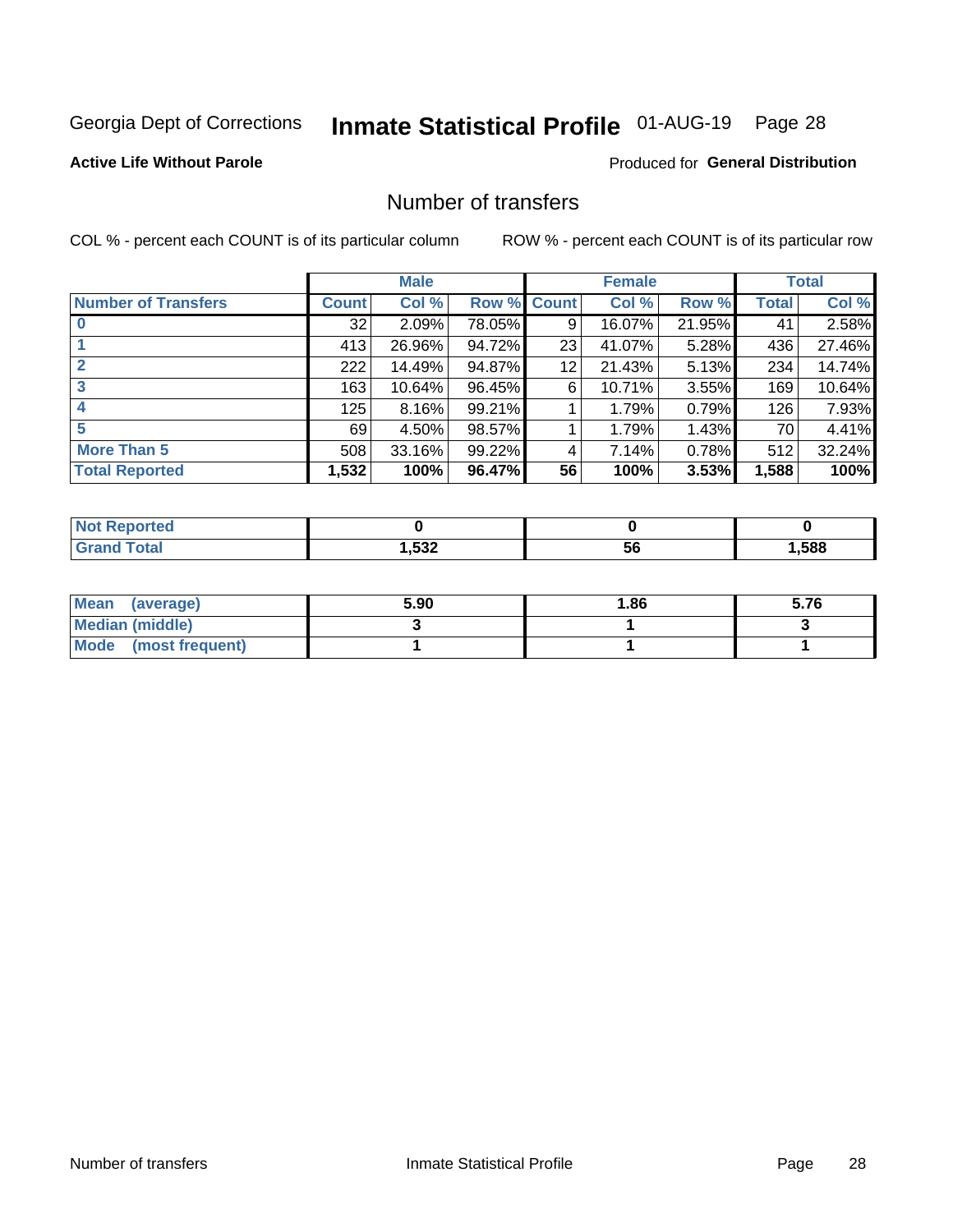Georgia Dept of Corrections **Inmate Statistical Profile** 01-AUG-19

**Active Life Without Parole**

Produced for **General Distribution**

## Number of transfers

COL % - percent each COUNT is of its particular column

ROW % - percent each COUNT is of its particular row

| | Male | | | Female | | | Total | |
|---|---|---|---|---|---|---|---|---|
| **Number of Transfers** | **Count** | **Col %** | **Row %** | **Count** | **Col %** | **Row %** | **Total** | **Col %** |
| **0** | 32 | 2.09% | 78.05% | 9 | 16.07% | 21.95% | 41 | 2.58% |
| **1** | 413 | 26.96% | 94.72% | 23 | 41.07% | 5.28% | 436 | 27.46% |
| **2** | 222 | 14.49% | 94.87% | 12 | 21.43% | 5.13% | 234 | 14.74% |
| **3** | 163 | 10.64% | 96.45% | 6 | 10.71% | 3.55% | 169 | 10.64% |
| **4** | 125 | 8.16% | 99.21% | 1 | 1.79% | 0.79% | 126 | 7.93% |
| **5** | 69 | 4.50% | 98.57% | 1 | 1.79% | 1.43% | 70 | 4.41% |
| **More Than 5** | 508 | 33.16% | 99.22% | 4 | 7.14% | 0.78% | 512 | 32.24% |
| **Total Reported** | **1,532** | **100%** | **96.47%** | **56** | **100%** | **3.53%** | **1,588** | **100%** |

| | Male | Female | Total |
|---|---|---|---|
| **Not Reported** | **0** | **0** | **0** |
| **Grand Total** | **1,532** | **56** | **1,588** |

| | Male | Female | Total |
|---|---|---|---|
| **Mean (average)** | **5.90** | **1.86** | **5.76** |
| **Median (middle)** | **3** | **1** | **3** |
| **Mode (most frequent)** | **1** | **1** | **1** |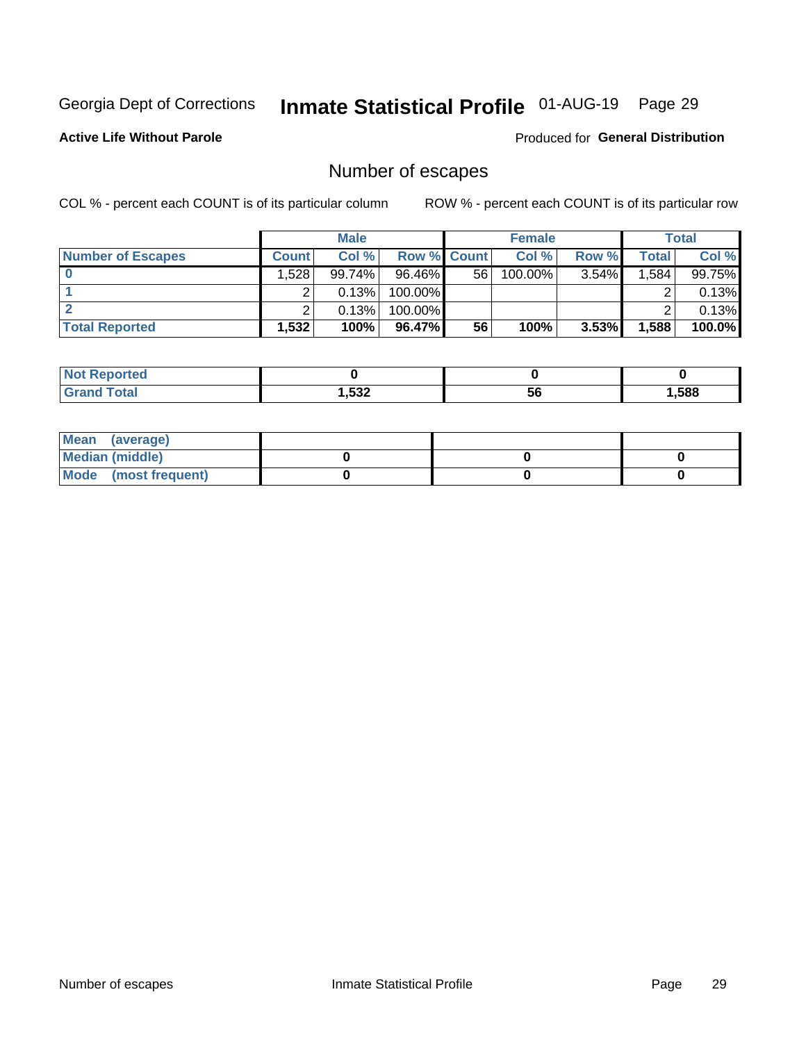Georgia Dept of Corrections **Inmate Statistical Profile** 01-AUG-19

**Active Life Without Parole**

Produced for **General Distribution**

## Number of escapes

COL % - percent each COUNT is of its particular column

ROW % - percent each COUNT is of its particular row

| | Male | | | Female | | | Total | |
|---|---|---|---|---|---|---|---|---|
| **Number of Escapes** | **Count** | **Col %** | **Row %** | **Count** | **Col %** | **Row %** | **Total** | **Col %** |
| **0** | 1,528 | 99.74% | 96.46% | 56 | 100.00% | 3.54% | 1,584 | 99.75% |
| **1** | 2 | 0.13% | 100.00% | | | | 2 | 0.13% |
| **2** | 2 | 0.13% | 100.00% | | | | 2 | 0.13% |
| **Total Reported** | **1,532** | **100%** | **96.47%** | **56** | **100%** | **3.53%** | **1,588** | **100.0%** |

| | Male | Female | Total |
|---|---|---|---|
| **Not Reported** | **0** | **0** | **0** |
| **Grand Total** | **1,532** | **56** | **1,588** |

| | Male | Female | Total |
|---|---|---|---|
| **Mean (average)** | | | |
| **Median (middle)** | **0** | **0** | **0** |
| **Mode (most frequent)** | **0** | **0** | **0** |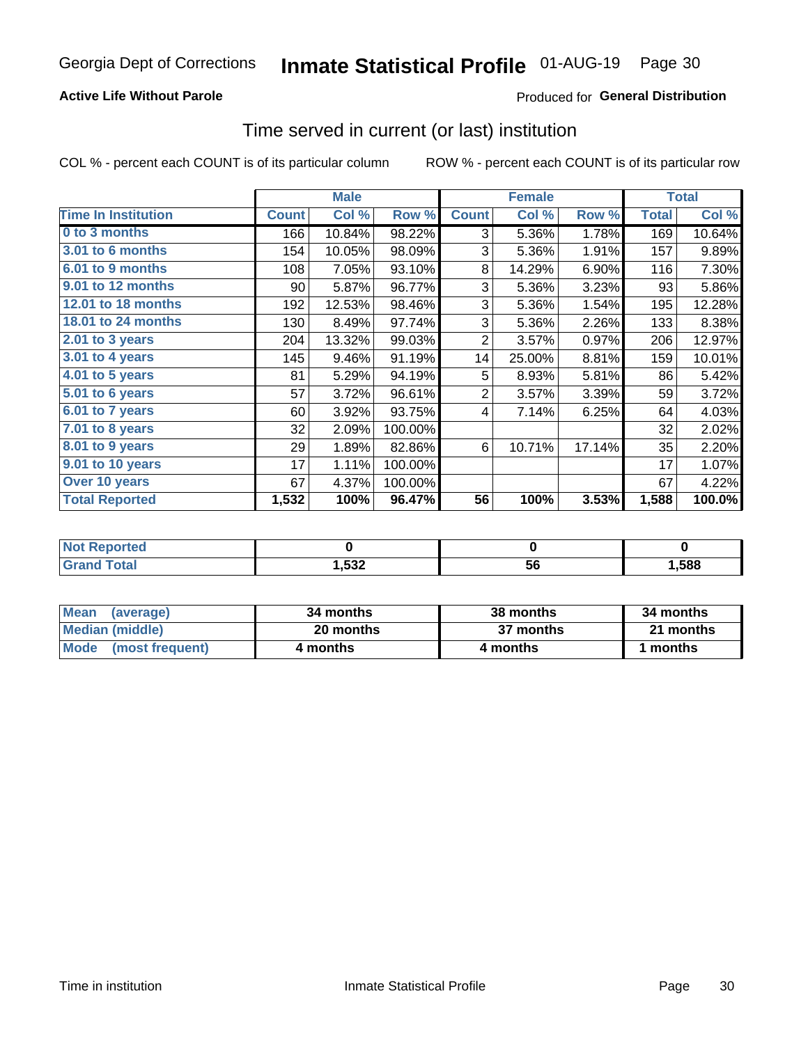Georgia Dept of Corrections **Inmate Statistical Profile** 01-AUG-19

**Active Life Without Parole**

Produced for **General Distribution**

## Time served in current (or last) institution

COL % - percent each COUNT is of its particular column

ROW % - percent each COUNT is of its particular row

| | Male | | | Female | | | Total | |
|---|---|---|---|---|---|---|---|---|
| Time In Institution | Count | Col % | Row % | Count | Col % | Row % | Total | Col % |
| 0 to 3 months | 166 | 10.84% | 98.22% | 3 | 5.36% | 1.78% | 169 | 10.64% |
| 3.01 to 6 months | 154 | 10.05% | 98.09% | 3 | 5.36% | 1.91% | 157 | 9.89% |
| 6.01 to 9 months | 108 | 7.05% | 93.10% | 8 | 14.29% | 6.90% | 116 | 7.30% |
| 9.01 to 12 months | 90 | 5.87% | 96.77% | 3 | 5.36% | 3.23% | 93 | 5.86% |
| 12.01 to 18 months | 192 | 12.53% | 98.46% | 3 | 5.36% | 1.54% | 195 | 12.28% |
| 18.01 to 24 months | 130 | 8.49% | 97.74% | 3 | 5.36% | 2.26% | 133 | 8.38% |
| 2.01 to 3 years | 204 | 13.32% | 99.03% | 2 | 3.57% | 0.97% | 206 | 12.97% |
| 3.01 to 4 years | 145 | 9.46% | 91.19% | 14 | 25.00% | 8.81% | 159 | 10.01% |
| 4.01 to 5 years | 81 | 5.29% | 94.19% | 5 | 8.93% | 5.81% | 86 | 5.42% |
| 5.01 to 6 years | 57 | 3.72% | 96.61% | 2 | 3.57% | 3.39% | 59 | 3.72% |
| 6.01 to 7 years | 60 | 3.92% | 93.75% | 4 | 7.14% | 6.25% | 64 | 4.03% |
| 7.01 to 8 years | 32 | 2.09% | 100.00% | | | | 32 | 2.02% |
| 8.01 to 9 years | 29 | 1.89% | 82.86% | 6 | 10.71% | 17.14% | 35 | 2.20% |
| 9.01 to 10 years | 17 | 1.11% | 100.00% | | | | 17 | 1.07% |
| Over 10 years | 67 | 4.37% | 100.00% | | | | 67 | 4.22% |
| **Total Reported** | **1,532** | **100%** | **96.47%** | **56** | **100%** | **3.53%** | **1,588** | **100.0%** |

| | Male | Female | Total |
|---|---|---|---|
| Not Reported | 0 | 0 | 0 |
| Grand Total | 1,532 | 56 | 1,588 |

| | Male | Female | Total |
|---|---|---|---|
| Mean (average) | 34 months | 38 months | 34 months |
| Median (middle) | 20 months | 37 months | 21 months |
| Mode (most frequent) | 4 months | 4 months | 1 months |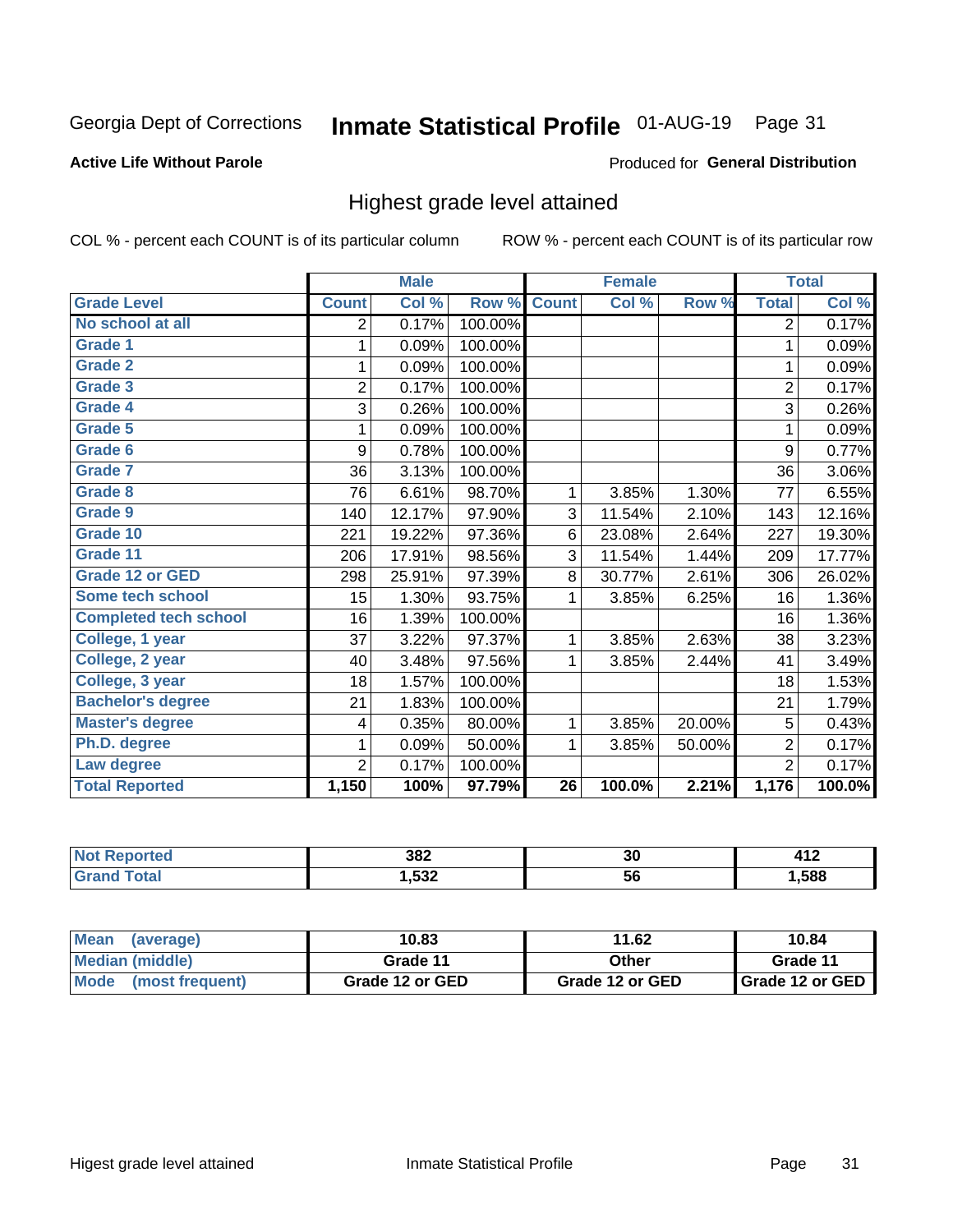Georgia Dept of Corrections **Inmate Statistical Profile** 01-AUG-19

**Active Life Without Parole**

Produced for **General Distribution**

## Highest grade level attained

COL % - percent each COUNT is of its particular column

ROW % - percent each COUNT is of its particular row

| | Male | | | Female | | | Total | |
|---|---|---|---|---|---|---|---|---|
| **Grade Level** | **Count** | **Col %** | **Row %** | **Count** | **Col %** | **Row %** | **Total** | **Col %** |
| **No school at all** | 2 | 0.17% | 100.00% | | | | 2 | 0.17% |
| **Grade 1** | 1 | 0.09% | 100.00% | | | | 1 | 0.09% |
| **Grade 2** | 1 | 0.09% | 100.00% | | | | 1 | 0.09% |
| **Grade 3** | 2 | 0.17% | 100.00% | | | | 2 | 0.17% |
| **Grade 4** | 3 | 0.26% | 100.00% | | | | 3 | 0.26% |
| **Grade 5** | 1 | 0.09% | 100.00% | | | | 1 | 0.09% |
| **Grade 6** | 9 | 0.78% | 100.00% | | | | 9 | 0.77% |
| **Grade 7** | 36 | 3.13% | 100.00% | | | | 36 | 3.06% |
| **Grade 8** | 76 | 6.61% | 98.70% | 1 | 3.85% | 1.30% | 77 | 6.55% |
| **Grade 9** | 140 | 12.17% | 97.90% | 3 | 11.54% | 2.10% | 143 | 12.16% |
| **Grade 10** | 221 | 19.22% | 97.36% | 6 | 23.08% | 2.64% | 227 | 19.30% |
| **Grade 11** | 206 | 17.91% | 98.56% | 3 | 11.54% | 1.44% | 209 | 17.77% |
| **Grade 12 or GED** | 298 | 25.91% | 97.39% | 8 | 30.77% | 2.61% | 306 | 26.02% |
| **Some tech school** | 15 | 1.30% | 93.75% | 1 | 3.85% | 6.25% | 16 | 1.36% |
| **Completed tech school** | 16 | 1.39% | 100.00% | | | | 16 | 1.36% |
| **College, 1 year** | 37 | 3.22% | 97.37% | 1 | 3.85% | 2.63% | 38 | 3.23% |
| **College, 2 year** | 40 | 3.48% | 97.56% | 1 | 3.85% | 2.44% | 41 | 3.49% |
| **College, 3 year** | 18 | 1.57% | 100.00% | | | | 18 | 1.53% |
| **Bachelor's degree** | 21 | 1.83% | 100.00% | | | | 21 | 1.79% |
| **Master's degree** | 4 | 0.35% | 80.00% | 1 | 3.85% | 20.00% | 5 | 0.43% |
| **Ph.D. degree** | 1 | 0.09% | 50.00% | 1 | 3.85% | 50.00% | 2 | 0.17% |
| **Law degree** | 2 | 0.17% | 100.00% | | | | 2 | 0.17% |
| **Total Reported** | **1,150** | **100%** | **97.79%** | **26** | **100.0%** | **2.21%** | **1,176** | **100.0%** |

| | Male | Female | Total |
|---|---|---|---|
| **Not Reported** | **382** | **30** | **412** |
| **Grand Total** | **1,532** | **56** | **1,588** |

| | Male | Female | Total |
|---|---|---|---|
| **Mean (average)** | **10.83** | **11.62** | **10.84** |
| **Median (middle)** | **Grade 11** | **Other** | **Grade 11** |
| **Mode (most frequent)** | **Grade 12 or GED** | **Grade 12 or GED** | **Grade 12 or GED** |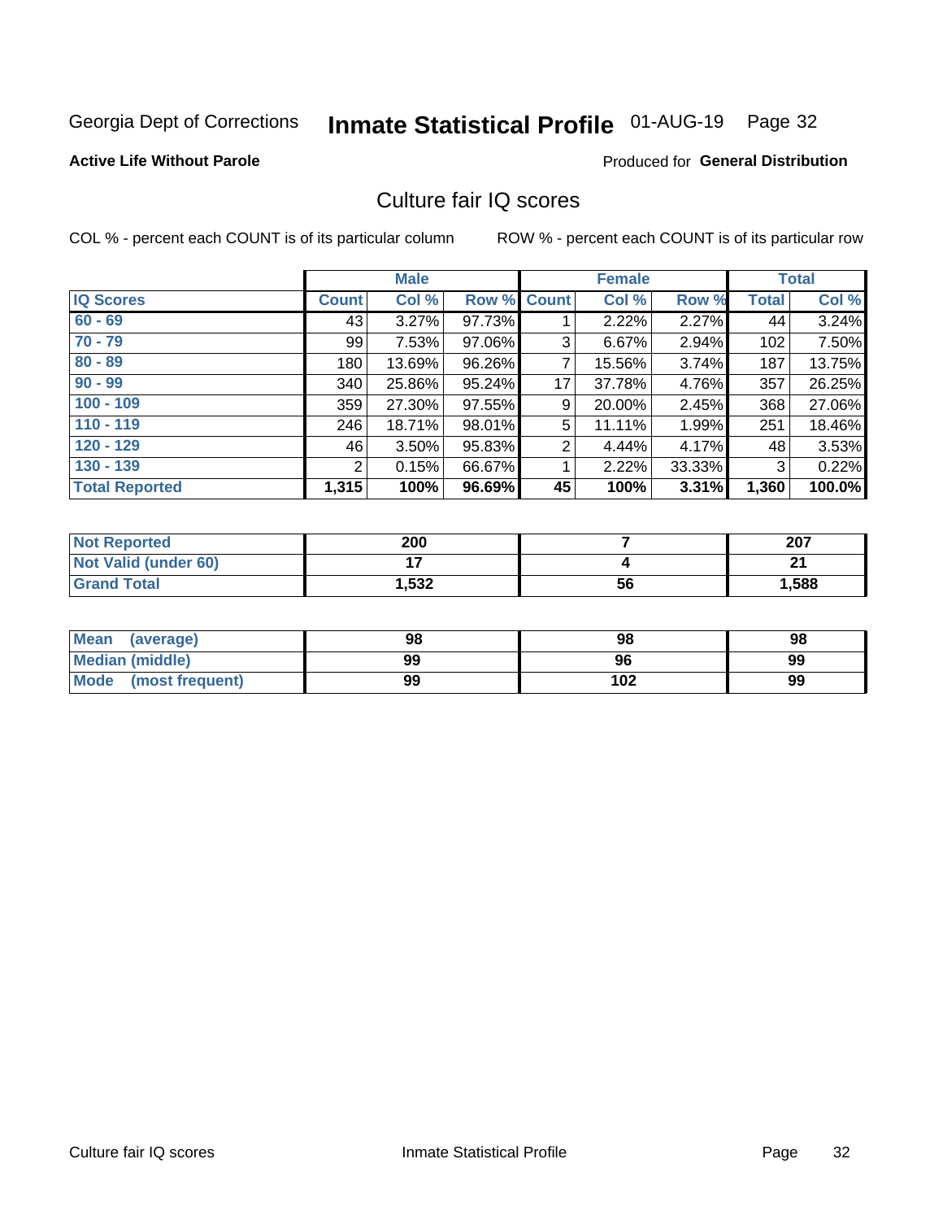Georgia Dept of Corrections **Inmate Statistical Profile** 01-AUG-19

**Active Life Without Parole**

Produced for **General Distribution**

## Culture fair IQ scores

COL % - percent each COUNT is of its particular column    ROW % - percent each COUNT is of its particular row

| | Male | | | Female | | | Total | |
|---|---|---|---|---|---|---|---|---|
| **IQ Scores** | **Count** | **Col %** | **Row %** | **Count** | **Col %** | **Row %** | **Total** | **Col %** |
| **60 - 69** | 43 | 3.27% | 97.73% | 1 | 2.22% | 2.27% | 44 | 3.24% |
| **70 - 79** | 99 | 7.53% | 97.06% | 3 | 6.67% | 2.94% | 102 | 7.50% |
| **80 - 89** | 180 | 13.69% | 96.26% | 7 | 15.56% | 3.74% | 187 | 13.75% |
| **90 - 99** | 340 | 25.86% | 95.24% | 17 | 37.78% | 4.76% | 357 | 26.25% |
| **100 - 109** | 359 | 27.30% | 97.55% | 9 | 20.00% | 2.45% | 368 | 27.06% |
| **110 - 119** | 246 | 18.71% | 98.01% | 5 | 11.11% | 1.99% | 251 | 18.46% |
| **120 - 129** | 46 | 3.50% | 95.83% | 2 | 4.44% | 4.17% | 48 | 3.53% |
| **130 - 139** | 2 | 0.15% | 66.67% | 1 | 2.22% | 33.33% | 3 | 0.22% |
| **Total Reported** | **1,315** | **100%** | **96.69%** | **45** | **100%** | **3.31%** | **1,360** | **100.0%** |

| | Male | Female | Total |
|---|---|---|---|
| **Not Reported** | **200** | **7** | **207** |
| **Not Valid (under 60)** | **17** | **4** | **21** |
| **Grand Total** | **1,532** | **56** | **1,588** |

| | Male | Female | Total |
|---|---|---|---|
| **Mean (average)** | **98** | **98** | **98** |
| **Median (middle)** | **99** | **96** | **99** |
| **Mode (most frequent)** | **99** | **102** | **99** |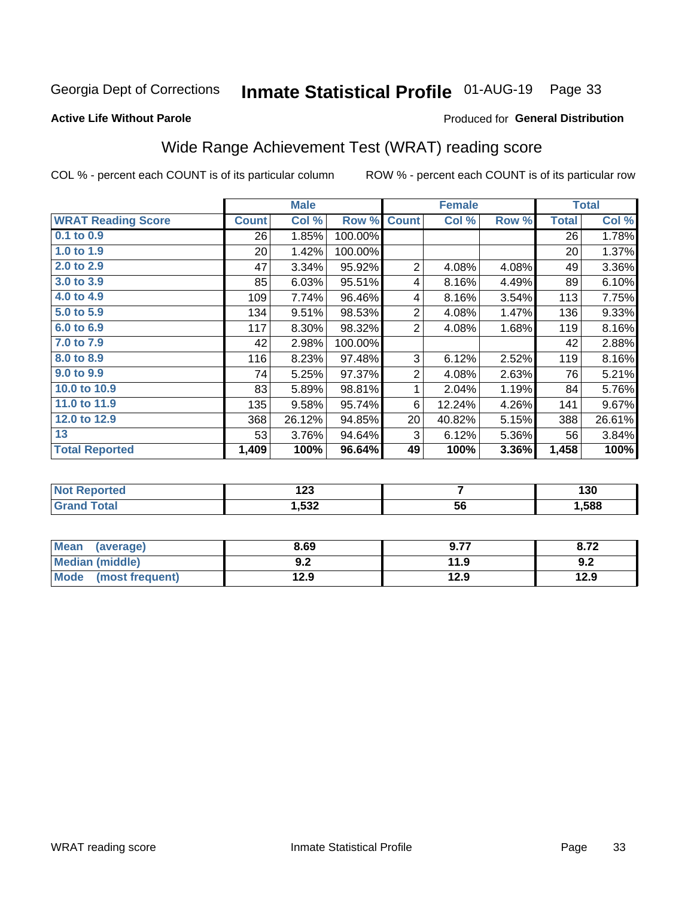Georgia Dept of Corrections **Inmate Statistical Profile** 01-AUG-19

**Active Life Without Parole**

Produced for **General Distribution**

## Wide Range Achievement Test (WRAT) reading score

COL % - percent each COUNT is of its particular column

ROW % - percent each COUNT is of its particular row

| | Male | | | Female | | | Total | |
|---|---|---|---|---|---|---|---|---|
| **WRAT Reading Score** | **Count** | **Col %** | **Row %** | **Count** | **Col %** | **Row %** | **Total** | **Col %** |
| 0.1 to 0.9 | 26 | 1.85% | 100.00% | | | | 26 | 1.78% |
| 1.0 to 1.9 | 20 | 1.42% | 100.00% | | | | 20 | 1.37% |
| 2.0 to 2.9 | 47 | 3.34% | 95.92% | 2 | 4.08% | 4.08% | 49 | 3.36% |
| 3.0 to 3.9 | 85 | 6.03% | 95.51% | 4 | 8.16% | 4.49% | 89 | 6.10% |
| 4.0 to 4.9 | 109 | 7.74% | 96.46% | 4 | 8.16% | 3.54% | 113 | 7.75% |
| 5.0 to 5.9 | 134 | 9.51% | 98.53% | 2 | 4.08% | 1.47% | 136 | 9.33% |
| 6.0 to 6.9 | 117 | 8.30% | 98.32% | 2 | 4.08% | 1.68% | 119 | 8.16% |
| 7.0 to 7.9 | 42 | 2.98% | 100.00% | | | | 42 | 2.88% |
| 8.0 to 8.9 | 116 | 8.23% | 97.48% | 3 | 6.12% | 2.52% | 119 | 8.16% |
| 9.0 to 9.9 | 74 | 5.25% | 97.37% | 2 | 4.08% | 2.63% | 76 | 5.21% |
| 10.0 to 10.9 | 83 | 5.89% | 98.81% | 1 | 2.04% | 1.19% | 84 | 5.76% |
| 11.0 to 11.9 | 135 | 9.58% | 95.74% | 6 | 12.24% | 4.26% | 141 | 9.67% |
| 12.0 to 12.9 | 368 | 26.12% | 94.85% | 20 | 40.82% | 5.15% | 388 | 26.61% |
| 13 | 53 | 3.76% | 94.64% | 3 | 6.12% | 5.36% | 56 | 3.84% |
| **Total Reported** | **1,409** | **100%** | **96.64%** | **49** | **100%** | **3.36%** | **1,458** | **100%** |

| | Male | Female | Total |
|---|---|---|---|
| Not Reported | 123 | 7 | 130 |
| Grand Total | 1,532 | 56 | 1,588 |

| | Male | Female | Total |
|---|---|---|---|
| Mean (average) | 8.69 | 9.77 | 8.72 |
| Median (middle) | 9.2 | 11.9 | 9.2 |
| Mode (most frequent) | 12.9 | 12.9 | 12.9 |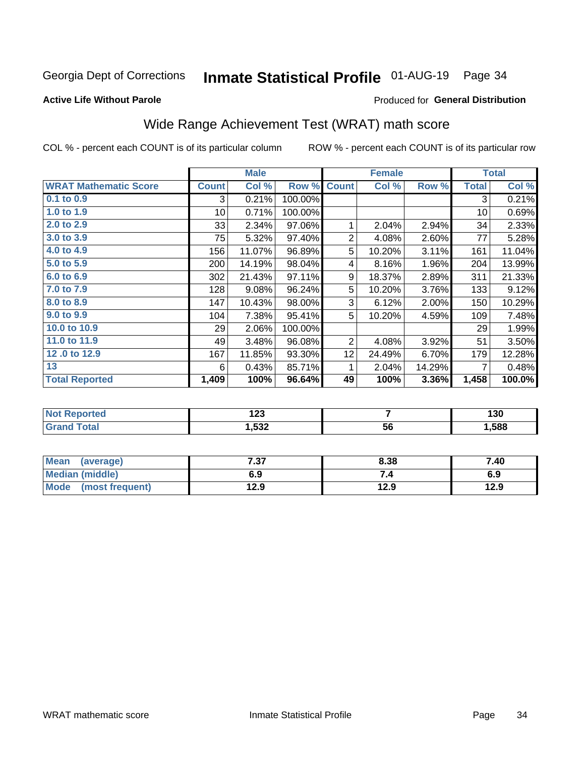Georgia Dept of Corrections **Inmate Statistical Profile** 01-AUG-19

**Active Life Without Parole**

Produced for **General Distribution**

## Wide Range Achievement Test (WRAT) math score

COL % - percent each COUNT is of its particular column ROW % - percent each COUNT is of its particular row

| | Male | | | Female | | | Total | |
|---|---|---|---|---|---|---|---|---|
| **WRAT Mathematic Score** | **Count** | **Col %** | **Row %** | **Count** | **Col %** | **Row %** | **Total** | **Col %** |
| **0.1 to 0.9** | 3 | 0.21% | 100.00% | | | | 3 | 0.21% |
| **1.0 to 1.9** | 10 | 0.71% | 100.00% | | | | 10 | 0.69% |
| **2.0 to 2.9** | 33 | 2.34% | 97.06% | 1 | 2.04% | 2.94% | 34 | 2.33% |
| **3.0 to 3.9** | 75 | 5.32% | 97.40% | 2 | 4.08% | 2.60% | 77 | 5.28% |
| **4.0 to 4.9** | 156 | 11.07% | 96.89% | 5 | 10.20% | 3.11% | 161 | 11.04% |
| **5.0 to 5.9** | 200 | 14.19% | 98.04% | 4 | 8.16% | 1.96% | 204 | 13.99% |
| **6.0 to 6.9** | 302 | 21.43% | 97.11% | 9 | 18.37% | 2.89% | 311 | 21.33% |
| **7.0 to 7.9** | 128 | 9.08% | 96.24% | 5 | 10.20% | 3.76% | 133 | 9.12% |
| **8.0 to 8.9** | 147 | 10.43% | 98.00% | 3 | 6.12% | 2.00% | 150 | 10.29% |
| **9.0 to 9.9** | 104 | 7.38% | 95.41% | 5 | 10.20% | 4.59% | 109 | 7.48% |
| **10.0 to 10.9** | 29 | 2.06% | 100.00% | | | | 29 | 1.99% |
| **11.0 to 11.9** | 49 | 3.48% | 96.08% | 2 | 4.08% | 3.92% | 51 | 3.50% |
| **12 .0 to 12.9** | 167 | 11.85% | 93.30% | 12 | 24.49% | 6.70% | 179 | 12.28% |
| **13** | 6 | 0.43% | 85.71% | 1 | 2.04% | 14.29% | 7 | 0.48% |
| **Total Reported** | **1,409** | **100%** | **96.64%** | **49** | **100%** | **3.36%** | **1,458** | **100.0%** |

| | Male | Female | Total |
|---|---|---|---|
| **Not Reported** | **123** | **7** | **130** |
| **Grand Total** | **1,532** | **56** | **1,588** |

| | Male | Female | Total |
|---|---|---|---|
| **Mean (average)** | **7.37** | **8.38** | **7.40** |
| **Median (middle)** | **6.9** | **7.4** | **6.9** |
| **Mode (most frequent)** | **12.9** | **12.9** | **12.9** |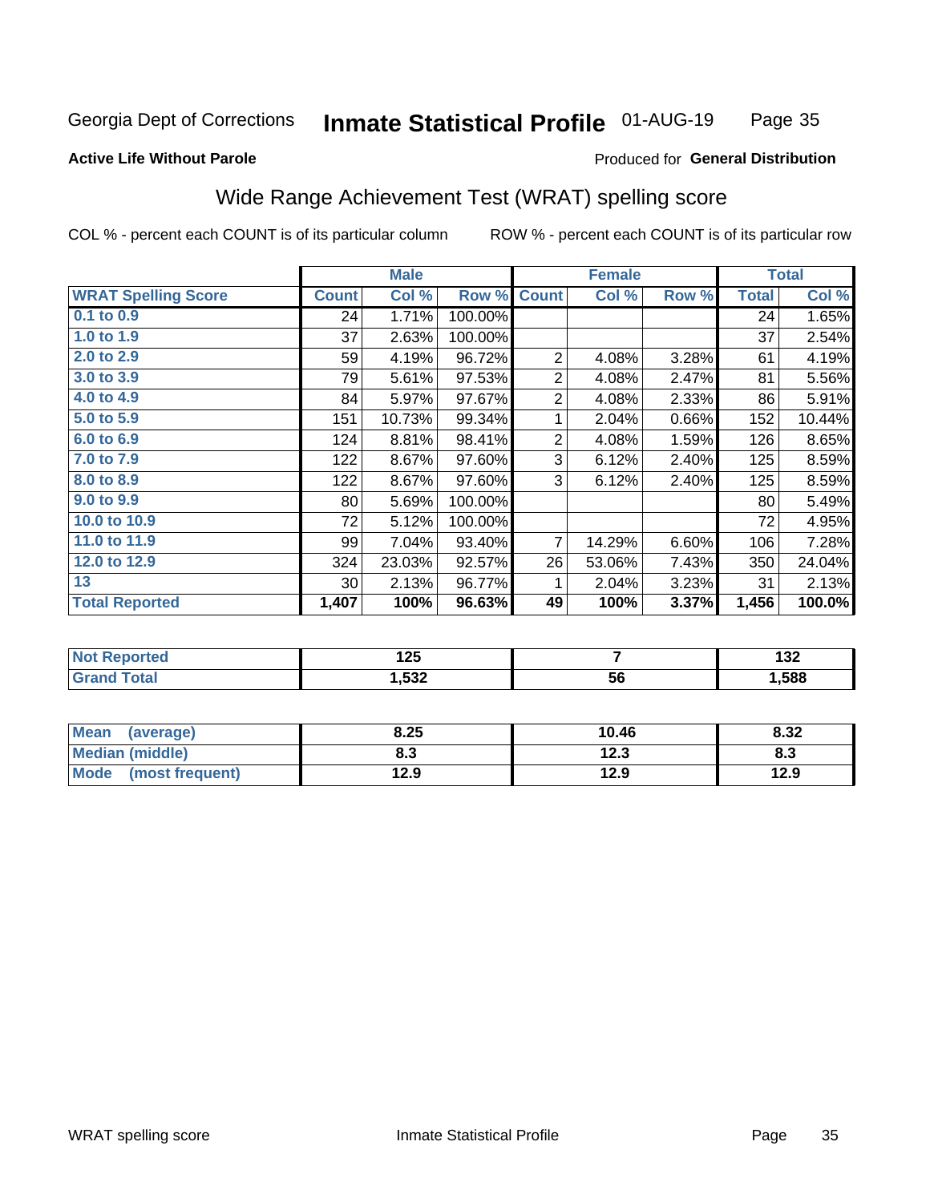Georgia Dept of Corrections **Inmate Statistical Profile** 01-AUG-19

**Active Life Without Parole**

Produced for **General Distribution**

## Wide Range Achievement Test (WRAT) spelling score

COL % - percent each COUNT is of its particular column ROW % - percent each COUNT is of its particular row

| | Male | | | Female | | | Total | |
|---|---|---|---|---|---|---|---|---|
| **WRAT Spelling Score** | **Count** | **Col %** | **Row %** | **Count** | **Col %** | **Row %** | **Total** | **Col %** |
| **0.1 to 0.9** | 24 | 1.71% | 100.00% | | | | 24 | 1.65% |
| **1.0 to 1.9** | 37 | 2.63% | 100.00% | | | | 37 | 2.54% |
| **2.0 to 2.9** | 59 | 4.19% | 96.72% | 2 | 4.08% | 3.28% | 61 | 4.19% |
| **3.0 to 3.9** | 79 | 5.61% | 97.53% | 2 | 4.08% | 2.47% | 81 | 5.56% |
| **4.0 to 4.9** | 84 | 5.97% | 97.67% | 2 | 4.08% | 2.33% | 86 | 5.91% |
| **5.0 to 5.9** | 151 | 10.73% | 99.34% | 1 | 2.04% | 0.66% | 152 | 10.44% |
| **6.0 to 6.9** | 124 | 8.81% | 98.41% | 2 | 4.08% | 1.59% | 126 | 8.65% |
| **7.0 to 7.9** | 122 | 8.67% | 97.60% | 3 | 6.12% | 2.40% | 125 | 8.59% |
| **8.0 to 8.9** | 122 | 8.67% | 97.60% | 3 | 6.12% | 2.40% | 125 | 8.59% |
| **9.0 to 9.9** | 80 | 5.69% | 100.00% | | | | 80 | 5.49% |
| **10.0 to 10.9** | 72 | 5.12% | 100.00% | | | | 72 | 4.95% |
| **11.0 to 11.9** | 99 | 7.04% | 93.40% | 7 | 14.29% | 6.60% | 106 | 7.28% |
| **12.0 to 12.9** | 324 | 23.03% | 92.57% | 26 | 53.06% | 7.43% | 350 | 24.04% |
| **13** | 30 | 2.13% | 96.77% | 1 | 2.04% | 3.23% | 31 | 2.13% |
| **Total Reported** | **1,407** | **100%** | **96.63%** | **49** | **100%** | **3.37%** | **1,456** | **100.0%** |

| | Male | Female | Total |
|---|---|---|---|
| **Not Reported** | **125** | **7** | **132** |
| **Grand Total** | **1,532** | **56** | **1,588** |

| | Male | Female | Total |
|---|---|---|---|
| **Mean (average)** | **8.25** | **10.46** | **8.32** |
| **Median (middle)** | **8.3** | **12.3** | **8.3** |
| **Mode (most frequent)** | **12.9** | **12.9** | **12.9** |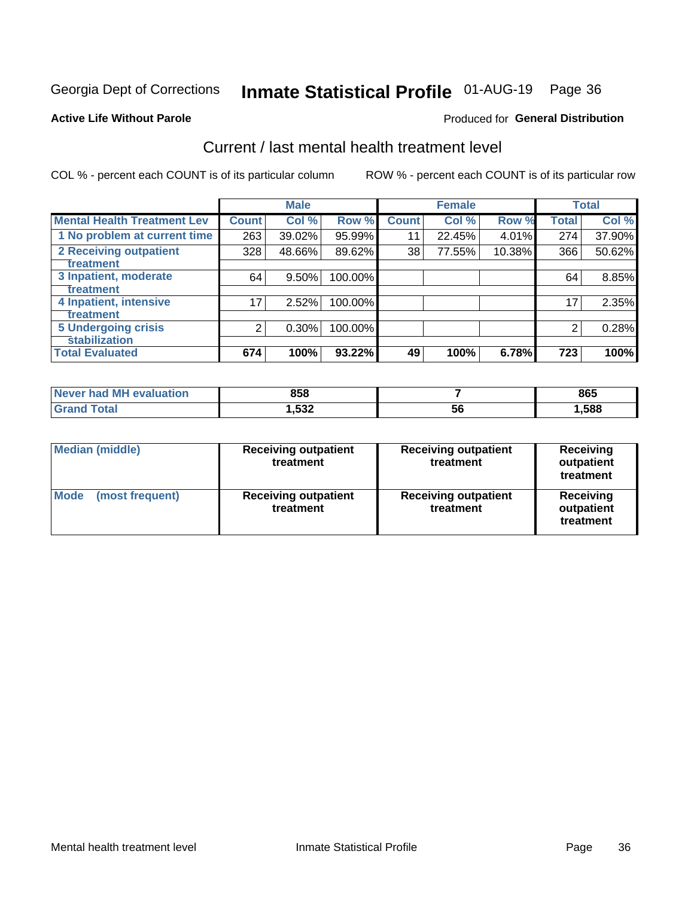Georgia Dept of Corrections **Inmate Statistical Profile** 01-AUG-19

**Active Life Without Parole**

Produced for **General Distribution**

## Current / last mental health treatment level

COL % - percent each COUNT is of its particular column

ROW % - percent each COUNT is of its particular row

| | Male | | | Female | | | Total | |
|---|---|---|---|---|---|---|---|---|
| **Mental Health Treatment Lev** | **Count** | **Col %** | **Row %** | **Count** | **Col %** | **Row %** | **Total** | **Col %** |
| 1 No problem at current time | 263 | 39.02% | 95.99% | 11 | 22.45% | 4.01% | 274 | 37.90% |
| 2 Receiving outpatient treatment | 328 | 48.66% | 89.62% | 38 | 77.55% | 10.38% | 366 | 50.62% |
| 3 Inpatient, moderate treatment | 64 | 9.50% | 100.00% | | | | 64 | 8.85% |
| 4 Inpatient, intensive treatment | 17 | 2.52% | 100.00% | | | | 17 | 2.35% |
| 5 Undergoing crisis stabilization | 2 | 0.30% | 100.00% | | | | 2 | 0.28% |
| **Total Evaluated** | **674** | **100%** | **93.22%** | **49** | **100%** | **6.78%** | **723** | **100%** |

| | Male | Female | Total |
|---|---|---|---|
| Never had MH evaluation | 858 | 7 | 865 |
| Grand Total | 1,532 | 56 | 1,588 |

| | Male | Female | Total |
|---|---|---|---|
| Median (middle) | Receiving outpatient treatment | Receiving outpatient treatment | Receiving outpatient treatment |
| Mode (most frequent) | Receiving outpatient treatment | Receiving outpatient treatment | Receiving outpatient treatment |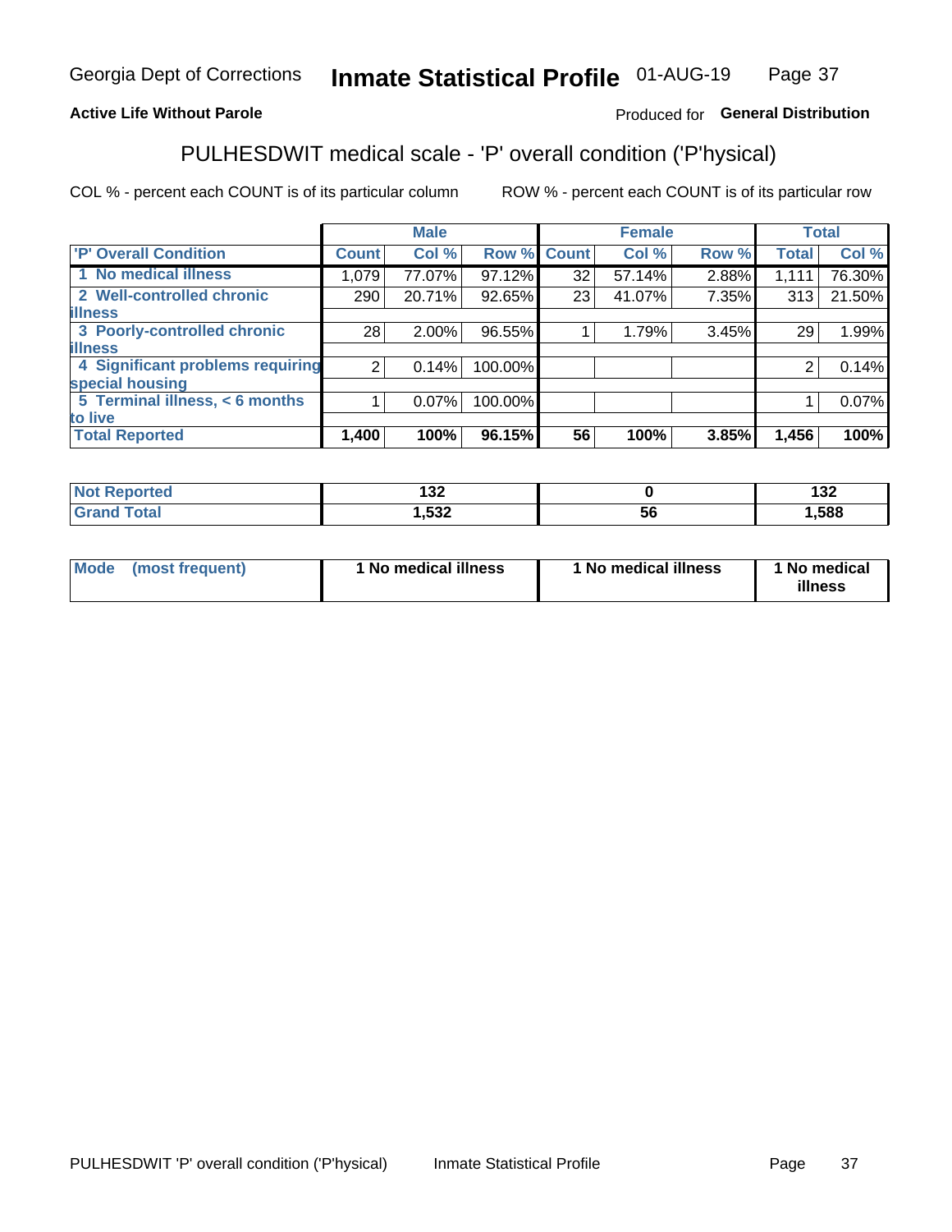Georgia Dept of Corrections **Inmate Statistical Profile** 01-AUG-19

**Active Life Without Parole**

Produced for **General Distribution**

## PULHESDWIT medical scale - 'P' overall condition ('P'hysical)

COL % - percent each COUNT is of its particular column ROW % - percent each COUNT is of its particular row

| | Male | | | Female | | | Total | |
|---|---|---|---|---|---|---|---|---|
| 'P' Overall Condition | Count | Col % | Row % | Count | Col % | Row % | Total | Col % |
| 1 No medical illness | 1,079 | 77.07% | 97.12% | 32 | 57.14% | 2.88% | 1,111 | 76.30% |
| 2 Well-controlled chronic illness | 290 | 20.71% | 92.65% | 23 | 41.07% | 7.35% | 313 | 21.50% |
| 3 Poorly-controlled chronic illness | 28 | 2.00% | 96.55% | 1 | 1.79% | 3.45% | 29 | 1.99% |
| 4 Significant problems requiring special housing | 2 | 0.14% | 100.00% | | | | 2 | 0.14% |
| 5 Terminal illness, < 6 months to live | 1 | 0.07% | 100.00% | | | | 1 | 0.07% |
| **Total Reported** | **1,400** | **100%** | **96.15%** | **56** | **100%** | **3.85%** | **1,456** | **100%** |

| | Male | Female | Total |
|---|---|---|---|
| Not Reported | 132 | 0 | 132 |
| Grand Total | 1,532 | 56 | 1,588 |

| | Male | Female | Total |
|---|---|---|---|
| Mode (most frequent) | 1 No medical illness | 1 No medical illness | 1 No medical illness |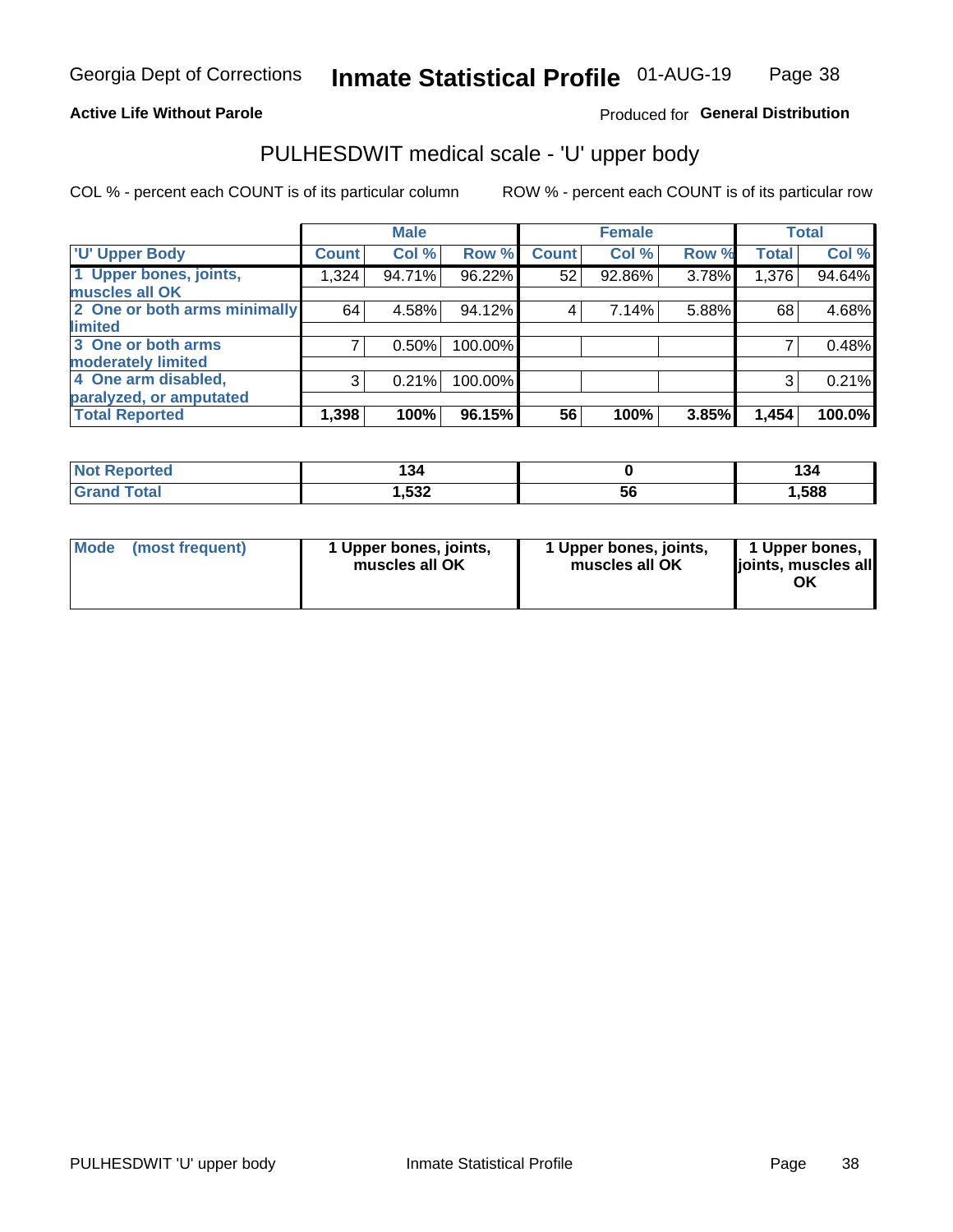Georgia Dept of Corrections **Inmate Statistical Profile** 01-AUG-19

**Active Life Without Parole**

Produced for **General Distribution**

## PULHESDWIT medical scale - 'U' upper body

COL % - percent each COUNT is of its particular column

ROW % - percent each COUNT is of its particular row

| | Male | | | Female | | | Total | |
|---|---|---|---|---|---|---|---|---|
| 'U' Upper Body | Count | Col % | Row % | Count | Col % | Row % | Total | Col % |
| 1 Upper bones, joints, muscles all OK | 1,324 | 94.71% | 96.22% | 52 | 92.86% | 3.78% | 1,376 | 94.64% |
| 2 One or both arms minimally limited | 64 | 4.58% | 94.12% | 4 | 7.14% | 5.88% | 68 | 4.68% |
| 3 One or both arms moderately limited | 7 | 0.50% | 100.00% | | | | 7 | 0.48% |
| 4 One arm disabled, paralyzed, or amputated | 3 | 0.21% | 100.00% | | | | 3 | 0.21% |
| **Total Reported** | **1,398** | **100%** | **96.15%** | **56** | **100%** | **3.85%** | **1,454** | **100.0%** |

| | Male | Female | Total |
|---|---|---|---|
| Not Reported | 134 | 0 | 134 |
| Grand Total | 1,532 | 56 | 1,588 |

| | Male | Female | Total |
|---|---|---|---|
| Mode (most frequent) | 1 Upper bones, joints, muscles all OK | 1 Upper bones, joints, muscles all OK | 1 Upper bones, joints, muscles all OK |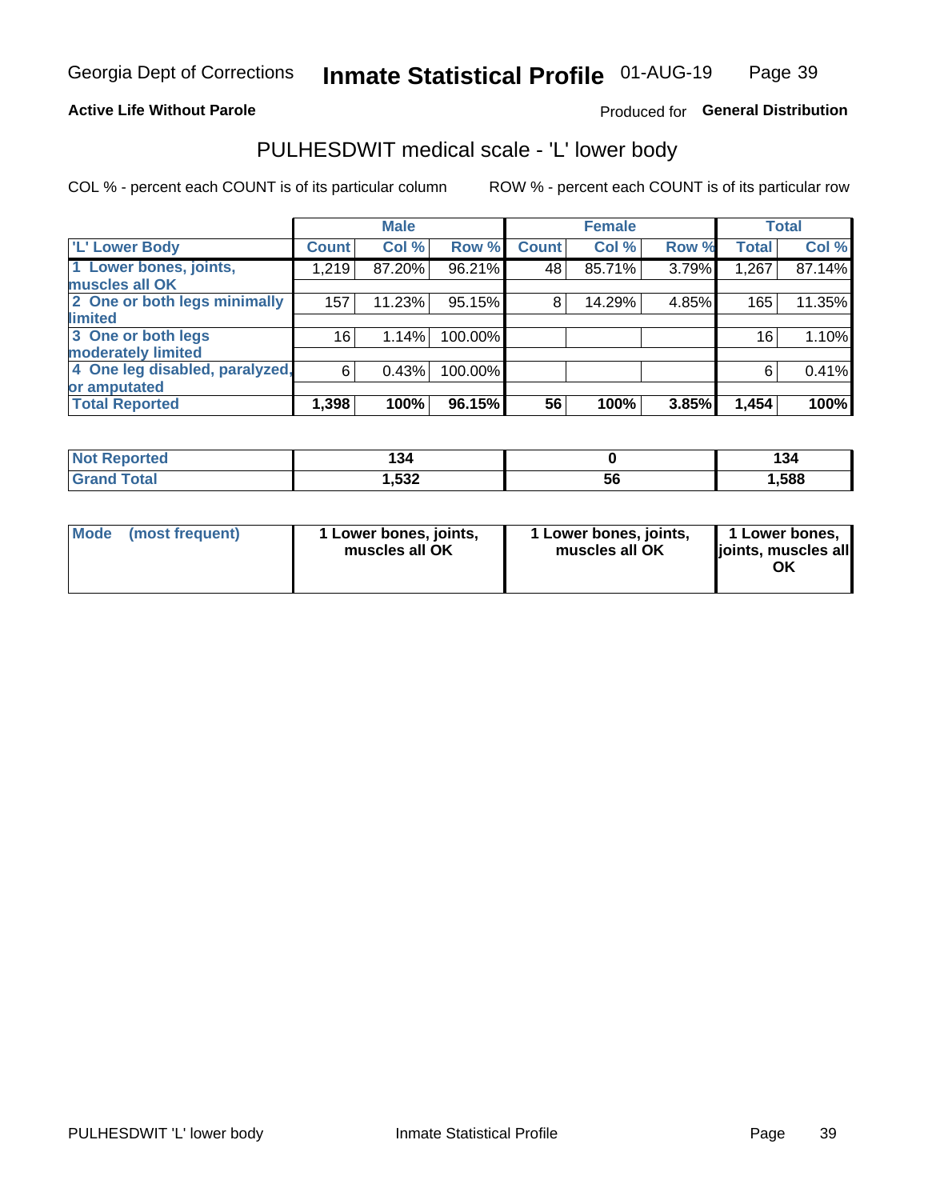**Active Life Without Parole**

Produced for **General Distribution**

## PULHESDWIT medical scale - 'L' lower body

COL % - percent each COUNT is of its particular column

ROW % - percent each COUNT is of its particular row

| | Male | | | Female | | | Total | |
|---|---|---|---|---|---|---|---|---|
| 'L' Lower Body | Count | Col % | Row % | Count | Col % | Row % | Total | Col % |
| 1 Lower bones, joints, muscles all OK | 1,219 | 87.20% | 96.21% | 48 | 85.71% | 3.79% | 1,267 | 87.14% |
| 2 One or both legs minimally limited | 157 | 11.23% | 95.15% | 8 | 14.29% | 4.85% | 165 | 11.35% |
| 3 One or both legs moderately limited | 16 | 1.14% | 100.00% | | | | 16 | 1.10% |
| 4 One leg disabled, paralyzed, or amputated | 6 | 0.43% | 100.00% | | | | 6 | 0.41% |
| **Total Reported** | **1,398** | **100%** | **96.15%** | **56** | **100%** | **3.85%** | **1,454** | **100%** |

| | Male | Female | Total |
|---|---|---|---|
| Not Reported | 134 | 0 | 134 |
| Grand Total | 1,532 | 56 | 1,588 |

| | Male | Female | Total |
|---|---|---|---|
| Mode (most frequent) | 1 Lower bones, joints, muscles all OK | 1 Lower bones, joints, muscles all OK | 1 Lower bones, joints, muscles all OK |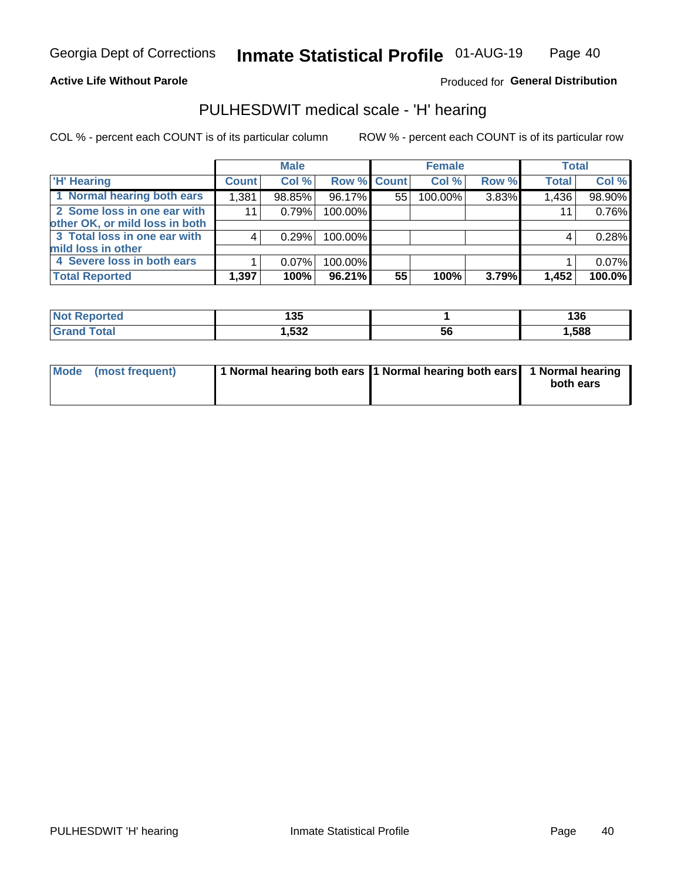Georgia Dept of Corrections **Inmate Statistical Profile** 01-AUG-19

**Active Life Without Parole**

Produced for **General Distribution**

## PULHESDWIT medical scale - 'H' hearing

COL % - percent each COUNT is of its particular column ROW % - percent each COUNT is of its particular row

| | Male | | | Female | | | Total | |
|---|---|---|---|---|---|---|---|---|
| 'H' Hearing | Count | Col % | Row % | Count | Col % | Row % | Total | Col % |
| 1 Normal hearing both ears | 1,381 | 98.85% | 96.17% | 55 | 100.00% | 3.83% | 1,436 | 98.90% |
| 2 Some loss in one ear with other OK, or mild loss in both | 11 | 0.79% | 100.00% | | | | 11 | 0.76% |
| 3 Total loss in one ear with mild loss in other | 4 | 0.29% | 100.00% | | | | 4 | 0.28% |
| 4 Severe loss in both ears | 1 | 0.07% | 100.00% | | | | 1 | 0.07% |
| **Total Reported** | **1,397** | **100%** | **96.21%** | **55** | **100%** | **3.79%** | **1,452** | **100.0%** |

| | Male | Female | Total |
|---|---|---|---|
| Not Reported | 135 | 1 | 136 |
| Grand Total | 1,532 | 56 | 1,588 |

| | Male | Female | Total |
|---|---|---|---|
| Mode (most frequent) | 1 Normal hearing both ears | 1 Normal hearing both ears | 1 Normal hearing both ears |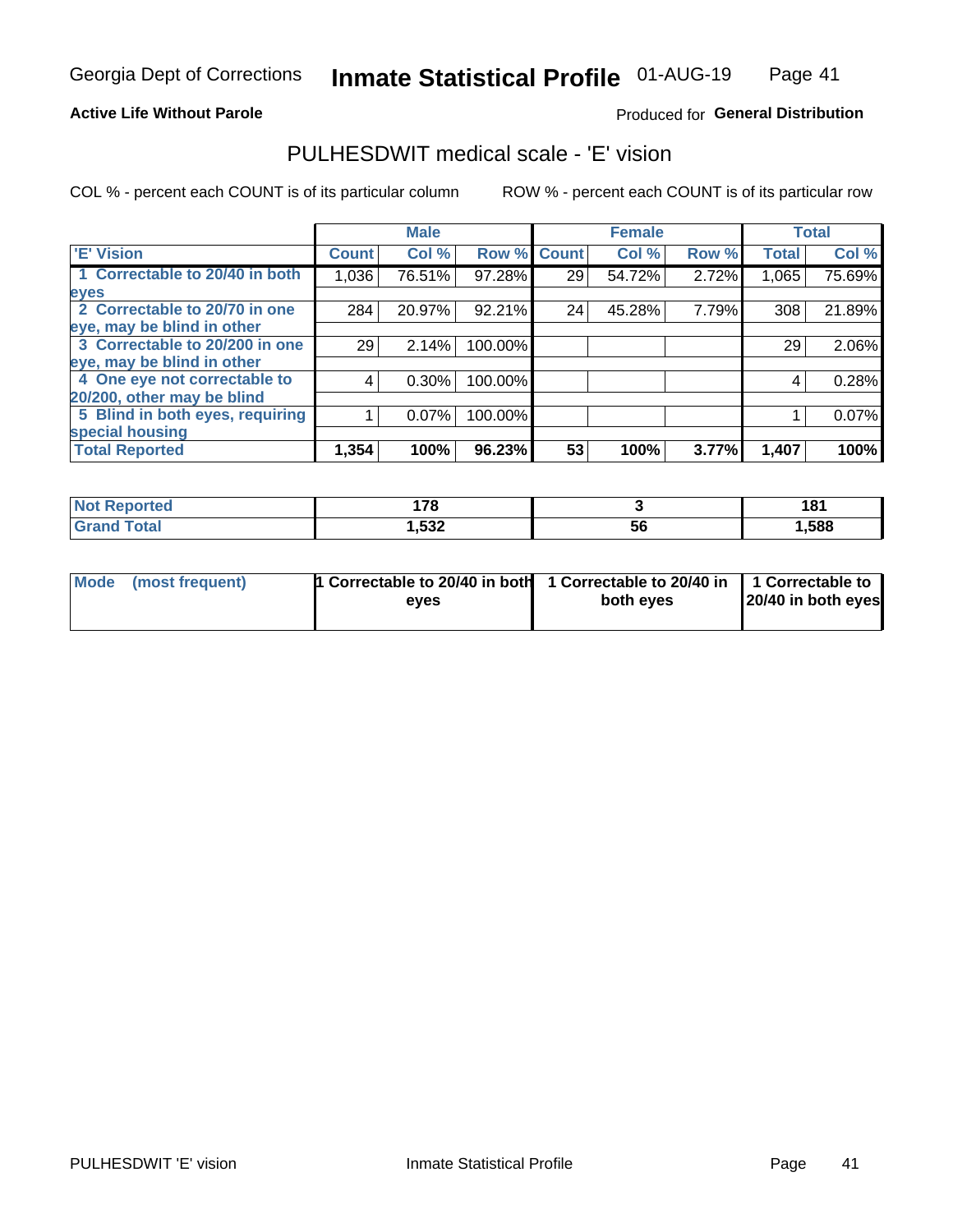Georgia Dept of Corrections **Inmate Statistical Profile** 01-AUG-19

**Active Life Without Parole**

Produced for **General Distribution**

## PULHESDWIT medical scale - 'E' vision

COL % - percent each COUNT is of its particular column

ROW % - percent each COUNT is of its particular row

| | Male | | | Female | | | Total | |
|---|---|---|---|---|---|---|---|---|
| **'E' Vision** | **Count** | **Col %** | **Row %** | **Count** | **Col %** | **Row %** | **Total** | **Col %** |
| **1 Correctable to 20/40 in both eyes** | 1,036 | 76.51% | 97.28% | 29 | 54.72% | 2.72% | 1,065 | 75.69% |
| **2 Correctable to 20/70 in one eye, may be blind in other** | 284 | 20.97% | 92.21% | 24 | 45.28% | 7.79% | 308 | 21.89% |
| **3 Correctable to 20/200 in one eye, may be blind in other** | 29 | 2.14% | 100.00% | | | | 29 | 2.06% |
| **4 One eye not correctable to 20/200, other may be blind** | 4 | 0.30% | 100.00% | | | | 4 | 0.28% |
| **5 Blind in both eyes, requiring special housing** | 1 | 0.07% | 100.00% | | | | 1 | 0.07% |
| **Total Reported** | **1,354** | **100%** | **96.23%** | **53** | **100%** | **3.77%** | **1,407** | **100%** |

| | Male | Female | Total |
|---|---|---|---|
| **Not Reported** | **178** | **3** | **181** |
| **Grand Total** | **1,532** | **56** | **1,588** |

| | Male | Female | Total |
|---|---|---|---|
| **Mode (most frequent)** | **1 Correctable to 20/40 in both eyes** | **1 Correctable to 20/40 in both eyes** | **1 Correctable to 20/40 in both eyes** |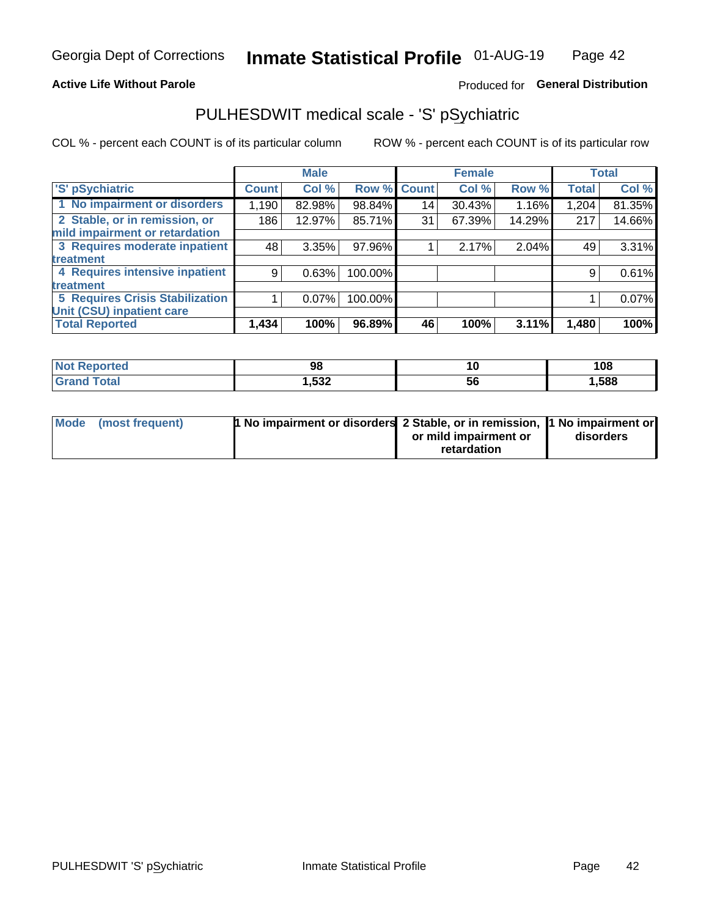Georgia Dept of Corrections **Inmate Statistical Profile** 01-AUG-19

**Active Life Without Parole**

Produced for **General Distribution**

## PULHESDWIT medical scale - 'S' pSychiatric

COL % - percent each COUNT is of its particular column ROW % - percent each COUNT is of its particular row

| | Male | | | Female | | | Total | |
|---|---|---|---|---|---|---|---|---|
| 'S' pSychiatric | Count | Col % | Row % | Count | Col % | Row % | Total | Col % |
| 1 No impairment or disorders | 1,190 | 82.98% | 98.84% | 14 | 30.43% | 1.16% | 1,204 | 81.35% |
| 2 Stable, or in remission, or mild impairment or retardation | 186 | 12.97% | 85.71% | 31 | 67.39% | 14.29% | 217 | 14.66% |
| 3 Requires moderate inpatient treatment | 48 | 3.35% | 97.96% | 1 | 2.17% | 2.04% | 49 | 3.31% |
| 4 Requires intensive inpatient treatment | 9 | 0.63% | 100.00% | | | | 9 | 0.61% |
| 5 Requires Crisis Stabilization Unit (CSU) inpatient care | 1 | 0.07% | 100.00% | | | | 1 | 0.07% |
| **Total Reported** | **1,434** | **100%** | **96.89%** | **46** | **100%** | **3.11%** | **1,480** | **100%** |

| | Male | Female | Total |
|---|---|---|---|
| Not Reported | **98** | **10** | **108** |
| Grand Total | **1,532** | **56** | **1,588** |

| | Male | Female | Total |
|---|---|---|---|
| Mode (most frequent) | **1 No impairment or disorders** | **2 Stable, or in remission, or mild impairment or retardation** | **1 No impairment or disorders** |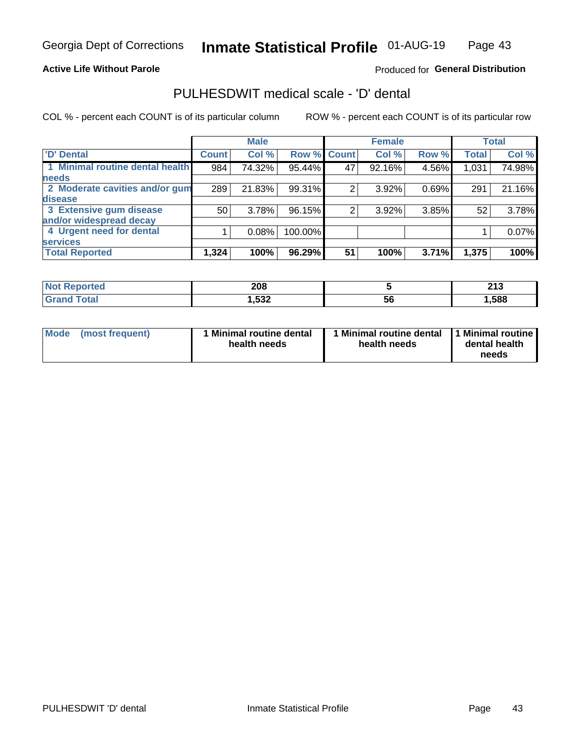**Active Life Without Parole**

Produced for **General Distribution**

## PULHESDWIT medical scale - 'D' dental

COL % - percent each COUNT is of its particular column

ROW % - percent each COUNT is of its particular row

| | Male | | | Female | | | Total | |
|---|---|---|---|---|---|---|---|---|
| 'D' Dental | Count | Col % | Row % | Count | Col % | Row % | Total | Col % |
| 1 Minimal routine dental health needs | 984 | 74.32% | 95.44% | 47 | 92.16% | 4.56% | 1,031 | 74.98% |
| 2 Moderate cavities and/or gum disease | 289 | 21.83% | 99.31% | 2 | 3.92% | 0.69% | 291 | 21.16% |
| 3 Extensive gum disease and/or widespread decay | 50 | 3.78% | 96.15% | 2 | 3.92% | 3.85% | 52 | 3.78% |
| 4 Urgent need for dental services | 1 | 0.08% | 100.00% | | | | 1 | 0.07% |
| **Total Reported** | **1,324** | **100%** | **96.29%** | **51** | **100%** | **3.71%** | **1,375** | **100%** |

| | Male | Female | Total |
|---|---|---|---|
| Not Reported | 208 | 5 | 213 |
| Grand Total | 1,532 | 56 | 1,588 |

| Mode (most frequent) | Male | Female | Total |
|---|---|---|---|
| | 1 Minimal routine dental health needs | 1 Minimal routine dental health needs | 1 Minimal routine dental health needs |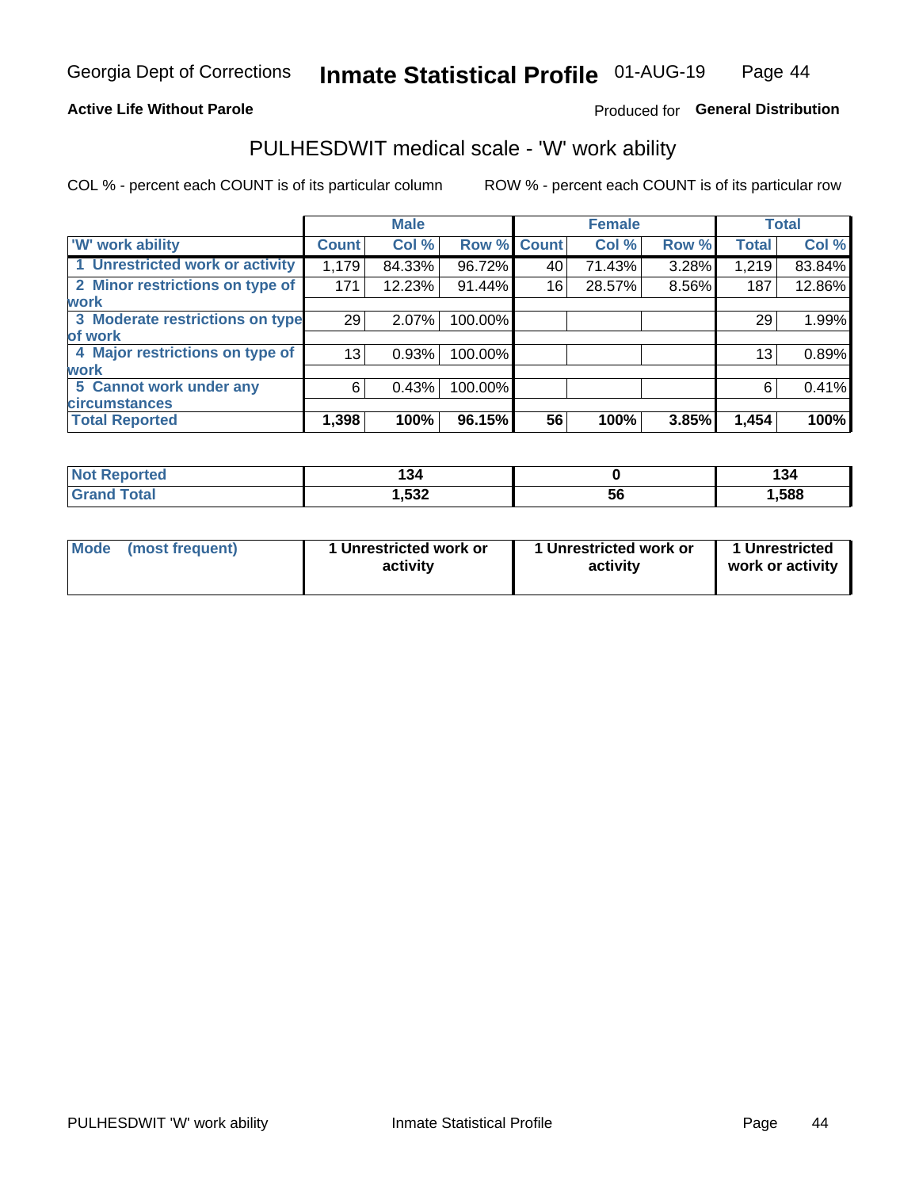Georgia Dept of Corrections **Inmate Statistical Profile** 01-AUG-19

**Active Life Without Parole**

Produced for **General Distribution**

## PULHESDWIT medical scale - 'W' work ability

COL % - percent each COUNT is of its particular column ROW % - percent each COUNT is of its particular row

| | Male | | | Female | | | Total | |
|---|---|---|---|---|---|---|---|---|
| 'W' work ability | Count | Col % | Row % | Count | Col % | Row % | Total | Col % |
| 1 Unrestricted work or activity | 1,179 | 84.33% | 96.72% | 40 | 71.43% | 3.28% | 1,219 | 83.84% |
| 2 Minor restrictions on type of work | 171 | 12.23% | 91.44% | 16 | 28.57% | 8.56% | 187 | 12.86% |
| 3 Moderate restrictions on type of work | 29 | 2.07% | 100.00% | | | | 29 | 1.99% |
| 4 Major restrictions on type of work | 13 | 0.93% | 100.00% | | | | 13 | 0.89% |
| 5 Cannot work under any circumstances | 6 | 0.43% | 100.00% | | | | 6 | 0.41% |
| **Total Reported** | **1,398** | **100%** | **96.15%** | **56** | **100%** | **3.85%** | **1,454** | **100%** |

| | Male | Female | Total |
|---|---|---|---|
| Not Reported | 134 | 0 | 134 |
| Grand Total | 1,532 | 56 | 1,588 |

| | Male | Female | Total |
|---|---|---|---|
| Mode (most frequent) | 1 Unrestricted work or activity | 1 Unrestricted work or activity | 1 Unrestricted work or activity |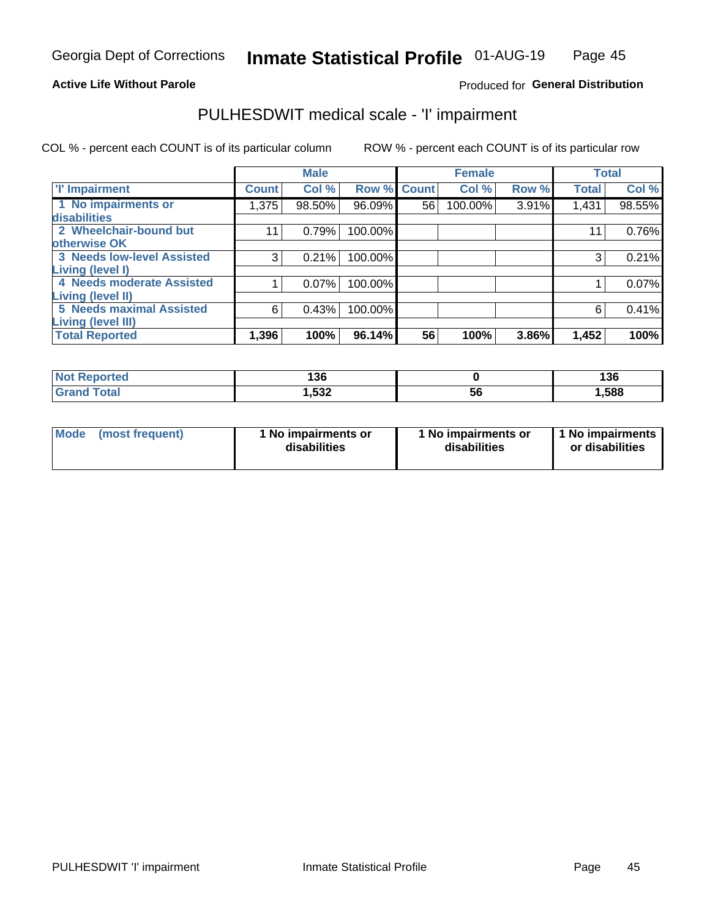Georgia Dept of Corrections **Inmate Statistical Profile** 01-AUG-19

**Active Life Without Parole**

Produced for **General Distribution**

## PULHESDWIT medical scale - 'I' impairment

COL % - percent each COUNT is of its particular column ROW % - percent each COUNT is of its particular row

| | Male | | | Female | | | Total | |
|---|---|---|---|---|---|---|---|---|
| 'I' Impairment | Count | Col % | Row % | Count | Col % | Row % | Total | Col % |
| 1 No impairments or disabilities | 1,375 | 98.50% | 96.09% | 56 | 100.00% | 3.91% | 1,431 | 98.55% |
| 2 Wheelchair-bound but otherwise OK | 11 | 0.79% | 100.00% | | | | 11 | 0.76% |
| 3 Needs low-level Assisted Living (level I) | 3 | 0.21% | 100.00% | | | | 3 | 0.21% |
| 4 Needs moderate Assisted Living (level II) | 1 | 0.07% | 100.00% | | | | 1 | 0.07% |
| 5 Needs maximal Assisted Living (level III) | 6 | 0.43% | 100.00% | | | | 6 | 0.41% |
| **Total Reported** | **1,396** | **100%** | **96.14%** | **56** | **100%** | **3.86%** | **1,452** | **100%** |

| | Male | Female | Total |
|---|---|---|---|
| Not Reported | 136 | 0 | 136 |
| Grand Total | 1,532 | 56 | 1,588 |

| Mode (most frequent) | 1 No impairments or disabilities | 1 No impairments or disabilities | 1 No impairments or disabilities |
|---|---|---|---|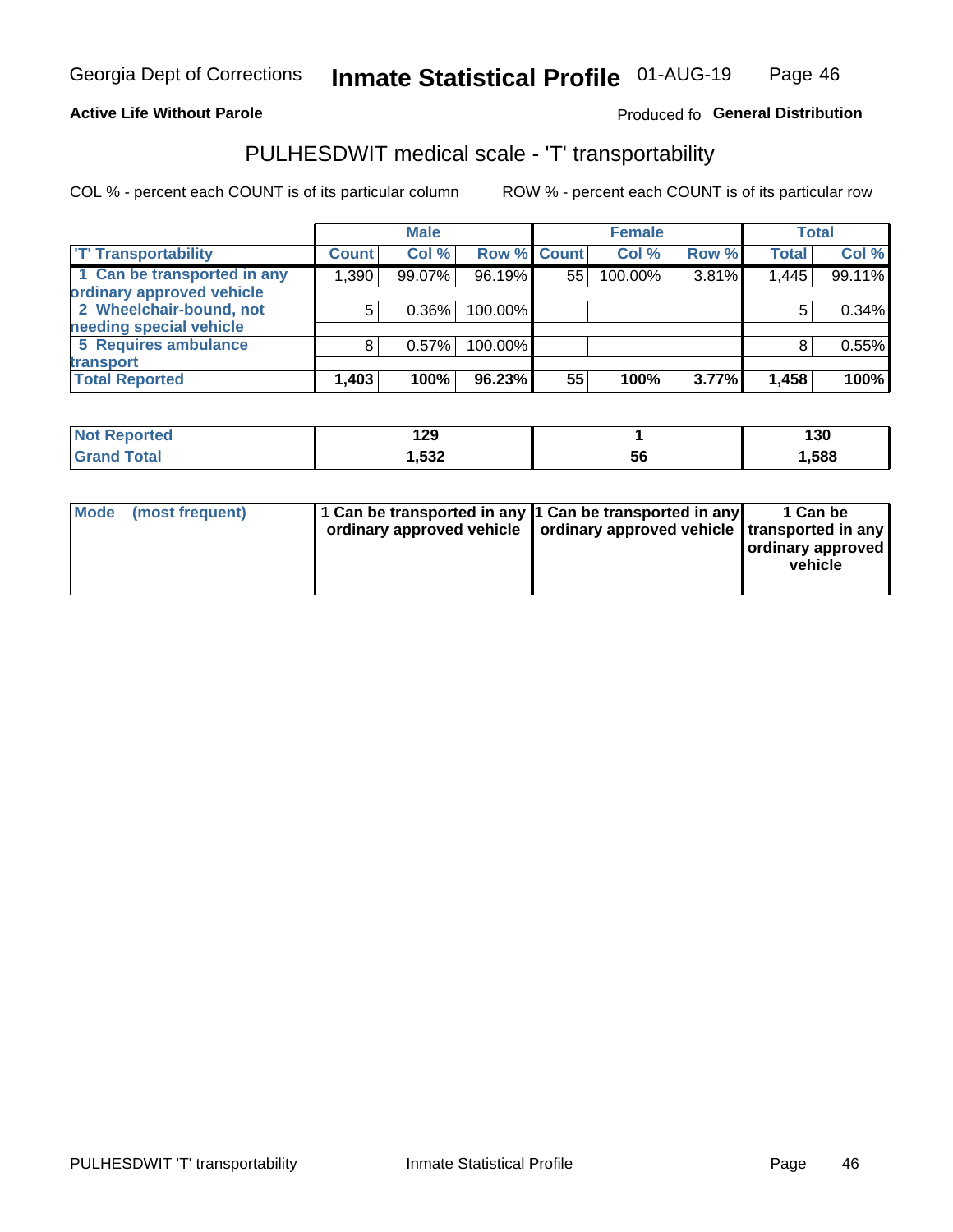Georgia Dept of Corrections **Inmate Statistical Profile** 01-AUG-19

**Active Life Without Parole**

Produced fo **General Distribution**

## PULHESDWIT medical scale - 'T' transportability

COL % - percent each COUNT is of its particular column ROW % - percent each COUNT is of its particular row

| | Male | | | Female | | | Total | |
|---|---|---|---|---|---|---|---|---|
| 'T' Transportability | Count | Col % | Row % | Count | Col % | Row % | Total | Col % |
| 1 Can be transported in any ordinary approved vehicle | 1,390 | 99.07% | 96.19% | 55 | 100.00% | 3.81% | 1,445 | 99.11% |
| 2 Wheelchair-bound, not needing special vehicle | 5 | 0.36% | 100.00% | | | | 5 | 0.34% |
| 5 Requires ambulance transport | 8 | 0.57% | 100.00% | | | | 8 | 0.55% |
| **Total Reported** | **1,403** | **100%** | **96.23%** | **55** | **100%** | **3.77%** | **1,458** | **100%** |

| | Male | Female | Total |
|---|---|---|---|
| Not Reported | 129 | 1 | 130 |
| Grand Total | 1,532 | 56 | 1,588 |

| | Male | Female | Total |
|---|---|---|---|
| Mode (most frequent) | 1 Can be transported in any ordinary approved vehicle | 1 Can be transported in any ordinary approved vehicle | 1 Can be transported in any ordinary approved vehicle |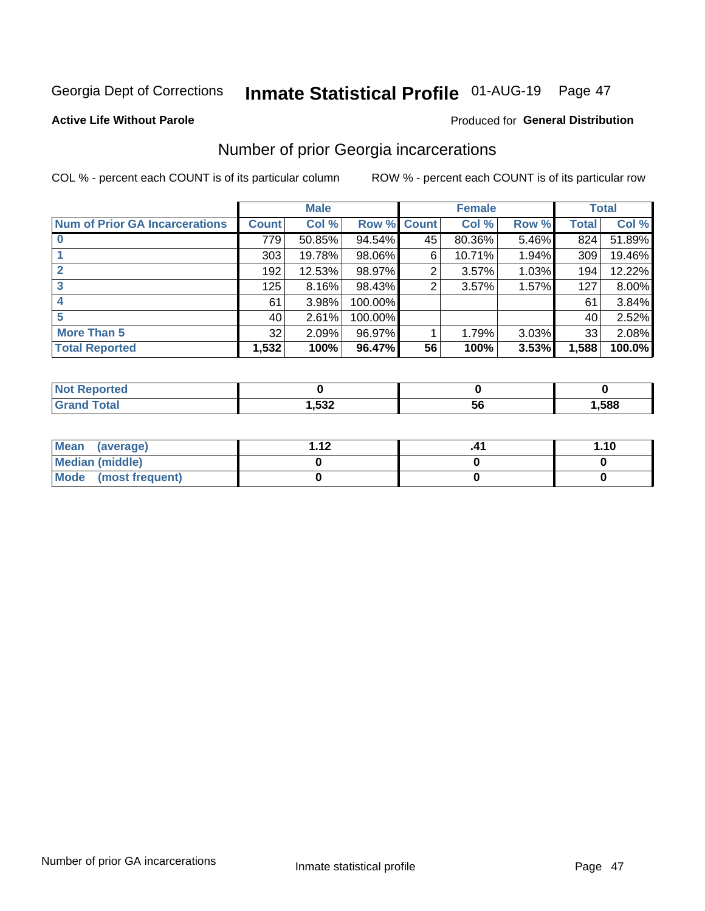Georgia Dept of Corrections **Inmate Statistical Profile** 01-AUG-19 Page 47

**Active Life Without Parole**

Produced for **General Distribution**

## Number of prior Georgia incarcerations

COL % - percent each COUNT is of its particular column

ROW % - percent each COUNT is of its particular row

| | Male | | | Female | | | Total | |
|---|---|---|---|---|---|---|---|---|
| **Num of Prior GA Incarcerations** | **Count** | **Col %** | **Row %** | **Count** | **Col %** | **Row %** | **Total** | **Col %** |
| **0** | 779 | 50.85% | 94.54% | 45 | 80.36% | 5.46% | 824 | 51.89% |
| **1** | 303 | 19.78% | 98.06% | 6 | 10.71% | 1.94% | 309 | 19.46% |
| **2** | 192 | 12.53% | 98.97% | 2 | 3.57% | 1.03% | 194 | 12.22% |
| **3** | 125 | 8.16% | 98.43% | 2 | 3.57% | 1.57% | 127 | 8.00% |
| **4** | 61 | 3.98% | 100.00% | | | | 61 | 3.84% |
| **5** | 40 | 2.61% | 100.00% | | | | 40 | 2.52% |
| **More Than 5** | 32 | 2.09% | 96.97% | 1 | 1.79% | 3.03% | 33 | 2.08% |
| **Total Reported** | **1,532** | **100%** | **96.47%** | **56** | **100%** | **3.53%** | **1,588** | **100.0%** |

| | Male | Female | Total |
|---|---|---|---|
| **Not Reported** | **0** | **0** | **0** |
| **Grand Total** | **1,532** | **56** | **1,588** |

| | Male | Female | Total |
|---|---|---|---|
| **Mean (average)** | **1.12** | **.41** | **1.10** |
| **Median (middle)** | **0** | **0** | **0** |
| **Mode (most frequent)** | **0** | **0** | **0** |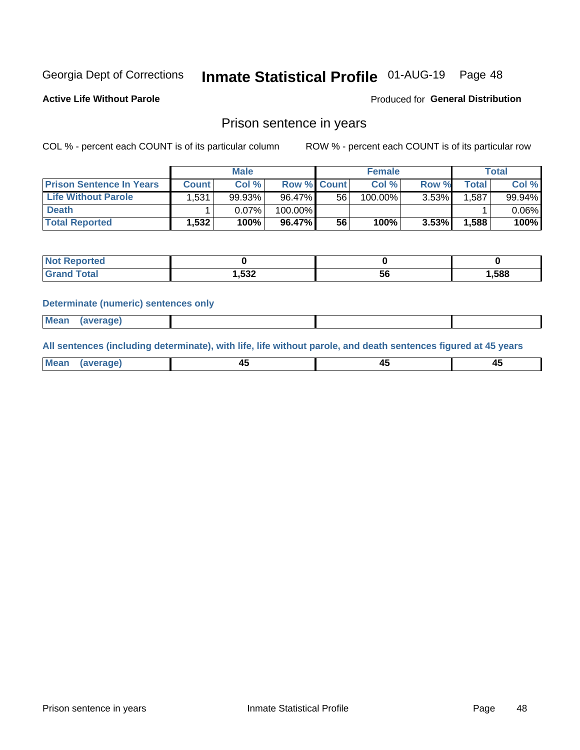Georgia Dept of Corrections **Inmate Statistical Profile** 01-AUG-19

**Active Life Without Parole**

Produced for **General Distribution**

## Prison sentence in years

COL % - percent each COUNT is of its particular column

ROW % - percent each COUNT is of its particular row

| | Male | | | Female | | | Total | |
|---|---|---|---|---|---|---|---|---|
| **Prison Sentence In Years** | **Count** | **Col %** | **Row %** | **Count** | **Col %** | **Row %** | **Total** | **Col %** |
| **Life Without Parole** | 1,531 | 99.93% | 96.47% | 56 | 100.00% | 3.53% | 1,587 | 99.94% |
| **Death** | 1 | 0.07% | 100.00% | | | | 1 | 0.06% |
| **Total Reported** | **1,532** | **100%** | **96.47%** | **56** | **100%** | **3.53%** | **1,588** | **100%** |

| | Male | Female | Total |
|---|---|---|---|
| **Not Reported** | **0** | **0** | **0** |
| **Grand Total** | **1,532** | **56** | **1,588** |

**Determinate (numeric) sentences only**

| | Male | Female | Total |
|---|---|---|---|
| **Mean (average)** | | | |

**All sentences (including determinate), with life, life without parole, and death sentences figured at 45 years**

| | Male | Female | Total |
|---|---|---|---|
| **Mean (average)** | **45** | **45** | **45** |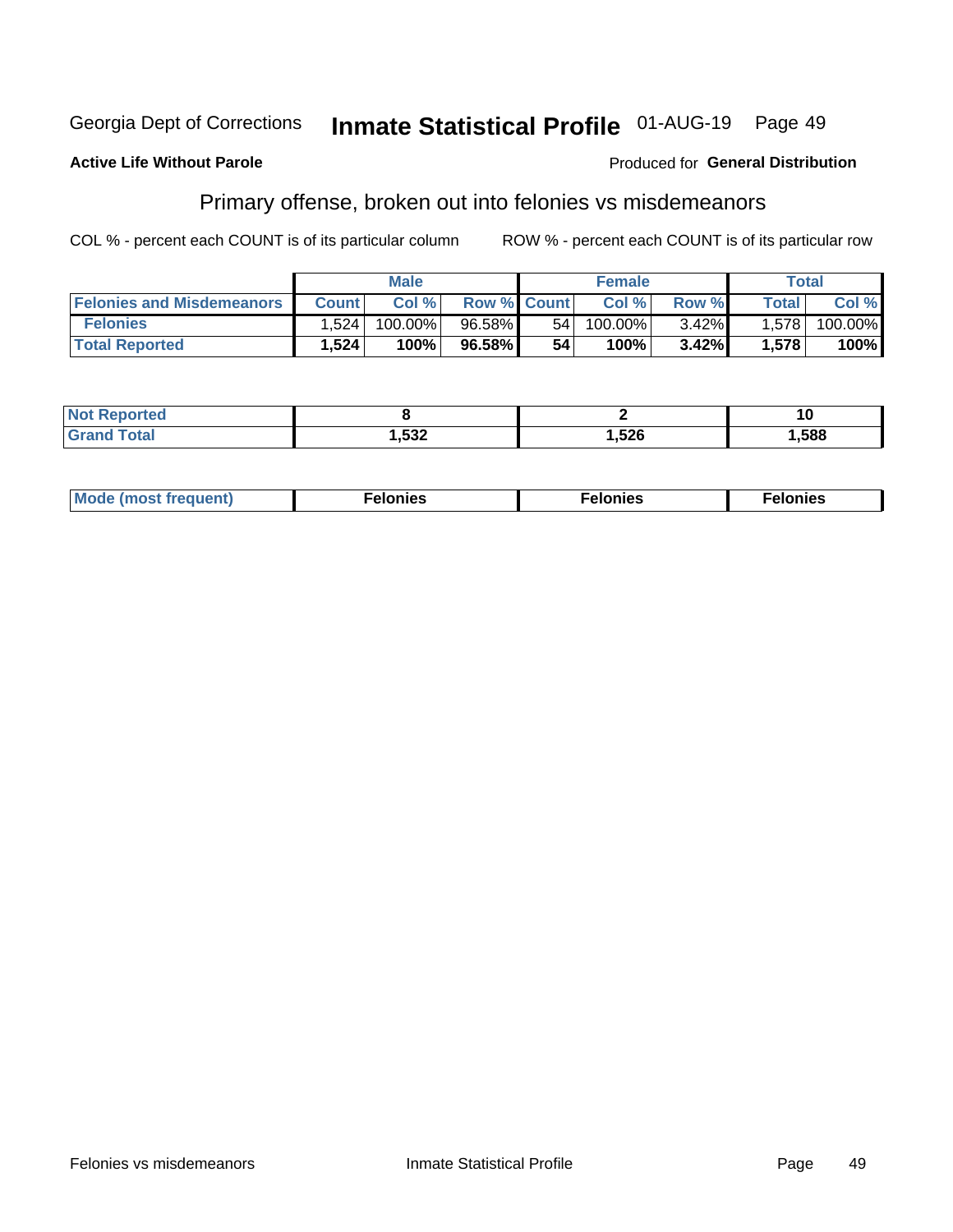Georgia Dept of Corrections **Inmate Statistical Profile** 01-AUG-19

**Active Life Without Parole**

Produced for **General Distribution**

## Primary offense, broken out into felonies vs misdemeanors

COL % - percent each COUNT is of its particular column

ROW % - percent each COUNT is of its particular row

| | Male | | | Female | | | Total | |
|---|---|---|---|---|---|---|---|---|
| **Felonies and Misdemeanors** | **Count** | **Col %** | **Row %** | **Count** | **Col %** | **Row %** | **Total** | **Col %** |
| **Felonies** | 1,524 | 100.00% | 96.58% | 54 | 100.00% | 3.42% | 1,578 | 100.00% |
| **Total Reported** | **1,524** | **100%** | **96.58%** | **54** | **100%** | **3.42%** | **1,578** | **100%** |

| | Male | Female | Total |
|---|---|---|---|
| **Not Reported** | **8** | **2** | **10** |
| **Grand Total** | **1,532** | **1,526** | **1,588** |

| | Male | Female | Total |
|---|---|---|---|
| **Mode (most frequent)** | **Felonies** | **Felonies** | **Felonies** |

Felonies vs misdemeanors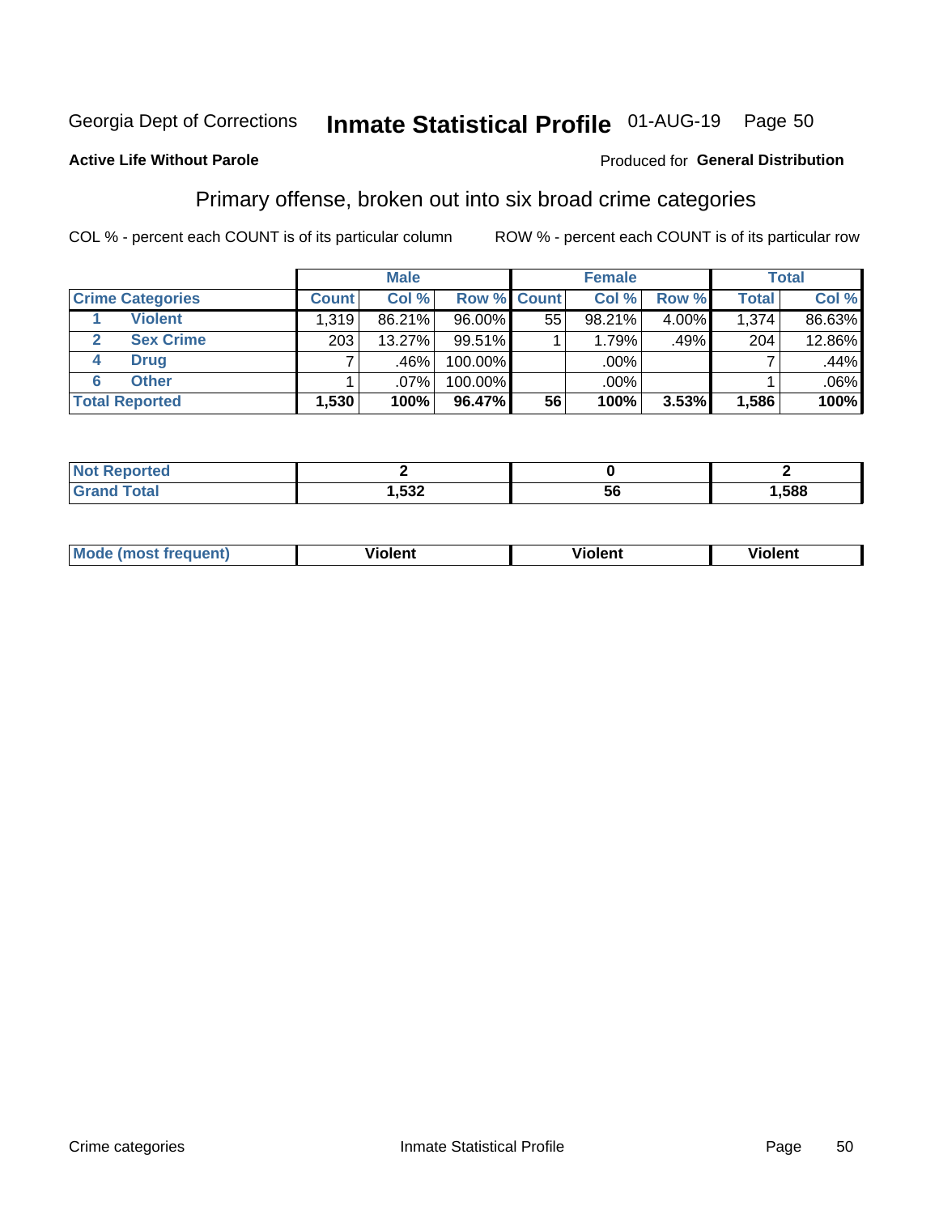Georgia Dept of Corrections **Inhmate Statistical Profile** 01-AUG-19

**Active Life Without Parole**

Produced for **General Distribution**

## Primary offense, broken out into six broad crime categories

COL % - percent each COUNT is of its particular column

ROW % - percent each COUNT is of its particular row

| | | Male | | | Female | | | Total | |
|---|---|---|---|---|---|---|---|---|---|
| **Crime Categories** | | **Count** | **Col %** | **Row %** | **Count** | **Col %** | **Row %** | **Total** | **Col %** |
| 1 | Violent | 1,319 | 86.21% | 96.00% | 55 | 98.21% | 4.00% | 1,374 | 86.63% |
| 2 | Sex Crime | 203 | 13.27% | 99.51% | 1 | 1.79% | .49% | 204 | 12.86% |
| 4 | Drug | 7 | .46% | 100.00% | | .00% | | 7 | .44% |
| 6 | Other | 1 | .07% | 100.00% | | .00% | | 1 | .06% |
| **Total Reported** | | **1,530** | **100%** | **96.47%** | **56** | **100%** | **3.53%** | **1,586** | **100%** |

| | Male | Female | Total |
|---|---|---|---|
| **Not Reported** | **2** | **0** | **2** |
| **Grand Total** | **1,532** | **56** | **1,588** |

| | Male | Female | Total |
|---|---|---|---|
| **Mode (most frequent)** | **Violent** | **Violent** | **Violent** |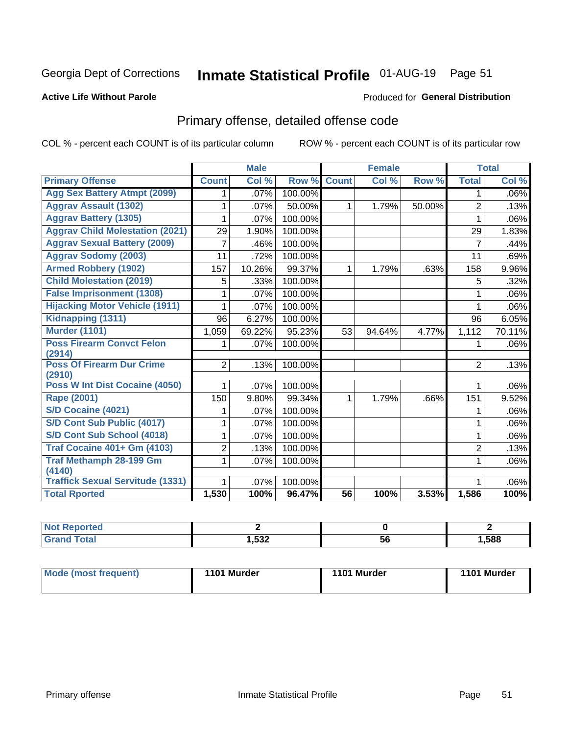Georgia Dept of Corrections **Inmate Statistical Profile** 01-AUG-19 Page 51

**Active Life Without Parole**

Produced for **General Distribution**

## Primary offense, detailed offense code

COL % - percent each COUNT is of its particular column

ROW % - percent each COUNT is of its particular row

| | Male | | | Female | | | Total | |
|---|---|---|---|---|---|---|---|---|
| **Primary Offense** | **Count** | **Col %** | **Row %** | **Count** | **Col %** | **Row %** | **Total** | **Col %** |
| Agg Sex Battery Atmpt (2099) | 1 | .07% | 100.00% | | | | 1 | .06% |
| Aggrav Assault (1302) | 1 | .07% | 50.00% | 1 | 1.79% | 50.00% | 2 | .13% |
| Aggrav Battery (1305) | 1 | .07% | 100.00% | | | | 1 | .06% |
| Aggrav Child Molestation (2021) | 29 | 1.90% | 100.00% | | | | 29 | 1.83% |
| Aggrav Sexual Battery (2009) | 7 | .46% | 100.00% | | | | 7 | .44% |
| Aggrav Sodomy (2003) | 11 | .72% | 100.00% | | | | 11 | .69% |
| Armed Robbery (1902) | 157 | 10.26% | 99.37% | 1 | 1.79% | .63% | 158 | 9.96% |
| Child Molestation (2019) | 5 | .33% | 100.00% | | | | 5 | .32% |
| False Imprisonment (1308) | 1 | .07% | 100.00% | | | | 1 | .06% |
| Hijacking Motor Vehicle (1911) | 1 | .07% | 100.00% | | | | 1 | .06% |
| Kidnapping (1311) | 96 | 6.27% | 100.00% | | | | 96 | 6.05% |
| Murder (1101) | 1,059 | 69.22% | 95.23% | 53 | 94.64% | 4.77% | 1,112 | 70.11% |
| Poss Firearm Convct Felon (2914) | 1 | .07% | 100.00% | | | | 1 | .06% |
| Poss Of Firearm Dur Crime (2910) | 2 | .13% | 100.00% | | | | 2 | .13% |
| Poss W Int Dist Cocaine (4050) | 1 | .07% | 100.00% | | | | 1 | .06% |
| Rape (2001) | 150 | 9.80% | 99.34% | 1 | 1.79% | .66% | 151 | 9.52% |
| S/D Cocaine (4021) | 1 | .07% | 100.00% | | | | 1 | .06% |
| S/D Cont Sub Public (4017) | 1 | .07% | 100.00% | | | | 1 | .06% |
| S/D Cont Sub School (4018) | 1 | .07% | 100.00% | | | | 1 | .06% |
| Traf Cocaine 401+ Gm (4103) | 2 | .13% | 100.00% | | | | 2 | .13% |
| Traf Methamph 28-199 Gm (4140) | 1 | .07% | 100.00% | | | | 1 | .06% |
| Traffick Sexual Servitude (1331) | 1 | .07% | 100.00% | | | | 1 | .06% |
| **Total Rported** | **1,530** | **100%** | **96.47%** | **56** | **100%** | **3.53%** | **1,586** | **100%** |

| | Male | Female | Total |
|---|---|---|---|
| Not Reported | **2** | **0** | **2** |
| Grand Total | **1,532** | **56** | **1,588** |

| | Male | Female | Total |
|---|---|---|---|
| Mode (most frequent) | **1101 Murder** | **1101 Murder** | **1101 Murder** |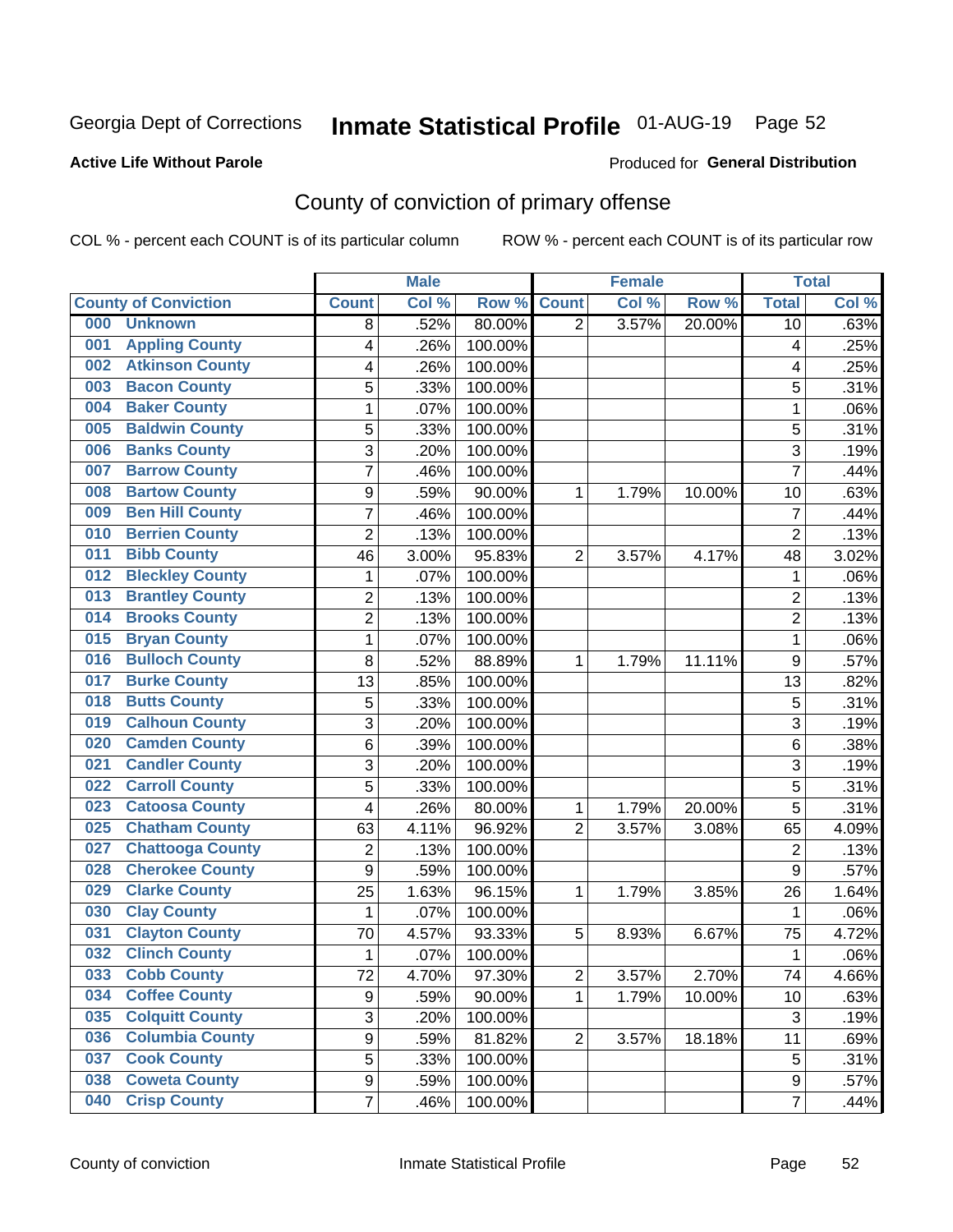Georgia Dept of Corrections **Inmate Statistical Profile** 01-AUG-19 Page 52

**Active Life Without Parole**

Produced for **General Distribution**

## County of conviction of primary offense

COL % - percent each COUNT is of its particular column ROW % - percent each COUNT is of its particular row

| County of Conviction | Male | | | Female | | | Total | |
|---|---|---|---|---|---|---|---|---|
| | Count | Col % | Row % | Count | Col % | Row % | Total | Col % |
| 000 Unknown | 8 | .52% | 80.00% | 2 | 3.57% | 20.00% | 10 | .63% |
| 001 Appling County | 4 | .26% | 100.00% | | | | 4 | .25% |
| 002 Atkinson County | 4 | .26% | 100.00% | | | | 4 | .25% |
| 003 Bacon County | 5 | .33% | 100.00% | | | | 5 | .31% |
| 004 Baker County | 1 | .07% | 100.00% | | | | 1 | .06% |
| 005 Baldwin County | 5 | .33% | 100.00% | | | | 5 | .31% |
| 006 Banks County | 3 | .20% | 100.00% | | | | 3 | .19% |
| 007 Barrow County | 7 | .46% | 100.00% | | | | 7 | .44% |
| 008 Bartow County | 9 | .59% | 90.00% | 1 | 1.79% | 10.00% | 10 | .63% |
| 009 Ben Hill County | 7 | .46% | 100.00% | | | | 7 | .44% |
| 010 Berrien County | 2 | .13% | 100.00% | | | | 2 | .13% |
| 011 Bibb County | 46 | 3.00% | 95.83% | 2 | 3.57% | 4.17% | 48 | 3.02% |
| 012 Bleckley County | 1 | .07% | 100.00% | | | | 1 | .06% |
| 013 Brantley County | 2 | .13% | 100.00% | | | | 2 | .13% |
| 014 Brooks County | 2 | .13% | 100.00% | | | | 2 | .13% |
| 015 Bryan County | 1 | .07% | 100.00% | | | | 1 | .06% |
| 016 Bulloch County | 8 | .52% | 88.89% | 1 | 1.79% | 11.11% | 9 | .57% |
| 017 Burke County | 13 | .85% | 100.00% | | | | 13 | .82% |
| 018 Butts County | 5 | .33% | 100.00% | | | | 5 | .31% |
| 019 Calhoun County | 3 | .20% | 100.00% | | | | 3 | .19% |
| 020 Camden County | 6 | .39% | 100.00% | | | | 6 | .38% |
| 021 Candler County | 3 | .20% | 100.00% | | | | 3 | .19% |
| 022 Carroll County | 5 | .33% | 100.00% | | | | 5 | .31% |
| 023 Catoosa County | 4 | .26% | 80.00% | 1 | 1.79% | 20.00% | 5 | .31% |
| 025 Chatham County | 63 | 4.11% | 96.92% | 2 | 3.57% | 3.08% | 65 | 4.09% |
| 027 Chattooga County | 2 | .13% | 100.00% | | | | 2 | .13% |
| 028 Cherokee County | 9 | .59% | 100.00% | | | | 9 | .57% |
| 029 Clarke County | 25 | 1.63% | 96.15% | 1 | 1.79% | 3.85% | 26 | 1.64% |
| 030 Clay County | 1 | .07% | 100.00% | | | | 1 | .06% |
| 031 Clayton County | 70 | 4.57% | 93.33% | 5 | 8.93% | 6.67% | 75 | 4.72% |
| 032 Clinch County | 1 | .07% | 100.00% | | | | 1 | .06% |
| 033 Cobb County | 72 | 4.70% | 97.30% | 2 | 3.57% | 2.70% | 74 | 4.66% |
| 034 Coffee County | 9 | .59% | 90.00% | 1 | 1.79% | 10.00% | 10 | .63% |
| 035 Colquitt County | 3 | .20% | 100.00% | | | | 3 | .19% |
| 036 Columbia County | 9 | .59% | 81.82% | 2 | 3.57% | 18.18% | 11 | .69% |
| 037 Cook County | 5 | .33% | 100.00% | | | | 5 | .31% |
| 038 Coweta County | 9 | .59% | 100.00% | | | | 9 | .57% |
| 040 Crisp County | 7 | .46% | 100.00% | | | | 7 | .44% |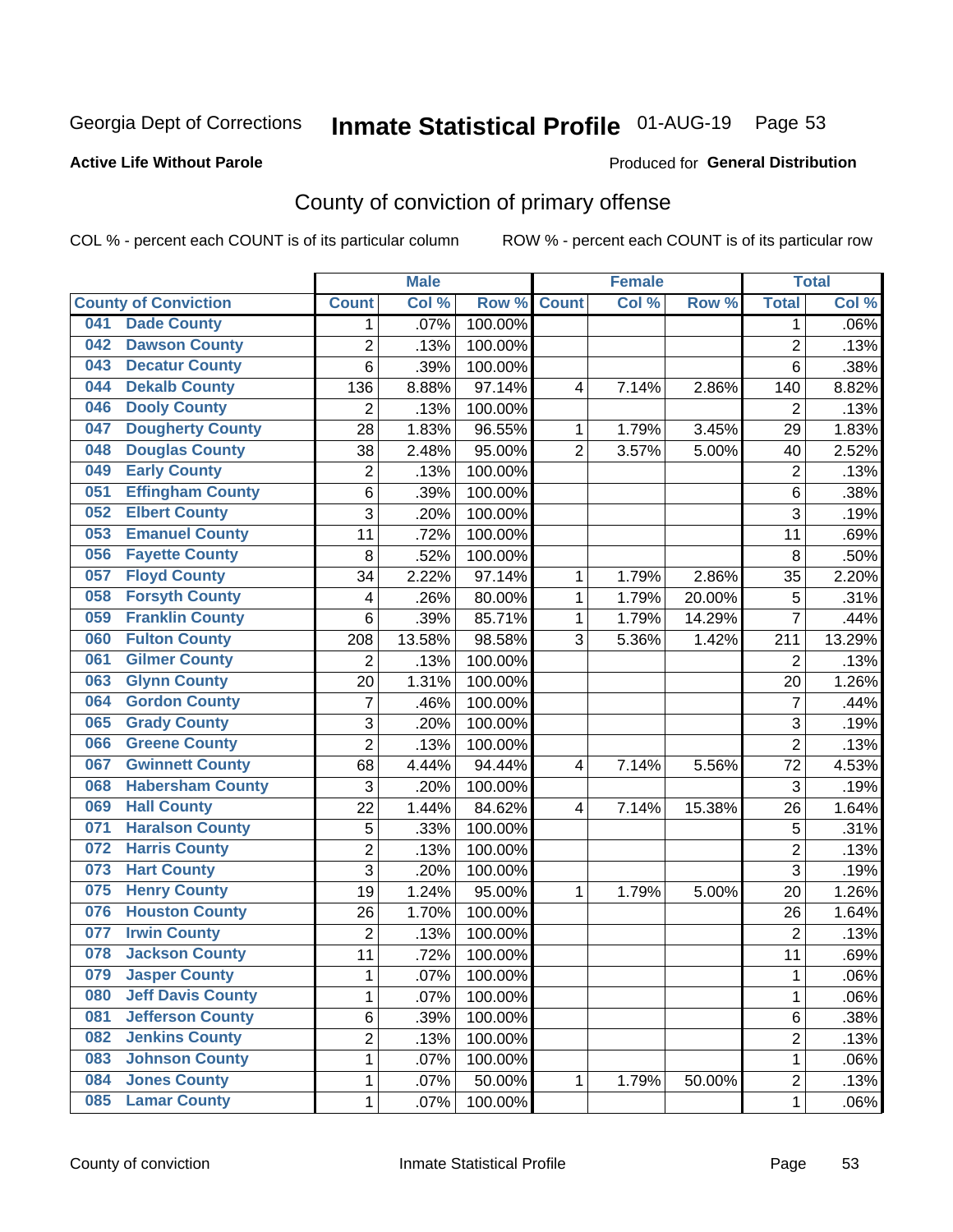Georgia Dept of Corrections **Inmate Statistical Profile** 01-AUG-19

**Active Life Without Parole**

Produced for **General Distribution**

## County of conviction of primary offense

COL % - percent each COUNT is of its particular column      ROW % - percent each COUNT is of its particular row

| County of Conviction | Male | | | Female | | | Total | |
|---|---|---|---|---|---|---|---|---|
| | Count | Col % | Row % | Count | Col % | Row % | Total | Col % |
| 041 Dade County | 1 | .07% | 100.00% | | | | 1 | .06% |
| 042 Dawson County | 2 | .13% | 100.00% | | | | 2 | .13% |
| 043 Decatur County | 6 | .39% | 100.00% | | | | 6 | .38% |
| 044 Dekalb County | 136 | 8.88% | 97.14% | 4 | 7.14% | 2.86% | 140 | 8.82% |
| 046 Dooly County | 2 | .13% | 100.00% | | | | 2 | .13% |
| 047 Dougherty County | 28 | 1.83% | 96.55% | 1 | 1.79% | 3.45% | 29 | 1.83% |
| 048 Douglas County | 38 | 2.48% | 95.00% | 2 | 3.57% | 5.00% | 40 | 2.52% |
| 049 Early County | 2 | .13% | 100.00% | | | | 2 | .13% |
| 051 Effingham County | 6 | .39% | 100.00% | | | | 6 | .38% |
| 052 Elbert County | 3 | .20% | 100.00% | | | | 3 | .19% |
| 053 Emanuel County | 11 | .72% | 100.00% | | | | 11 | .69% |
| 056 Fayette County | 8 | .52% | 100.00% | | | | 8 | .50% |
| 057 Floyd County | 34 | 2.22% | 97.14% | 1 | 1.79% | 2.86% | 35 | 2.20% |
| 058 Forsyth County | 4 | .26% | 80.00% | 1 | 1.79% | 20.00% | 5 | .31% |
| 059 Franklin County | 6 | .39% | 85.71% | 1 | 1.79% | 14.29% | 7 | .44% |
| 060 Fulton County | 208 | 13.58% | 98.58% | 3 | 5.36% | 1.42% | 211 | 13.29% |
| 061 Gilmer County | 2 | .13% | 100.00% | | | | 2 | .13% |
| 063 Glynn County | 20 | 1.31% | 100.00% | | | | 20 | 1.26% |
| 064 Gordon County | 7 | .46% | 100.00% | | | | 7 | .44% |
| 065 Grady County | 3 | .20% | 100.00% | | | | 3 | .19% |
| 066 Greene County | 2 | .13% | 100.00% | | | | 2 | .13% |
| 067 Gwinnett County | 68 | 4.44% | 94.44% | 4 | 7.14% | 5.56% | 72 | 4.53% |
| 068 Habersham County | 3 | .20% | 100.00% | | | | 3 | .19% |
| 069 Hall County | 22 | 1.44% | 84.62% | 4 | 7.14% | 15.38% | 26 | 1.64% |
| 071 Haralson County | 5 | .33% | 100.00% | | | | 5 | .31% |
| 072 Harris County | 2 | .13% | 100.00% | | | | 2 | .13% |
| 073 Hart County | 3 | .20% | 100.00% | | | | 3 | .19% |
| 075 Henry County | 19 | 1.24% | 95.00% | 1 | 1.79% | 5.00% | 20 | 1.26% |
| 076 Houston County | 26 | 1.70% | 100.00% | | | | 26 | 1.64% |
| 077 Irwin County | 2 | .13% | 100.00% | | | | 2 | .13% |
| 078 Jackson County | 11 | .72% | 100.00% | | | | 11 | .69% |
| 079 Jasper County | 1 | .07% | 100.00% | | | | 1 | .06% |
| 080 Jeff Davis County | 1 | .07% | 100.00% | | | | 1 | .06% |
| 081 Jefferson County | 6 | .39% | 100.00% | | | | 6 | .38% |
| 082 Jenkins County | 2 | .13% | 100.00% | | | | 2 | .13% |
| 083 Johnson County | 1 | .07% | 100.00% | | | | 1 | .06% |
| 084 Jones County | 1 | .07% | 50.00% | 1 | 1.79% | 50.00% | 2 | .13% |
| 085 Lamar County | 1 | .07% | 100.00% | | | | 1 | .06% |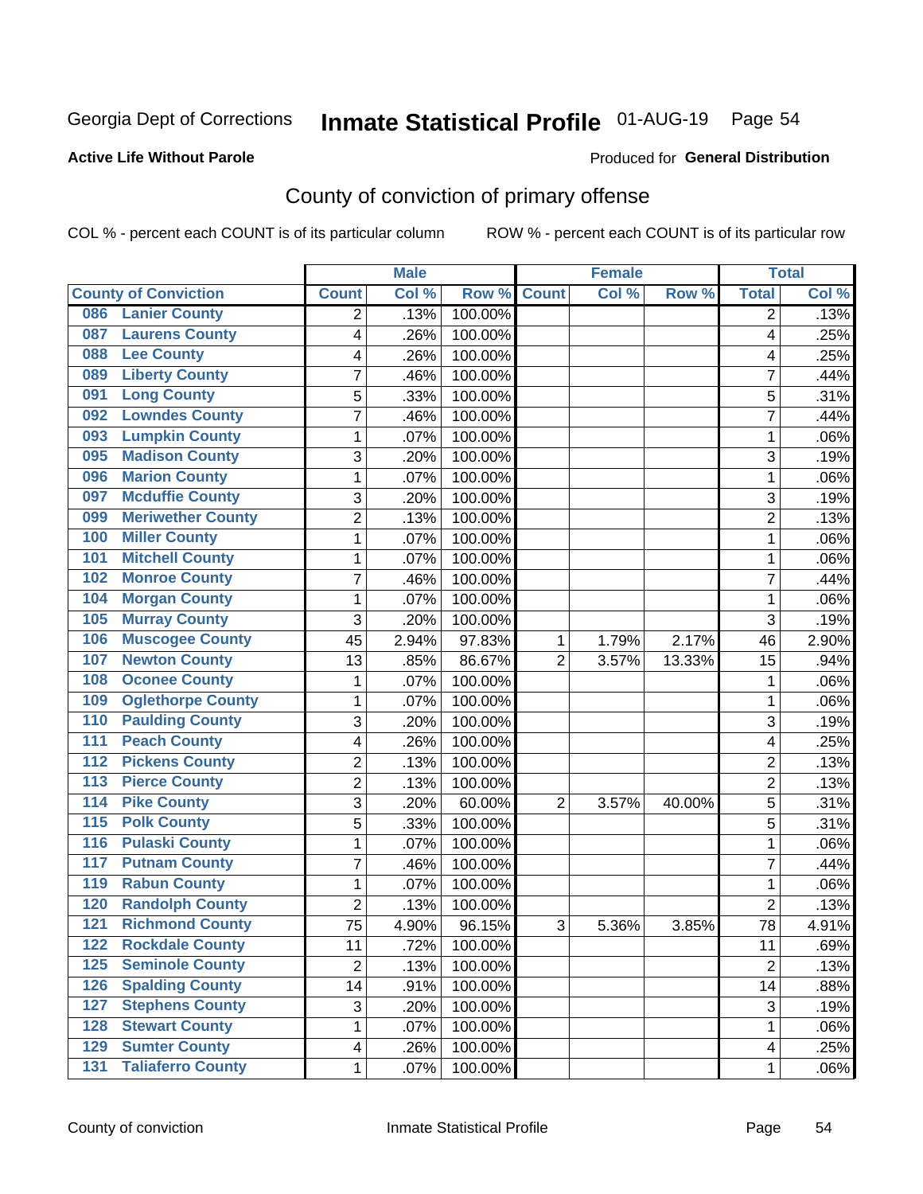Georgia Dept of Corrections **Inmate Statistical Profile** 01-AUG-19

**Active Life Without Parole**

Produced for **General Distribution**

## County of conviction of primary offense

COL % - percent each COUNT is of its particular column ROW % - percent each COUNT is of its particular row

| County of Conviction | Male | | | Female | | | Total | |
|---|---|---|---|---|---|---|---|---|
| | Count | Col % | Row % | Count | Col % | Row % | Total | Col % |
| 086 Lanier County | 2 | .13% | 100.00% | | | | 2 | .13% |
| 087 Laurens County | 4 | .26% | 100.00% | | | | 4 | .25% |
| 088 Lee County | 4 | .26% | 100.00% | | | | 4 | .25% |
| 089 Liberty County | 7 | .46% | 100.00% | | | | 7 | .44% |
| 091 Long County | 5 | .33% | 100.00% | | | | 5 | .31% |
| 092 Lowndes County | 7 | .46% | 100.00% | | | | 7 | .44% |
| 093 Lumpkin County | 1 | .07% | 100.00% | | | | 1 | .06% |
| 095 Madison County | 3 | .20% | 100.00% | | | | 3 | .19% |
| 096 Marion County | 1 | .07% | 100.00% | | | | 1 | .06% |
| 097 Mcduffie County | 3 | .20% | 100.00% | | | | 3 | .19% |
| 099 Meriwether County | 2 | .13% | 100.00% | | | | 2 | .13% |
| 100 Miller County | 1 | .07% | 100.00% | | | | 1 | .06% |
| 101 Mitchell County | 1 | .07% | 100.00% | | | | 1 | .06% |
| 102 Monroe County | 7 | .46% | 100.00% | | | | 7 | .44% |
| 104 Morgan County | 1 | .07% | 100.00% | | | | 1 | .06% |
| 105 Murray County | 3 | .20% | 100.00% | | | | 3 | .19% |
| 106 Muscogee County | 45 | 2.94% | 97.83% | 1 | 1.79% | 2.17% | 46 | 2.90% |
| 107 Newton County | 13 | .85% | 86.67% | 2 | 3.57% | 13.33% | 15 | .94% |
| 108 Oconee County | 1 | .07% | 100.00% | | | | 1 | .06% |
| 109 Oglethorpe County | 1 | .07% | 100.00% | | | | 1 | .06% |
| 110 Paulding County | 3 | .20% | 100.00% | | | | 3 | .19% |
| 111 Peach County | 4 | .26% | 100.00% | | | | 4 | .25% |
| 112 Pickens County | 2 | .13% | 100.00% | | | | 2 | .13% |
| 113 Pierce County | 2 | .13% | 100.00% | | | | 2 | .13% |
| 114 Pike County | 3 | .20% | 60.00% | 2 | 3.57% | 40.00% | 5 | .31% |
| 115 Polk County | 5 | .33% | 100.00% | | | | 5 | .31% |
| 116 Pulaski County | 1 | .07% | 100.00% | | | | 1 | .06% |
| 117 Putnam County | 7 | .46% | 100.00% | | | | 7 | .44% |
| 119 Rabun County | 1 | .07% | 100.00% | | | | 1 | .06% |
| 120 Randolph County | 2 | .13% | 100.00% | | | | 2 | .13% |
| 121 Richmond County | 75 | 4.90% | 96.15% | 3 | 5.36% | 3.85% | 78 | 4.91% |
| 122 Rockdale County | 11 | .72% | 100.00% | | | | 11 | .69% |
| 125 Seminole County | 2 | .13% | 100.00% | | | | 2 | .13% |
| 126 Spalding County | 14 | .91% | 100.00% | | | | 14 | .88% |
| 127 Stephens County | 3 | .20% | 100.00% | | | | 3 | .19% |
| 128 Stewart County | 1 | .07% | 100.00% | | | | 1 | .06% |
| 129 Sumter County | 4 | .26% | 100.00% | | | | 4 | .25% |
| 131 Taliaferro County | 1 | .07% | 100.00% | | | | 1 | .06% |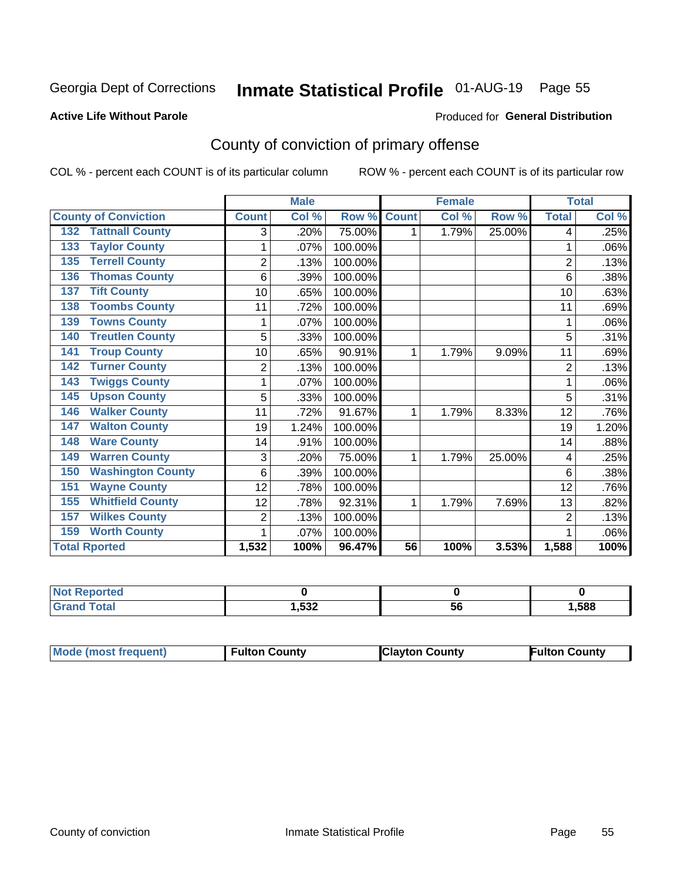Georgia Dept of Corrections **Inmate Statistical Profile** 01-AUG-19 Page 55

**Active Life Without Parole**

Produced for **General Distribution**

## County of conviction of primary offense

COL % - percent each COUNT is of its particular column ROW % - percent each COUNT is of its particular row

| County of Conviction | Male | | | Female | | | Total | |
|---|---|---|---|---|---|---|---|---|
| | Count | Col % | Row % | Count | Col % | Row % | Total | Col % |
| 132 Tattnall County | 3 | .20% | 75.00% | 1 | 1.79% | 25.00% | 4 | .25% |
| 133 Taylor County | 1 | .07% | 100.00% | | | | 1 | .06% |
| 135 Terrell County | 2 | .13% | 100.00% | | | | 2 | .13% |
| 136 Thomas County | 6 | .39% | 100.00% | | | | 6 | .38% |
| 137 Tift County | 10 | .65% | 100.00% | | | | 10 | .63% |
| 138 Toombs County | 11 | .72% | 100.00% | | | | 11 | .69% |
| 139 Towns County | 1 | .07% | 100.00% | | | | 1 | .06% |
| 140 Treutlen County | 5 | .33% | 100.00% | | | | 5 | .31% |
| 141 Troup County | 10 | .65% | 90.91% | 1 | 1.79% | 9.09% | 11 | .69% |
| 142 Turner County | 2 | .13% | 100.00% | | | | 2 | .13% |
| 143 Twiggs County | 1 | .07% | 100.00% | | | | 1 | .06% |
| 145 Upson County | 5 | .33% | 100.00% | | | | 5 | .31% |
| 146 Walker County | 11 | .72% | 91.67% | 1 | 1.79% | 8.33% | 12 | .76% |
| 147 Walton County | 19 | 1.24% | 100.00% | | | | 19 | 1.20% |
| 148 Ware County | 14 | .91% | 100.00% | | | | 14 | .88% |
| 149 Warren County | 3 | .20% | 75.00% | 1 | 1.79% | 25.00% | 4 | .25% |
| 150 Washington County | 6 | .39% | 100.00% | | | | 6 | .38% |
| 151 Wayne County | 12 | .78% | 100.00% | | | | 12 | .76% |
| 155 Whitfield County | 12 | .78% | 92.31% | 1 | 1.79% | 7.69% | 13 | .82% |
| 157 Wilkes County | 2 | .13% | 100.00% | | | | 2 | .13% |
| 159 Worth County | 1 | .07% | 100.00% | | | | 1 | .06% |
| **Total Rported** | **1,532** | **100%** | **96.47%** | **56** | **100%** | **3.53%** | **1,588** | **100%** |

| | Male | Female | Total |
|---|---|---|---|
| Not Reported | **0** | **0** | **0** |
| Grand Total | **1,532** | **56** | **1,588** |

| | Male | Female | Total |
|---|---|---|---|
| Mode (most frequent) | **Fulton County** | **Clayton County** | **Fulton County** |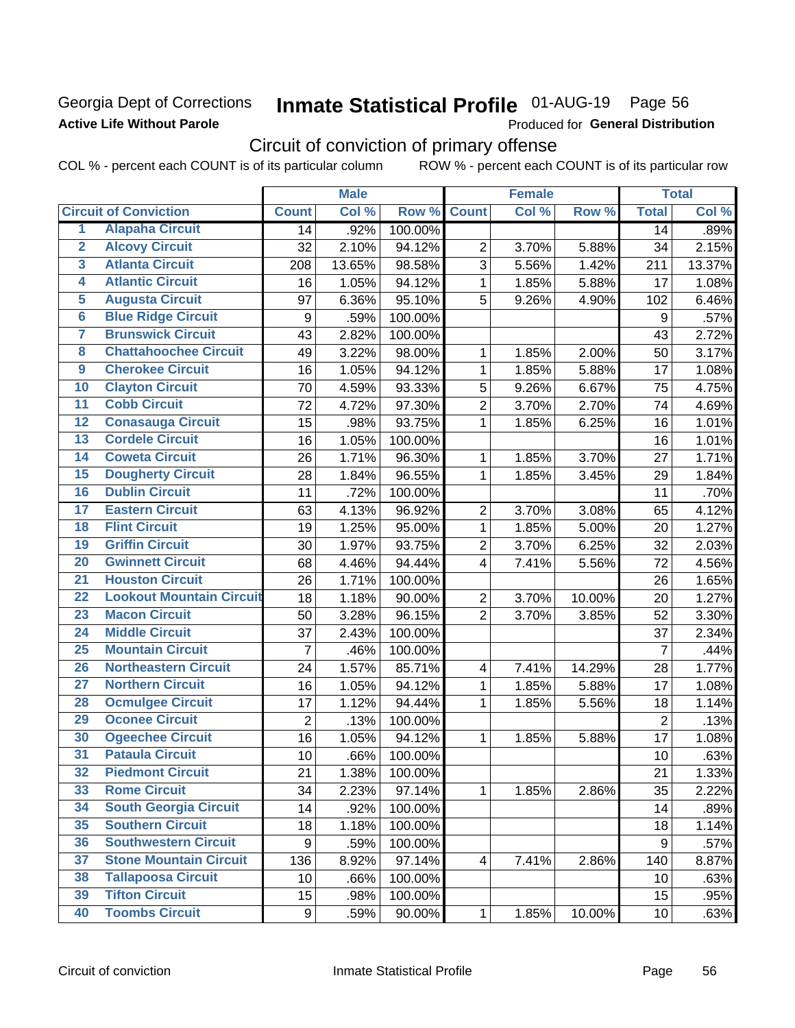Georgia Dept of Corrections
**Active Life Without Parole**

# Inmate Statistical Profile 01-AUG-19 Page 56

Produced for **General Distribution**

## Circuit of conviction of primary offense

COL % - percent each COUNT is of its particular column ROW % - percent each COUNT is of its particular row

| | | Male | | | Female | | | Total | |
|---|---|---|---|---|---|---|---|---|---|
| **Circuit of Conviction** | | **Count** | **Col %** | **Row %** | **Count** | **Col %** | **Row %** | **Total** | **Col %** |
| 1 | Alapaha Circuit | 14 | .92% | 100.00% | | | | 14 | .89% |
| 2 | Alcovy Circuit | 32 | 2.10% | 94.12% | 2 | 3.70% | 5.88% | 34 | 2.15% |
| 3 | Atlanta Circuit | 208 | 13.65% | 98.58% | 3 | 5.56% | 1.42% | 211 | 13.37% |
| 4 | Atlantic Circuit | 16 | 1.05% | 94.12% | 1 | 1.85% | 5.88% | 17 | 1.08% |
| 5 | Augusta Circuit | 97 | 6.36% | 95.10% | 5 | 9.26% | 4.90% | 102 | 6.46% |
| 6 | Blue Ridge Circuit | 9 | .59% | 100.00% | | | | 9 | .57% |
| 7 | Brunswick Circuit | 43 | 2.82% | 100.00% | | | | 43 | 2.72% |
| 8 | Chattahoochee Circuit | 49 | 3.22% | 98.00% | 1 | 1.85% | 2.00% | 50 | 3.17% |
| 9 | Cherokee Circuit | 16 | 1.05% | 94.12% | 1 | 1.85% | 5.88% | 17 | 1.08% |
| 10 | Clayton Circuit | 70 | 4.59% | 93.33% | 5 | 9.26% | 6.67% | 75 | 4.75% |
| 11 | Cobb Circuit | 72 | 4.72% | 97.30% | 2 | 3.70% | 2.70% | 74 | 4.69% |
| 12 | Conasauga Circuit | 15 | .98% | 93.75% | 1 | 1.85% | 6.25% | 16 | 1.01% |
| 13 | Cordele Circuit | 16 | 1.05% | 100.00% | | | | 16 | 1.01% |
| 14 | Coweta Circuit | 26 | 1.71% | 96.30% | 1 | 1.85% | 3.70% | 27 | 1.71% |
| 15 | Dougherty Circuit | 28 | 1.84% | 96.55% | 1 | 1.85% | 3.45% | 29 | 1.84% |
| 16 | Dublin Circuit | 11 | .72% | 100.00% | | | | 11 | .70% |
| 17 | Eastern Circuit | 63 | 4.13% | 96.92% | 2 | 3.70% | 3.08% | 65 | 4.12% |
| 18 | Flint Circuit | 19 | 1.25% | 95.00% | 1 | 1.85% | 5.00% | 20 | 1.27% |
| 19 | Griffin Circuit | 30 | 1.97% | 93.75% | 2 | 3.70% | 6.25% | 32 | 2.03% |
| 20 | Gwinnett Circuit | 68 | 4.46% | 94.44% | 4 | 7.41% | 5.56% | 72 | 4.56% |
| 21 | Houston Circuit | 26 | 1.71% | 100.00% | | | | 26 | 1.65% |
| 22 | Lookout Mountain Circuit | 18 | 1.18% | 90.00% | 2 | 3.70% | 10.00% | 20 | 1.27% |
| 23 | Macon Circuit | 50 | 3.28% | 96.15% | 2 | 3.70% | 3.85% | 52 | 3.30% |
| 24 | Middle Circuit | 37 | 2.43% | 100.00% | | | | 37 | 2.34% |
| 25 | Mountain Circuit | 7 | .46% | 100.00% | | | | 7 | .44% |
| 26 | Northeastern Circuit | 24 | 1.57% | 85.71% | 4 | 7.41% | 14.29% | 28 | 1.77% |
| 27 | Northern Circuit | 16 | 1.05% | 94.12% | 1 | 1.85% | 5.88% | 17 | 1.08% |
| 28 | Ocmulgee Circuit | 17 | 1.12% | 94.44% | 1 | 1.85% | 5.56% | 18 | 1.14% |
| 29 | Oconee Circuit | 2 | .13% | 100.00% | | | | 2 | .13% |
| 30 | Ogeechee Circuit | 16 | 1.05% | 94.12% | 1 | 1.85% | 5.88% | 17 | 1.08% |
| 31 | Pataula Circuit | 10 | .66% | 100.00% | | | | 10 | .63% |
| 32 | Piedmont Circuit | 21 | 1.38% | 100.00% | | | | 21 | 1.33% |
| 33 | Rome Circuit | 34 | 2.23% | 97.14% | 1 | 1.85% | 2.86% | 35 | 2.22% |
| 34 | South Georgia Circuit | 14 | .92% | 100.00% | | | | 14 | .89% |
| 35 | Southern Circuit | 18 | 1.18% | 100.00% | | | | 18 | 1.14% |
| 36 | Southwestern Circuit | 9 | .59% | 100.00% | | | | 9 | .57% |
| 37 | Stone Mountain Circuit | 136 | 8.92% | 97.14% | 4 | 7.41% | 2.86% | 140 | 8.87% |
| 38 | Tallapoosa Circuit | 10 | .66% | 100.00% | | | | 10 | .63% |
| 39 | Tifton Circuit | 15 | .98% | 100.00% | | | | 15 | .95% |
| 40 | Toombs Circuit | 9 | .59% | 90.00% | 1 | 1.85% | 10.00% | 10 | .63% |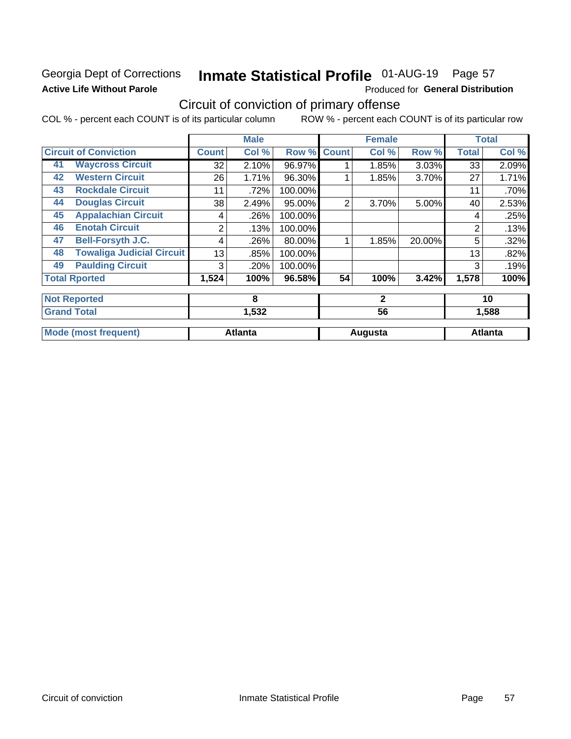Georgia Dept of Corrections

**Active Life Without Parole**

# Inmate Statistical Profile 01-AUG-19 Page 57

Produced for **General Distribution**

## Circuit of conviction of primary offense

COL % - percent each COUNT is of its particular column ROW % - percent each COUNT is of its particular row

| Circuit of Conviction | Male | | | Female | | | Total | |
|---|---|---|---|---|---|---|---|---|
| | Count | Col % | Row % | Count | Col % | Row % | Total | Col % |
| 41 Waycross Circuit | 32 | 2.10% | 96.97% | 1 | 1.85% | 3.03% | 33 | 2.09% |
| 42 Western Circuit | 26 | 1.71% | 96.30% | 1 | 1.85% | 3.70% | 27 | 1.71% |
| 43 Rockdale Circuit | 11 | .72% | 100.00% | | | | 11 | .70% |
| 44 Douglas Circuit | 38 | 2.49% | 95.00% | 2 | 3.70% | 5.00% | 40 | 2.53% |
| 45 Appalachian Circuit | 4 | .26% | 100.00% | | | | 4 | .25% |
| 46 Enotah Circuit | 2 | .13% | 100.00% | | | | 2 | .13% |
| 47 Bell-Forsyth J.C. | 4 | .26% | 80.00% | 1 | 1.85% | 20.00% | 5 | .32% |
| 48 Towaliga Judicial Circuit | 13 | .85% | 100.00% | | | | 13 | .82% |
| 49 Paulding Circuit | 3 | .20% | 100.00% | | | | 3 | .19% |
| **Total Rported** | **1,524** | **100%** | **96.58%** | **54** | **100%** | **3.42%** | **1,578** | **100%** |

| | Male | Female | Total |
|---|---|---|---|
| Not Reported | 8 | 2 | 10 |
| Grand Total | 1,532 | 56 | 1,588 |
| Mode (most frequent) | Atlanta | Augusta | Atlanta |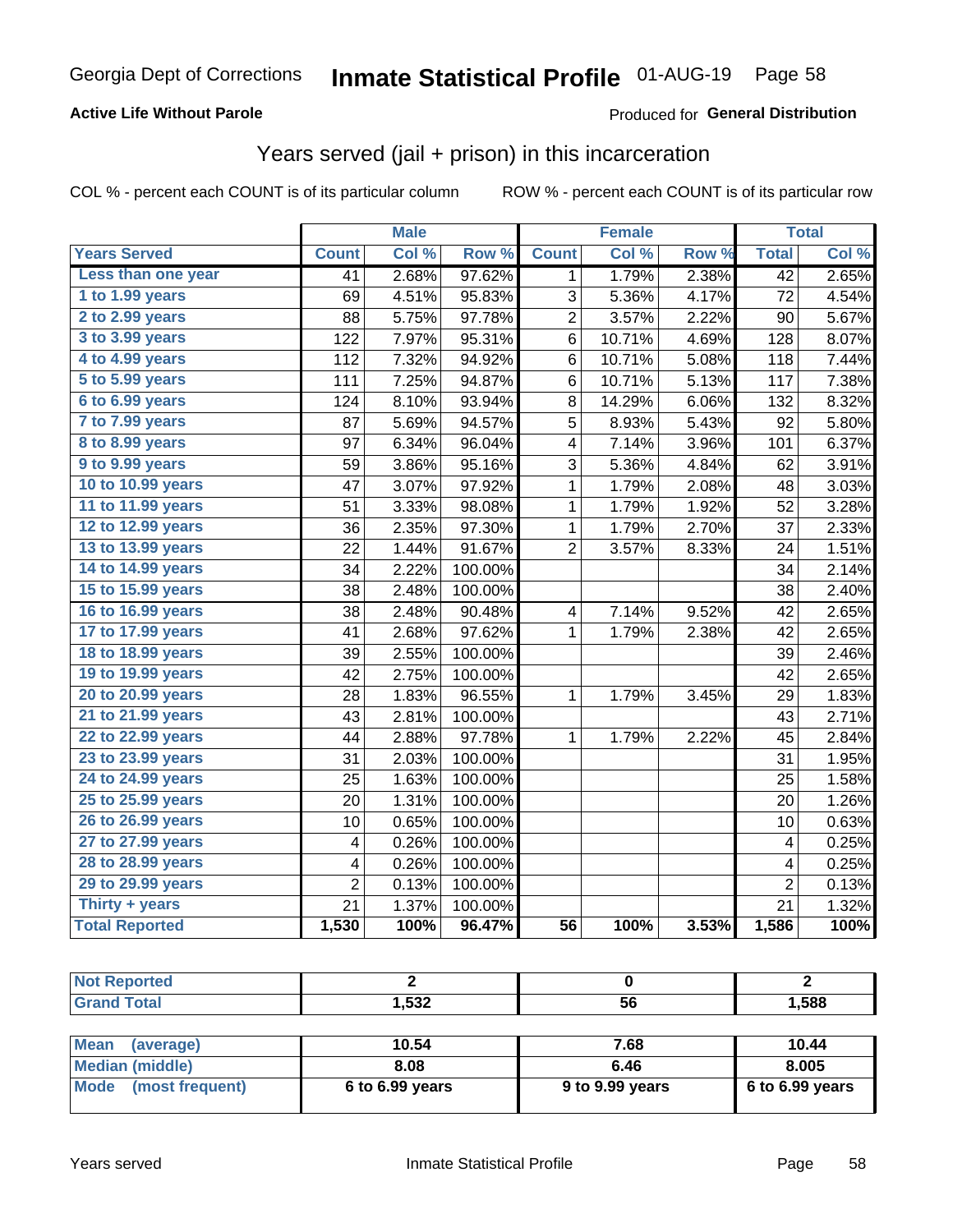**Active Life Without Parole**

Produced for **General Distribution**

## Years served (jail + prison) in this incarceration

COL % - percent each COUNT is of its particular column

ROW % - percent each COUNT is of its particular row

| Years Served | Male | | | Female | | | Total | |
|---|---|---|---|---|---|---|---|---|
| | Count | Col % | Row % | Count | Col % | Row % | Total | Col % |
| Less than one year | 41 | 2.68% | 97.62% | 1 | 1.79% | 2.38% | 42 | 2.65% |
| 1 to 1.99 years | 69 | 4.51% | 95.83% | 3 | 5.36% | 4.17% | 72 | 4.54% |
| 2 to 2.99 years | 88 | 5.75% | 97.78% | 2 | 3.57% | 2.22% | 90 | 5.67% |
| 3 to 3.99 years | 122 | 7.97% | 95.31% | 6 | 10.71% | 4.69% | 128 | 8.07% |
| 4 to 4.99 years | 112 | 7.32% | 94.92% | 6 | 10.71% | 5.08% | 118 | 7.44% |
| 5 to 5.99 years | 111 | 7.25% | 94.87% | 6 | 10.71% | 5.13% | 117 | 7.38% |
| 6 to 6.99 years | 124 | 8.10% | 93.94% | 8 | 14.29% | 6.06% | 132 | 8.32% |
| 7 to 7.99 years | 87 | 5.69% | 94.57% | 5 | 8.93% | 5.43% | 92 | 5.80% |
| 8 to 8.99 years | 97 | 6.34% | 96.04% | 4 | 7.14% | 3.96% | 101 | 6.37% |
| 9 to 9.99 years | 59 | 3.86% | 95.16% | 3 | 5.36% | 4.84% | 62 | 3.91% |
| 10 to 10.99 years | 47 | 3.07% | 97.92% | 1 | 1.79% | 2.08% | 48 | 3.03% |
| 11 to 11.99 years | 51 | 3.33% | 98.08% | 1 | 1.79% | 1.92% | 52 | 3.28% |
| 12 to 12.99 years | 36 | 2.35% | 97.30% | 1 | 1.79% | 2.70% | 37 | 2.33% |
| 13 to 13.99 years | 22 | 1.44% | 91.67% | 2 | 3.57% | 8.33% | 24 | 1.51% |
| 14 to 14.99 years | 34 | 2.22% | 100.00% | | | | 34 | 2.14% |
| 15 to 15.99 years | 38 | 2.48% | 100.00% | | | | 38 | 2.40% |
| 16 to 16.99 years | 38 | 2.48% | 90.48% | 4 | 7.14% | 9.52% | 42 | 2.65% |
| 17 to 17.99 years | 41 | 2.68% | 97.62% | 1 | 1.79% | 2.38% | 42 | 2.65% |
| 18 to 18.99 years | 39 | 2.55% | 100.00% | | | | 39 | 2.46% |
| 19 to 19.99 years | 42 | 2.75% | 100.00% | | | | 42 | 2.65% |
| 20 to 20.99 years | 28 | 1.83% | 96.55% | 1 | 1.79% | 3.45% | 29 | 1.83% |
| 21 to 21.99 years | 43 | 2.81% | 100.00% | | | | 43 | 2.71% |
| 22 to 22.99 years | 44 | 2.88% | 97.78% | 1 | 1.79% | 2.22% | 45 | 2.84% |
| 23 to 23.99 years | 31 | 2.03% | 100.00% | | | | 31 | 1.95% |
| 24 to 24.99 years | 25 | 1.63% | 100.00% | | | | 25 | 1.58% |
| 25 to 25.99 years | 20 | 1.31% | 100.00% | | | | 20 | 1.26% |
| 26 to 26.99 years | 10 | 0.65% | 100.00% | | | | 10 | 0.63% |
| 27 to 27.99 years | 4 | 0.26% | 100.00% | | | | 4 | 0.25% |
| 28 to 28.99 years | 4 | 0.26% | 100.00% | | | | 4 | 0.25% |
| 29 to 29.99 years | 2 | 0.13% | 100.00% | | | | 2 | 0.13% |
| Thirty + years | 21 | 1.37% | 100.00% | | | | 21 | 1.32% |
| **Total Reported** | **1,530** | **100%** | **96.47%** | **56** | **100%** | **3.53%** | **1,586** | **100%** |

| | Male | Female | Total |
|---|---|---|---|
| Not Reported | **2** | **0** | **2** |
| Grand Total | **1,532** | **56** | **1,588** |

| | Male | Female | Total |
|---|---|---|---|
| Mean (average) | **10.54** | **7.68** | **10.44** |
| Median (middle) | **8.08** | **6.46** | **8.005** |
| Mode (most frequent) | **6 to 6.99 years** | **9 to 9.99 years** | **6 to 6.99 years** |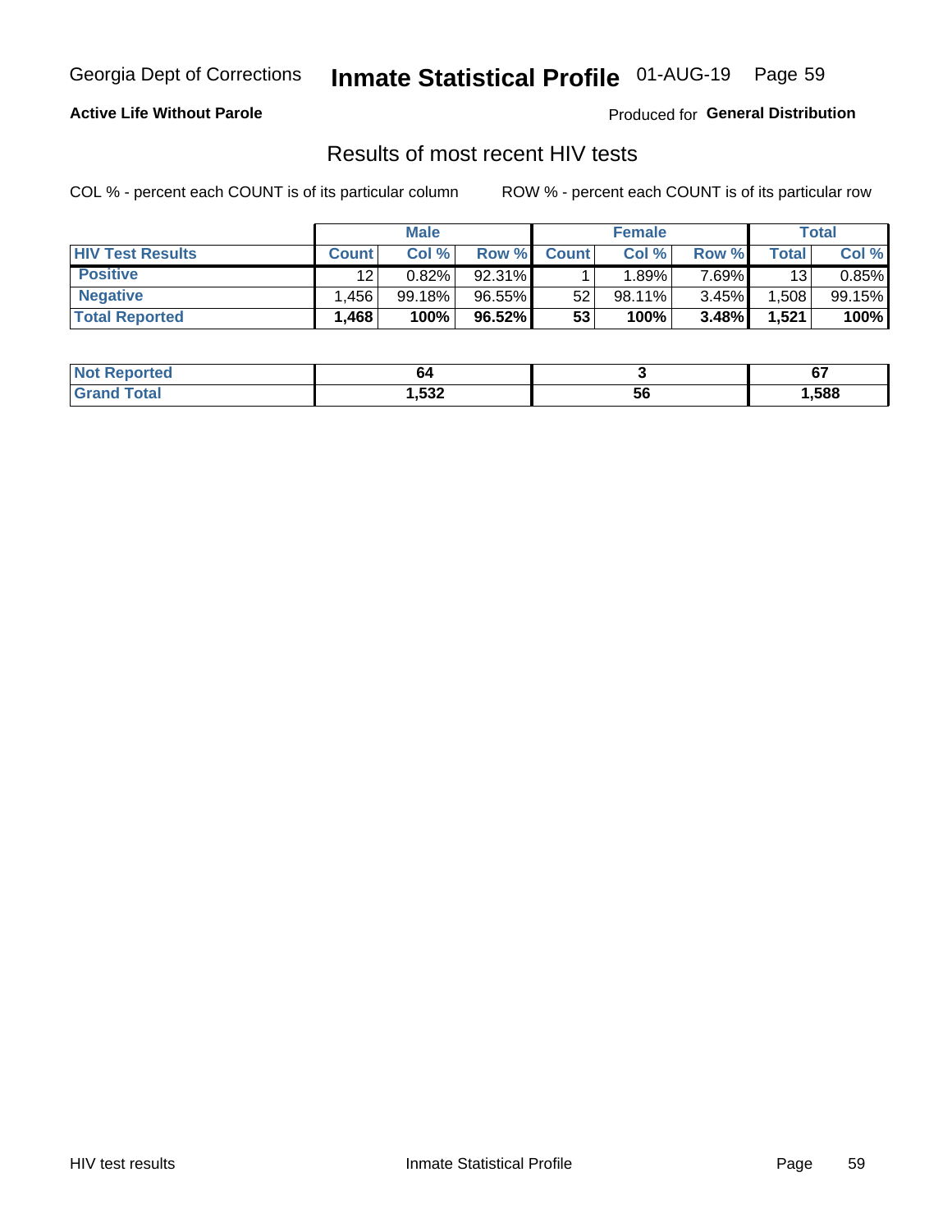Georgia Dept of Corrections **Inmate Statistical Profile** 01-AUG-19

**Active Life Without Parole**

Produced for **General Distribution**

## Results of most recent HIV tests

COL % - percent each COUNT is of its particular column

ROW % - percent each COUNT is of its particular row

| | Male | | | Female | | | Total | |
|---|---|---|---|---|---|---|---|---|
| **HIV Test Results** | **Count** | **Col %** | **Row %** | **Count** | **Col %** | **Row %** | **Total** | **Col %** |
| **Positive** | 12 | 0.82% | 92.31% | 1 | 1.89% | 7.69% | 13 | 0.85% |
| **Negative** | 1,456 | 99.18% | 96.55% | 52 | 98.11% | 3.45% | 1,508 | 99.15% |
| **Total Reported** | **1,468** | **100%** | **96.52%** | **53** | **100%** | **3.48%** | **1,521** | **100%** |

| | Male | Female | Total |
|---|---|---|---|
| **Not Reported** | **64** | **3** | **67** |
| **Grand Total** | **1,532** | **56** | **1,588** |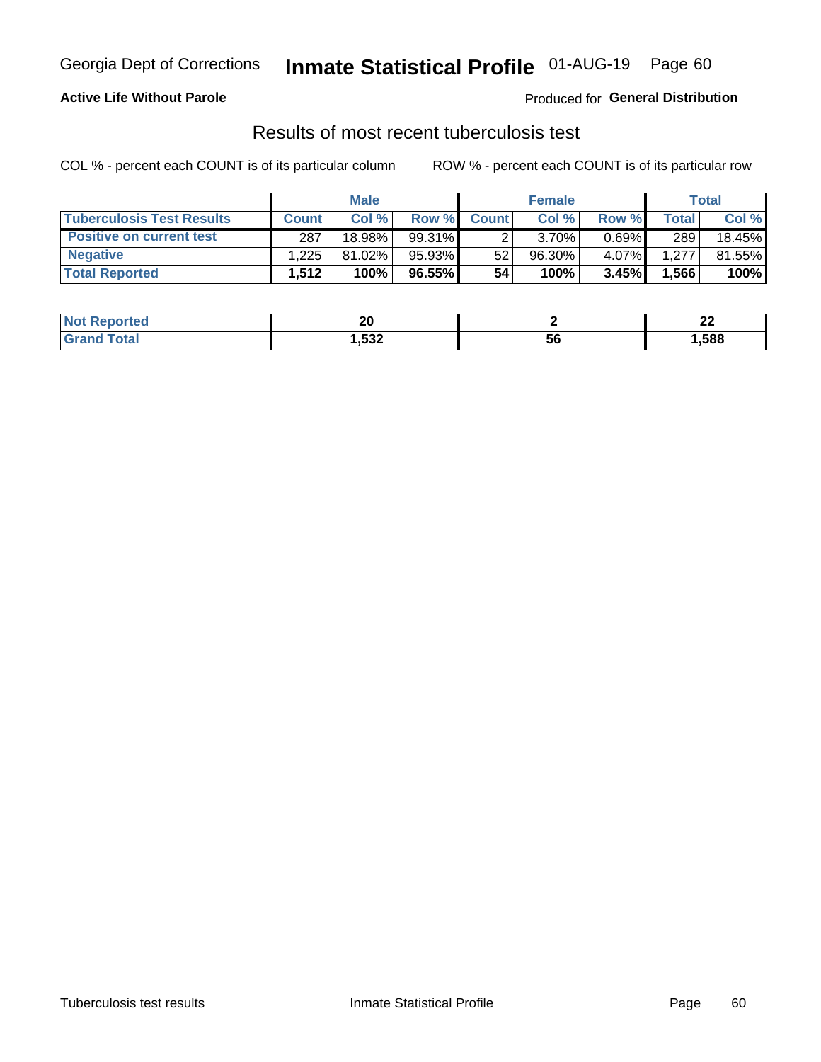Georgia Dept of Corrections **Inmate Statistical Profile** 01-AUG-19

**Active Life Without Parole**

Produced for **General Distribution**

## Results of most recent tuberculosis test

COL % - percent each COUNT is of its particular column        ROW % - percent each COUNT is of its particular row

| | Male | | | Female | | | Total | |
|---|---|---|---|---|---|---|---|---|
| **Tuberculosis Test Results** | **Count** | **Col %** | **Row %** | **Count** | **Col %** | **Row %** | **Total** | **Col %** |
| **Positive on current test** | 287 | 18.98% | 99.31% | 2 | 3.70% | 0.69% | 289 | 18.45% |
| **Negative** | 1,225 | 81.02% | 95.93% | 52 | 96.30% | 4.07% | 1,277 | 81.55% |
| **Total Reported** | **1,512** | **100%** | **96.55%** | **54** | **100%** | **3.45%** | **1,566** | **100%** |

| | Male | Female | Total |
|---|---|---|---|
| **Not Reported** | **20** | **2** | **22** |
| **Grand Total** | **1,532** | **56** | **1,588** |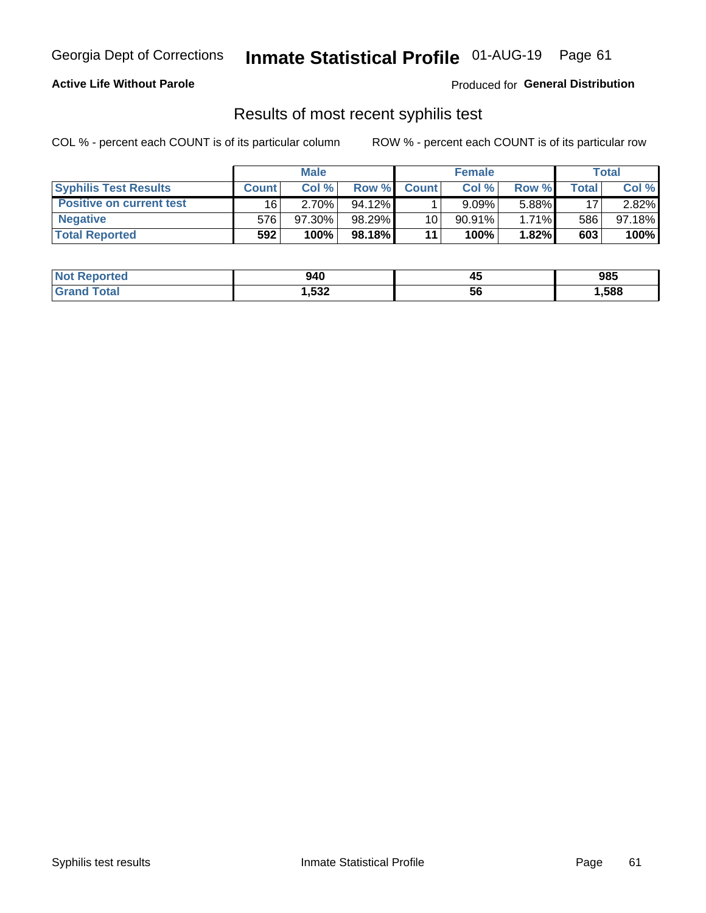Georgia Dept of Corrections **Inmate Statistical Profile** 01-AUG-19

**Active Life Without Parole**

Produced for **General Distribution**

## Results of most recent syphilis test

COL % - percent each COUNT is of its particular column

ROW % - percent each COUNT is of its particular row

| | Male | | | Female | | | Total | |
|---|---|---|---|---|---|---|---|---|
| **Syphilis Test Results** | **Count** | **Col %** | **Row %** | **Count** | **Col %** | **Row %** | **Total** | **Col %** |
| **Positive on current test** | 16 | 2.70% | 94.12% | 1 | 9.09% | 5.88% | 17 | 2.82% |
| **Negative** | 576 | 97.30% | 98.29% | 10 | 90.91% | 1.71% | 586 | 97.18% |
| **Total Reported** | **592** | **100%** | **98.18%** | **11** | **100%** | **1.82%** | **603** | **100%** |

| | Male | Female | Total |
|---|---|---|---|
| **Not Reported** | **940** | **45** | **985** |
| **Grand Total** | **1,532** | **56** | **1,588** |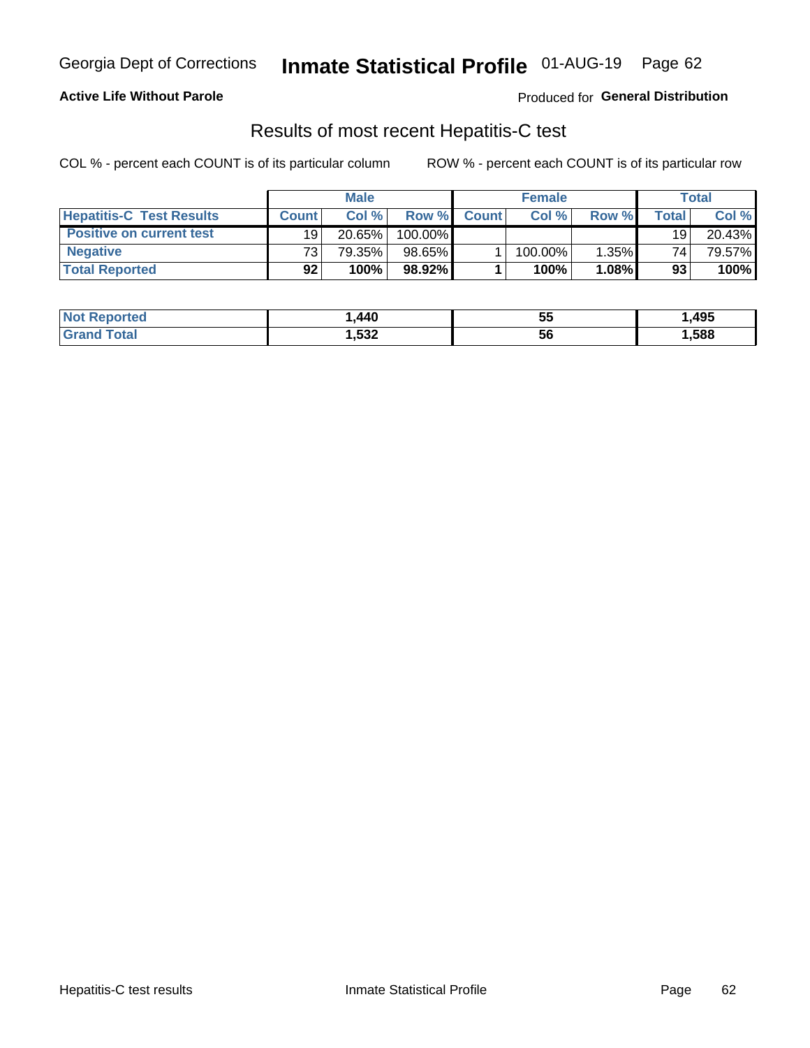Georgia Dept of Corrections **Inmate Statistical Profile** 01-AUG-19

**Active Life Without Parole**

Produced for **General Distribution**

## Results of most recent Hepatitis-C test

COL % - percent each COUNT is of its particular column ROW % - percent each COUNT is of its particular row

| | Male | | | Female | | | Total | |
|---|---|---|---|---|---|---|---|---|
| **Hepatitis-C Test Results** | **Count** | **Col %** | **Row %** | **Count** | **Col %** | **Row %** | **Total** | **Col %** |
| **Positive on current test** | 19 | 20.65% | 100.00% | | | | 19 | 20.43% |
| **Negative** | 73 | 79.35% | 98.65% | 1 | 100.00% | 1.35% | 74 | 79.57% |
| **Total Reported** | **92** | **100%** | **98.92%** | **1** | **100%** | **1.08%** | **93** | **100%** |

| | Male | Female | Total |
|---|---|---|---|
| **Not Reported** | **1,440** | **55** | **1,495** |
| **Grand Total** | **1,532** | **56** | **1,588** |